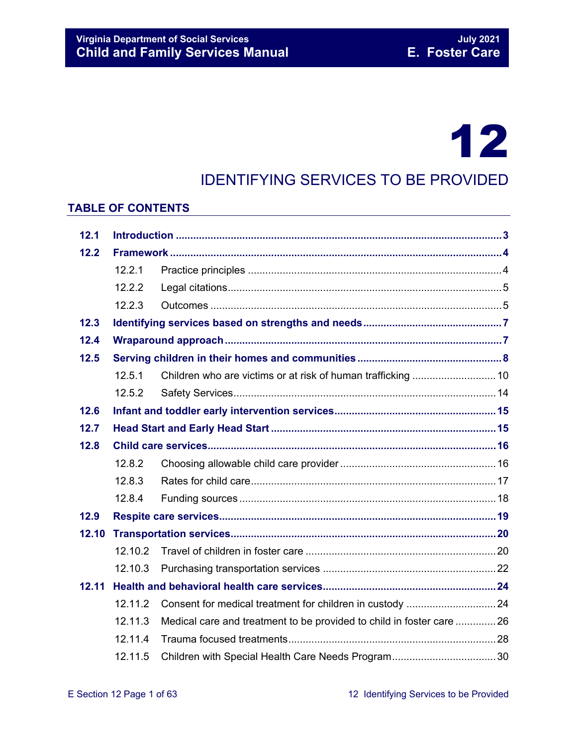# 12

## IDENTIFYING SERVICES TO BE PROVIDED

### TABLE OF CONTENTS

| | | | |
|---|---|---|---|
| **12.1** | **Introduction** | | **3** |
| **12.2** | **Framework** | | **4** |
| | 12.2.1 | Practice principles | 4 |
| | 12.2.2 | Legal citations | 5 |
| | 12.2.3 | Outcomes | 5 |
| **12.3** | **Identifying services based on strengths and needs** | | **7** |
| **12.4** | **Wraparound approach** | | **7** |
| **12.5** | **Serving children in their homes and communities** | | **8** |
| | 12.5.1 | Children who are victims or at risk of human trafficking | 10 |
| | 12.5.2 | Safety Services | 14 |
| **12.6** | **Infant and toddler early intervention services** | | **15** |
| **12.7** | **Head Start and Early Head Start** | | **15** |
| **12.8** | **Child care services** | | **16** |
| | 12.8.2 | Choosing allowable child care provider | 16 |
| | 12.8.3 | Rates for child care | 17 |
| | 12.8.4 | Funding sources | 18 |
| **12.9** | **Respite care services** | | **19** |
| **12.10** | **Transportation services** | | **20** |
| | 12.10.2 | Travel of children in foster care | 20 |
| | 12.10.3 | Purchasing transportation services | 22 |
| **12.11** | **Health and behavioral health care services** | | **24** |
| | 12.11.2 | Consent for medical treatment for children in custody | 24 |
| | 12.11.3 | Medical care and treatment to be provided to child in foster care | 26 |
| | 12.11.4 | Trauma focused treatments | 28 |
| | 12.11.5 | Children with Special Health Care Needs Program | 30 |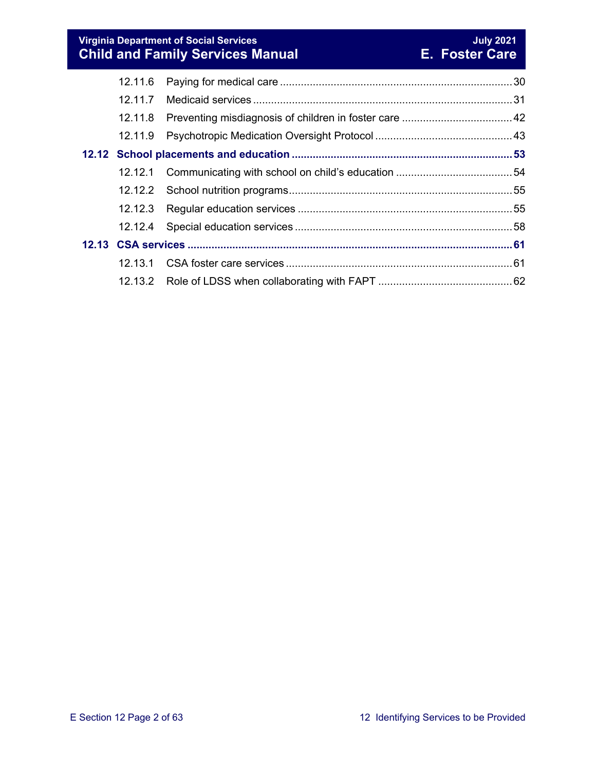12.11.6 Paying for medical care ............................................................................ 30

12.11.7 Medicaid services ..................................................................................... 31

12.11.8 Preventing misdiagnosis of children in foster care .................................... 42

12.11.9 Psychotropic Medication Oversight Protocol ............................................. 43

**12.12 School placements and education .......................................................................... 53**

12.12.1 Communicating with school on child's education ...................................... 54

12.12.2 School nutrition programs.......................................................................... 55

12.12.3 Regular education services ....................................................................... 55

12.12.4 Special education services ........................................................................ 58

**12.13 CSA services ........................................................................................................... 61**

12.13.1 CSA foster care services ........................................................................... 61

12.13.2 Role of LDSS when collaborating with FAPT ............................................ 62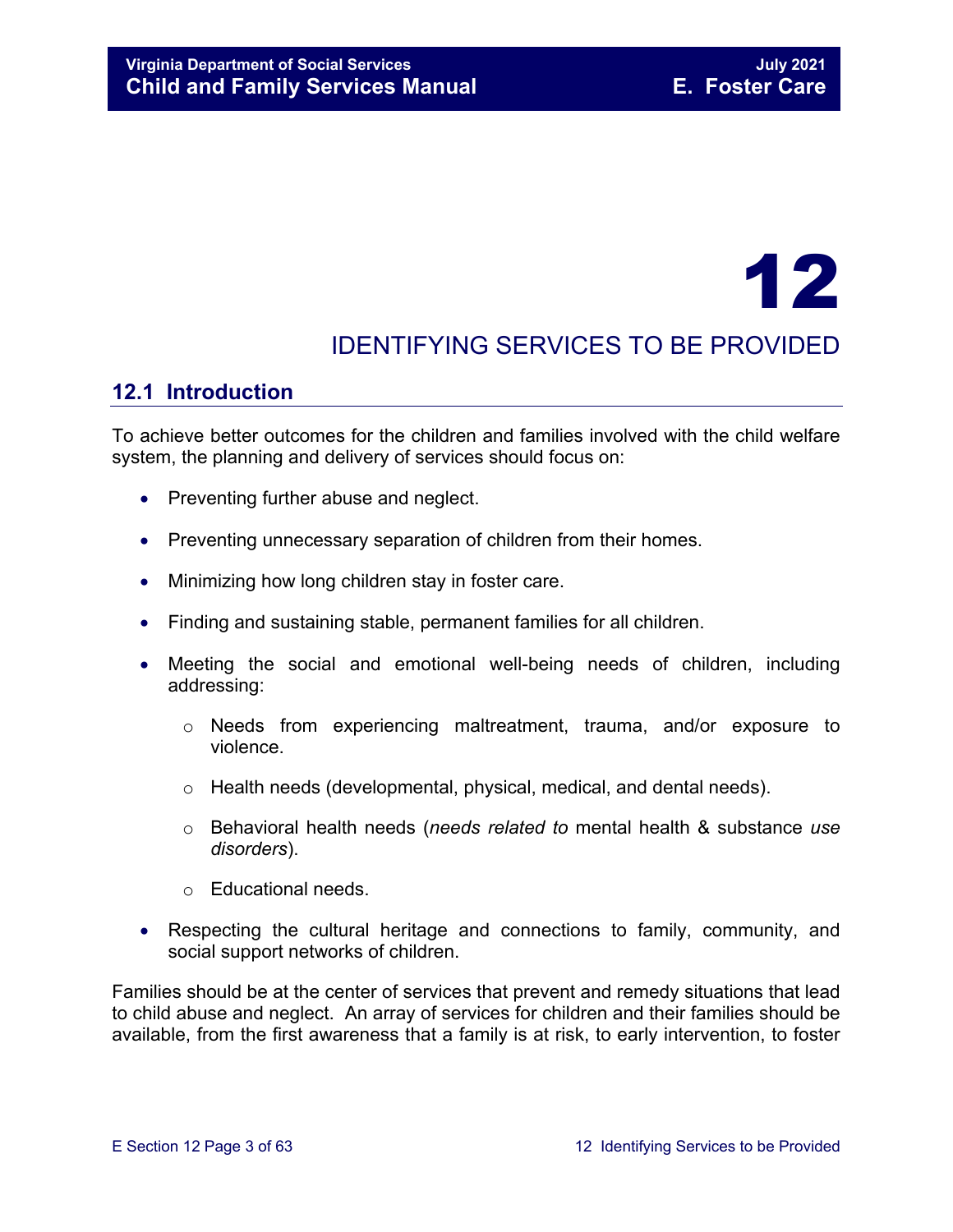# 12

# IDENTIFYING SERVICES TO BE PROVIDED

## 12.1 Introduction

To achieve better outcomes for the children and families involved with the child welfare system, the planning and delivery of services should focus on:

- Preventing further abuse and neglect.
- Preventing unnecessary separation of children from their homes.
- Minimizing how long children stay in foster care.
- Finding and sustaining stable, permanent families for all children.
- Meeting the social and emotional well-being needs of children, including addressing:
  - Needs from experiencing maltreatment, trauma, and/or exposure to violence.
  - Health needs (developmental, physical, medical, and dental needs).
  - Behavioral health needs (*needs related to* mental health & substance *use disorders*).
  - Educational needs.
- Respecting the cultural heritage and connections to family, community, and social support networks of children.

Families should be at the center of services that prevent and remedy situations that lead to child abuse and neglect. An array of services for children and their families should be available, from the first awareness that a family is at risk, to early intervention, to foster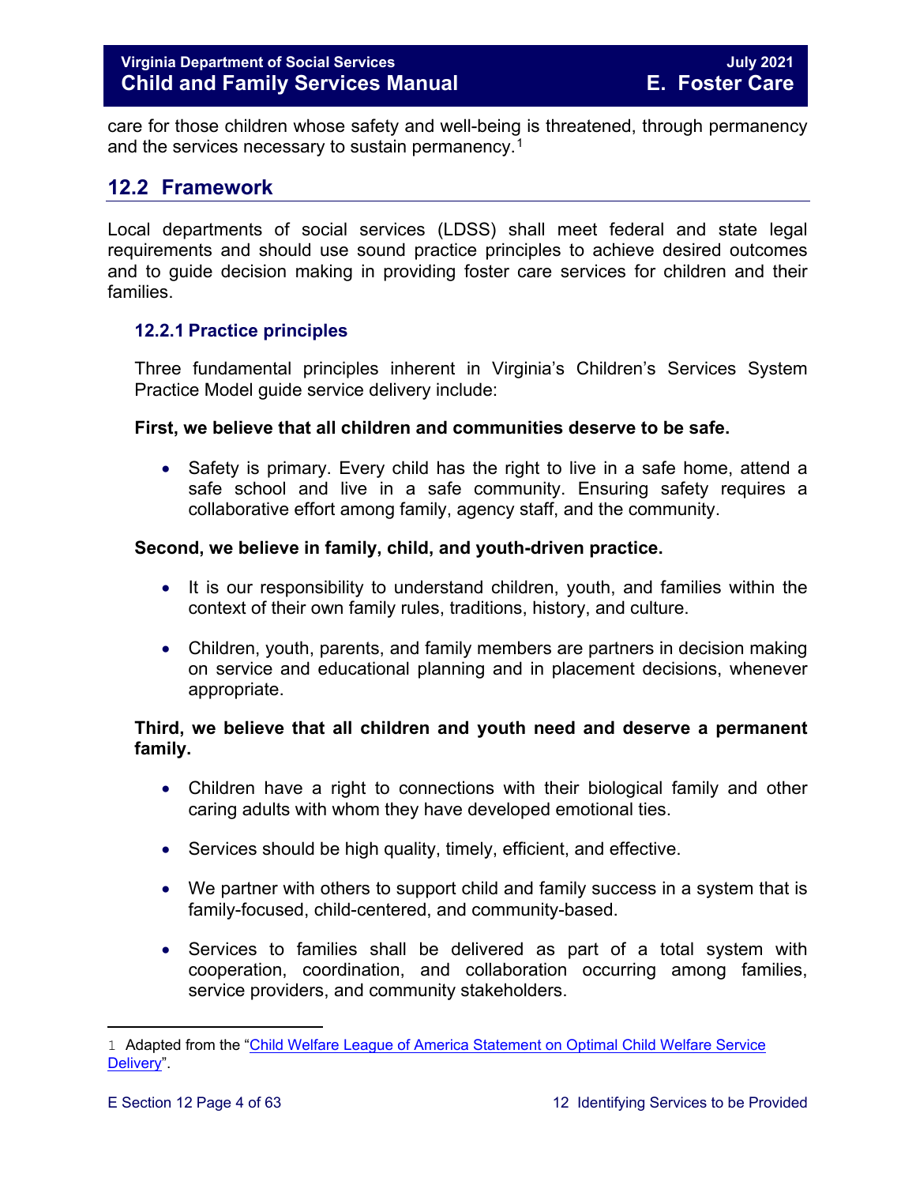care for those children whose safety and well-being is threatened, through permanency and the services necessary to sustain permanency.[1]

## 12.2 Framework

Local departments of social services (LDSS) shall meet federal and state legal requirements and should use sound practice principles to achieve desired outcomes and to guide decision making in providing foster care services for children and their families.

### 12.2.1 Practice principles

Three fundamental principles inherent in Virginia's Children's Services System Practice Model guide service delivery include:

**First, we believe that all children and communities deserve to be safe.**

- Safety is primary. Every child has the right to live in a safe home, attend a safe school and live in a safe community. Ensuring safety requires a collaborative effort among family, agency staff, and the community.

**Second, we believe in family, child, and youth-driven practice.**

- It is our responsibility to understand children, youth, and families within the context of their own family rules, traditions, history, and culture.
- Children, youth, parents, and family members are partners in decision making on service and educational planning and in placement decisions, whenever appropriate.

**Third, we believe that all children and youth need and deserve a permanent family.**

- Children have a right to connections with their biological family and other caring adults with whom they have developed emotional ties.
- Services should be high quality, timely, efficient, and effective.
- We partner with others to support child and family success in a system that is family-focused, child-centered, and community-based.
- Services to families shall be delivered as part of a total system with cooperation, coordination, and collaboration occurring among families, service providers, and community stakeholders.

---

1 Adapted from the "Child Welfare League of America Statement on Optimal Child Welfare Service Delivery".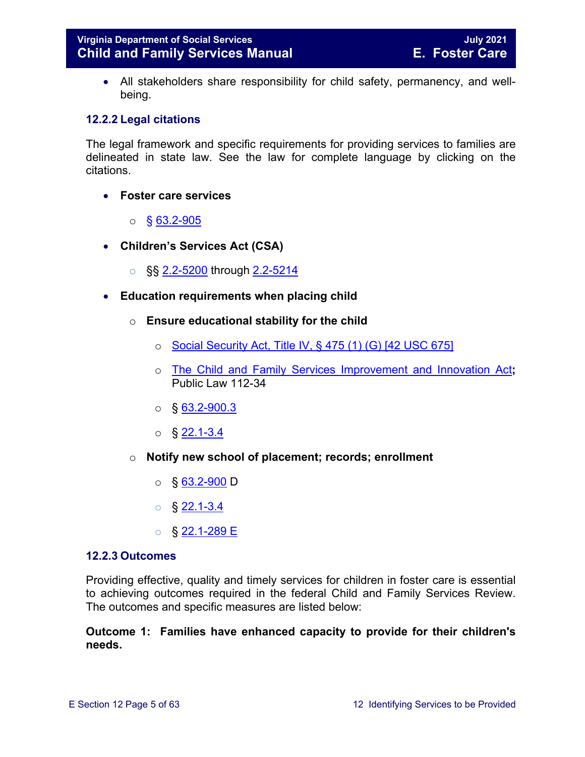- All stakeholders share responsibility for child safety, permanency, and well-being.

### 12.2.2 Legal citations

The legal framework and specific requirements for providing services to families are delineated in state law. See the law for complete language by clicking on the citations.

- **Foster care services**
  - § 63.2-905
- **Children's Services Act (CSA)**
  - §§ 2.2-5200 through 2.2-5214
- **Education requirements when placing child**
  - **Ensure educational stability for the child**
    - Social Security Act, Title IV, § 475 (1) (G) [42 USC 675]
    - The Child and Family Services Improvement and Innovation Act**;** Public Law 112-34
    - § 63.2-900.3
    - § 22.1-3.4
  - **Notify new school of placement; records; enrollment**
    - § 63.2-900 D
    - § 22.1-3.4
    - § 22.1-289 E

### 12.2.3 Outcomes

Providing effective, quality and timely services for children in foster care is essential to achieving outcomes required in the federal Child and Family Services Review. The outcomes and specific measures are listed below:

**Outcome 1: Families have enhanced capacity to provide for their children's needs.**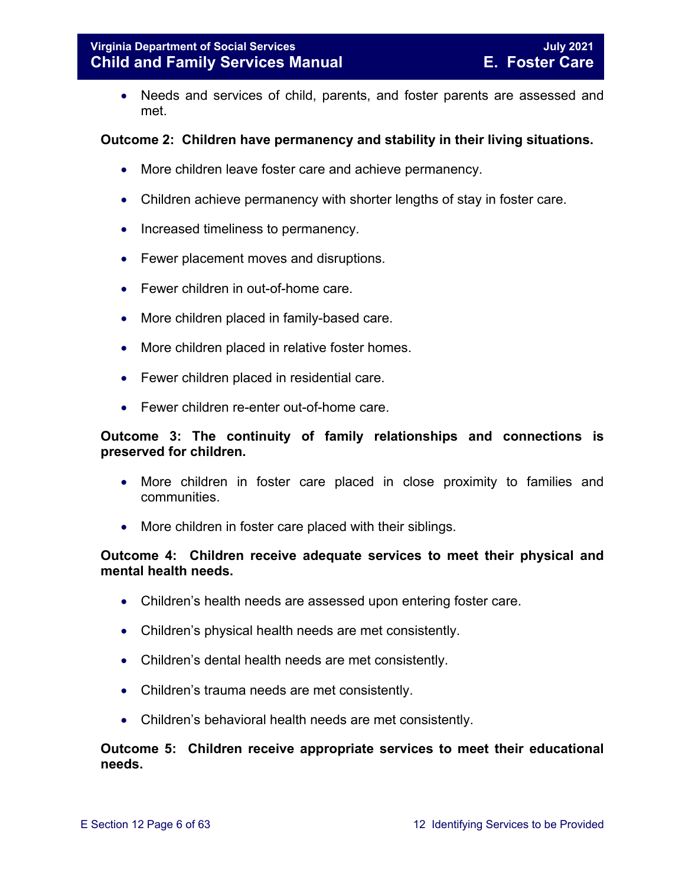- Needs and services of child, parents, and foster parents are assessed and met.

**Outcome 2: Children have permanency and stability in their living situations.**

- More children leave foster care and achieve permanency.
- Children achieve permanency with shorter lengths of stay in foster care.
- Increased timeliness to permanency.
- Fewer placement moves and disruptions.
- Fewer children in out-of-home care.
- More children placed in family-based care.
- More children placed in relative foster homes.
- Fewer children placed in residential care.
- Fewer children re-enter out-of-home care.

**Outcome 3: The continuity of family relationships and connections is preserved for children.**

- More children in foster care placed in close proximity to families and communities.
- More children in foster care placed with their siblings.

**Outcome 4: Children receive adequate services to meet their physical and mental health needs.**

- Children's health needs are assessed upon entering foster care.
- Children's physical health needs are met consistently.
- Children's dental health needs are met consistently.
- Children's trauma needs are met consistently.
- Children's behavioral health needs are met consistently.

**Outcome 5: Children receive appropriate services to meet their educational needs.**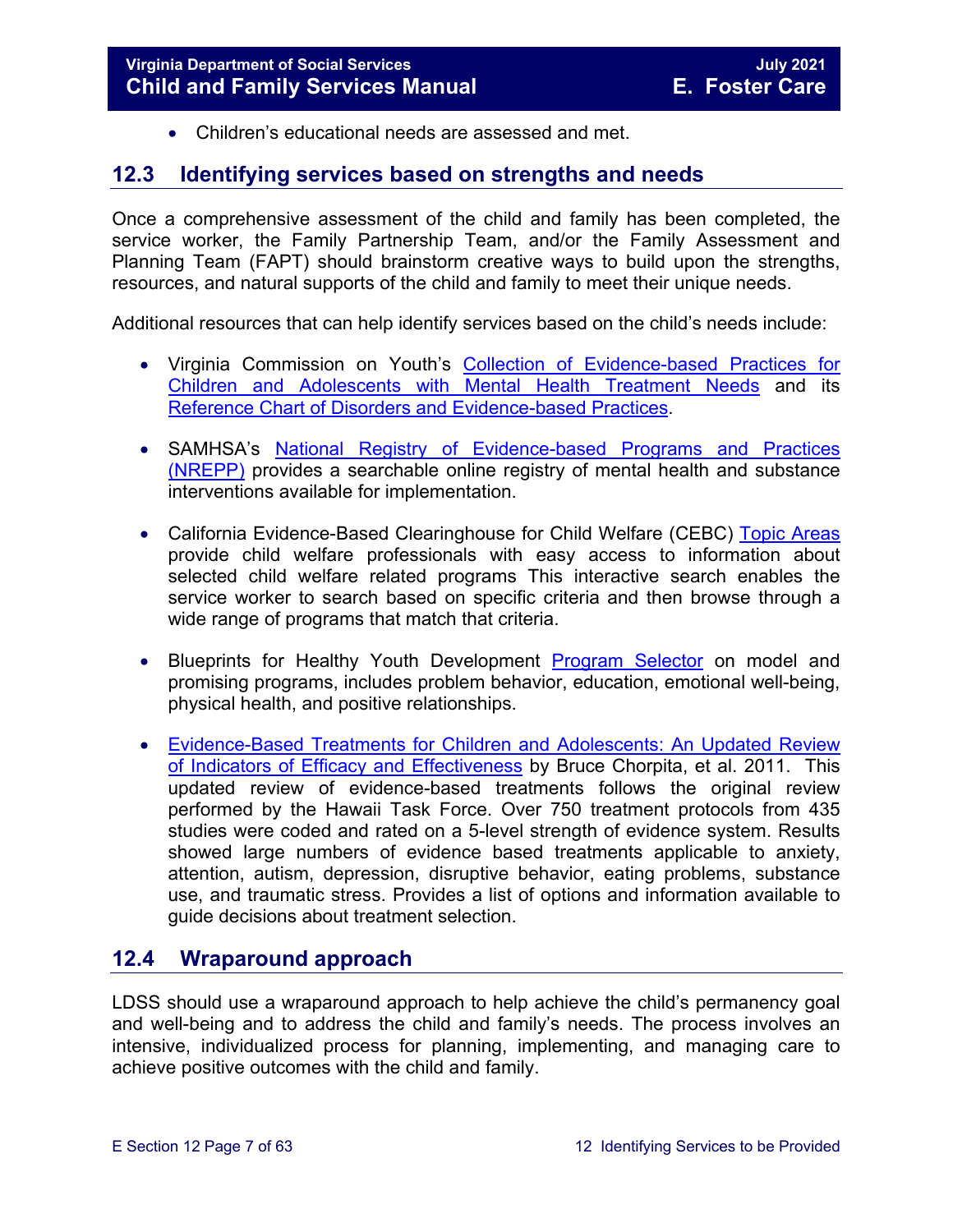- Children's educational needs are assessed and met.

## 12.3 Identifying services based on strengths and needs

Once a comprehensive assessment of the child and family has been completed, the service worker, the Family Partnership Team, and/or the Family Assessment and Planning Team (FAPT) should brainstorm creative ways to build upon the strengths, resources, and natural supports of the child and family to meet their unique needs.

Additional resources that can help identify services based on the child's needs include:

- Virginia Commission on Youth's Collection of Evidence-based Practices for Children and Adolescents with Mental Health Treatment Needs and its Reference Chart of Disorders and Evidence-based Practices.

- SAMHSA's National Registry of Evidence-based Programs and Practices (NREPP) provides a searchable online registry of mental health and substance interventions available for implementation.

- California Evidence-Based Clearinghouse for Child Welfare (CEBC) Topic Areas provide child welfare professionals with easy access to information about selected child welfare related programs This interactive search enables the service worker to search based on specific criteria and then browse through a wide range of programs that match that criteria.

- Blueprints for Healthy Youth Development Program Selector on model and promising programs, includes problem behavior, education, emotional well-being, physical health, and positive relationships.

- Evidence-Based Treatments for Children and Adolescents: An Updated Review of Indicators of Efficacy and Effectiveness by Bruce Chorpita, et al. 2011. This updated review of evidence-based treatments follows the original review performed by the Hawaii Task Force. Over 750 treatment protocols from 435 studies were coded and rated on a 5-level strength of evidence system. Results showed large numbers of evidence based treatments applicable to anxiety, attention, autism, depression, disruptive behavior, eating problems, substance use, and traumatic stress. Provides a list of options and information available to guide decisions about treatment selection.

## 12.4 Wraparound approach

LDSS should use a wraparound approach to help achieve the child's permanency goal and well-being and to address the child and family's needs. The process involves an intensive, individualized process for planning, implementing, and managing care to achieve positive outcomes with the child and family.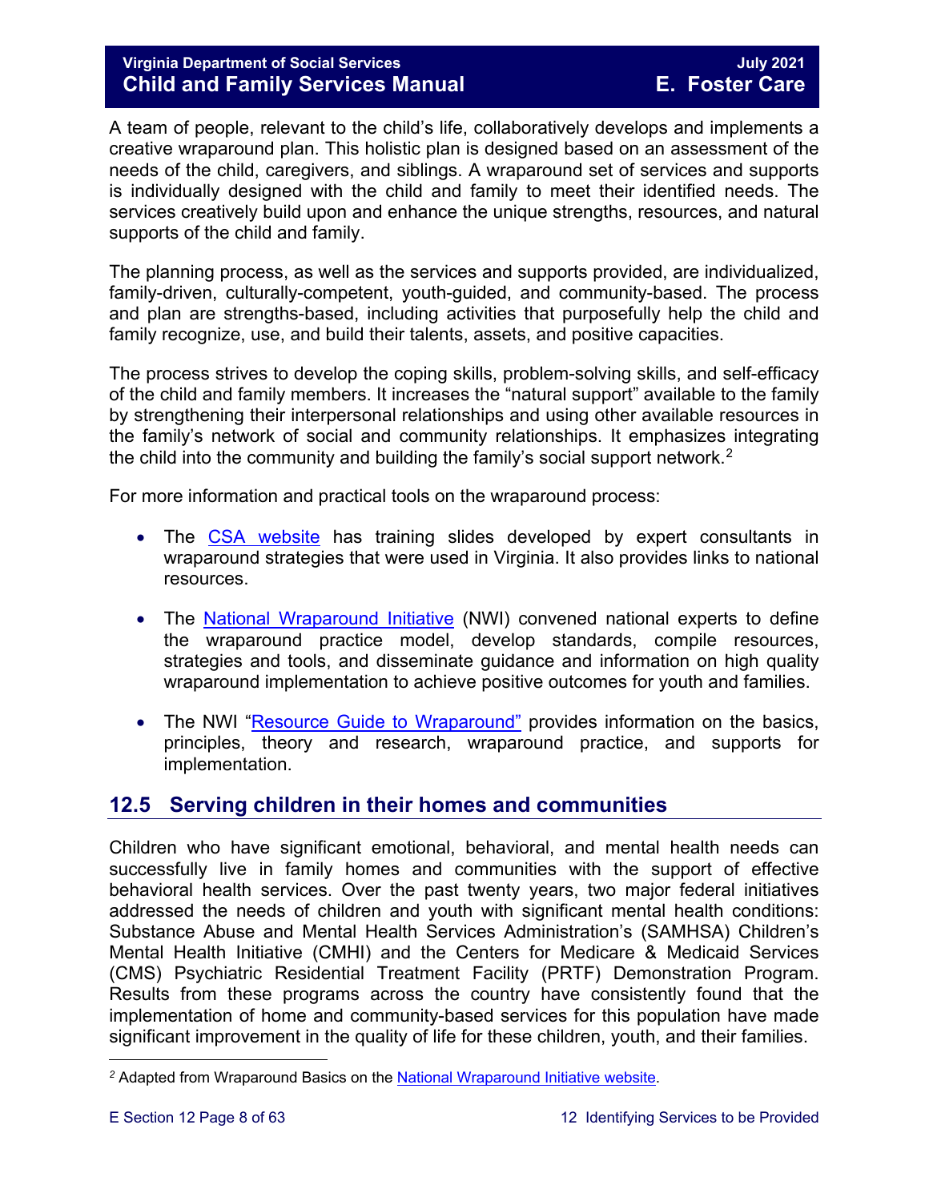A team of people, relevant to the child's life, collaboratively develops and implements a creative wraparound plan. This holistic plan is designed based on an assessment of the needs of the child, caregivers, and siblings. A wraparound set of services and supports is individually designed with the child and family to meet their identified needs. The services creatively build upon and enhance the unique strengths, resources, and natural supports of the child and family.

The planning process, as well as the services and supports provided, are individualized, family-driven, culturally-competent, youth-guided, and community-based. The process and plan are strengths-based, including activities that purposefully help the child and family recognize, use, and build their talents, assets, and positive capacities.

The process strives to develop the coping skills, problem-solving skills, and self-efficacy of the child and family members. It increases the "natural support" available to the family by strengthening their interpersonal relationships and using other available resources in the family's network of social and community relationships. It emphasizes integrating the child into the community and building the family's social support network.[2]

For more information and practical tools on the wraparound process:

- The CSA website has training slides developed by expert consultants in wraparound strategies that were used in Virginia. It also provides links to national resources.
- The National Wraparound Initiative (NWI) convened national experts to define the wraparound practice model, develop standards, compile resources, strategies and tools, and disseminate guidance and information on high quality wraparound implementation to achieve positive outcomes for youth and families.
- The NWI "Resource Guide to Wraparound" provides information on the basics, principles, theory and research, wraparound practice, and supports for implementation.

## 12.5 Serving children in their homes and communities

Children who have significant emotional, behavioral, and mental health needs can successfully live in family homes and communities with the support of effective behavioral health services. Over the past twenty years, two major federal initiatives addressed the needs of children and youth with significant mental health conditions: Substance Abuse and Mental Health Services Administration's (SAMHSA) Children's Mental Health Initiative (CMHI) and the Centers for Medicare & Medicaid Services (CMS) Psychiatric Residential Treatment Facility (PRTF) Demonstration Program. Results from these programs across the country have consistently found that the implementation of home and community-based services for this population have made significant improvement in the quality of life for these children, youth, and their families.

---

[2] Adapted from Wraparound Basics on the National Wraparound Initiative website.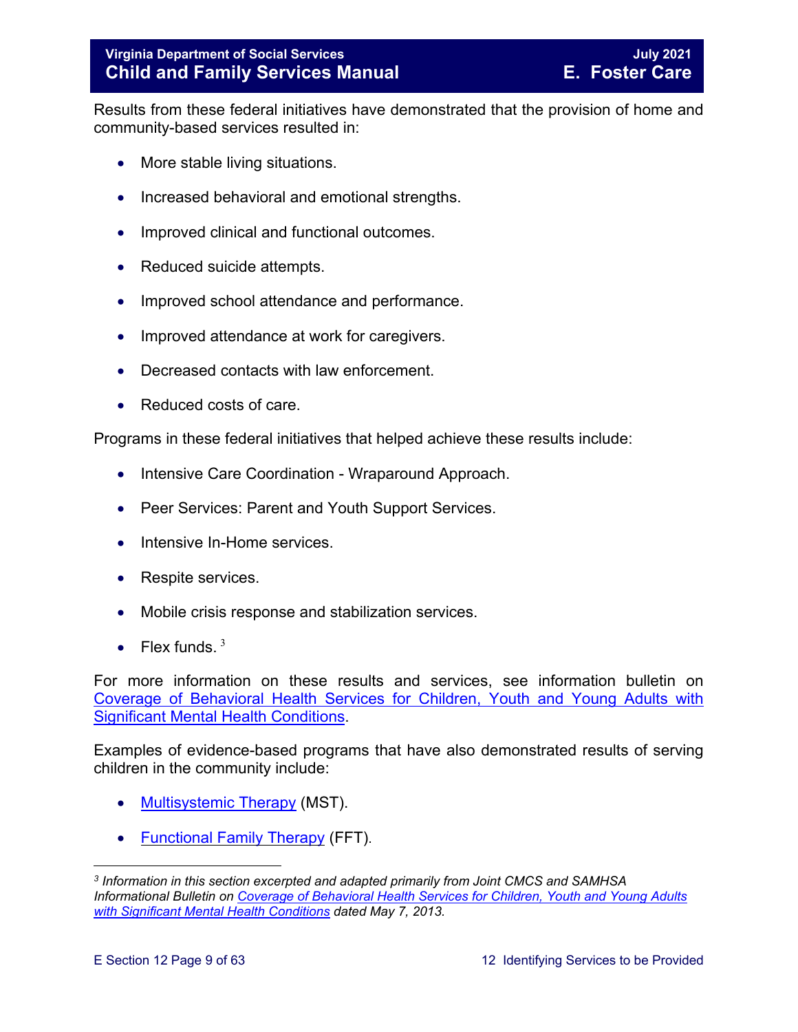Results from these federal initiatives have demonstrated that the provision of home and community-based services resulted in:

- More stable living situations.
- Increased behavioral and emotional strengths.
- Improved clinical and functional outcomes.
- Reduced suicide attempts.
- Improved school attendance and performance.
- Improved attendance at work for caregivers.
- Decreased contacts with law enforcement.
- Reduced costs of care.

Programs in these federal initiatives that helped achieve these results include:

- Intensive Care Coordination - Wraparound Approach.
- Peer Services: Parent and Youth Support Services.
- Intensive In-Home services.
- Respite services.
- Mobile crisis response and stabilization services.
- Flex funds. [3]

For more information on these results and services, see information bulletin on Coverage of Behavioral Health Services for Children, Youth and Young Adults with Significant Mental Health Conditions.

Examples of evidence-based programs that have also demonstrated results of serving children in the community include:

- Multisystemic Therapy (MST).
- Functional Family Therapy (FFT).

---

[3] *Information in this section excerpted and adapted primarily from Joint CMCS and SAMHSA Informational Bulletin on Coverage of Behavioral Health Services for Children, Youth and Young Adults with Significant Mental Health Conditions dated May 7, 2013.*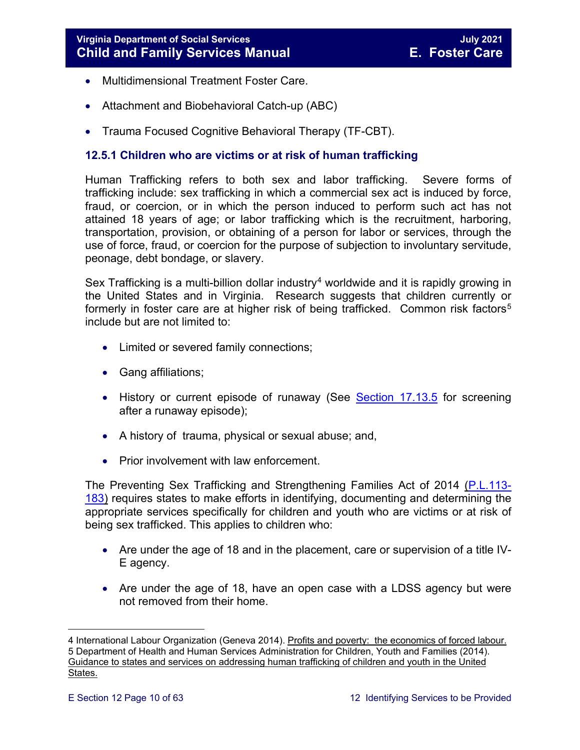- Multidimensional Treatment Foster Care.
- Attachment and Biobehavioral Catch-up (ABC)
- Trauma Focused Cognitive Behavioral Therapy (TF-CBT).

### 12.5.1 Children who are victims or at risk of human trafficking

Human Trafficking refers to both sex and labor trafficking. Severe forms of trafficking include: sex trafficking in which a commercial sex act is induced by force, fraud, or coercion, or in which the person induced to perform such act has not attained 18 years of age; or labor trafficking which is the recruitment, harboring, transportation, provision, or obtaining of a person for labor or services, through the use of force, fraud, or coercion for the purpose of subjection to involuntary servitude, peonage, debt bondage, or slavery.

Sex Trafficking is a multi-billion dollar industry[4] worldwide and it is rapidly growing in the United States and in Virginia. Research suggests that children currently or formerly in foster care are at higher risk of being trafficked. Common risk factors[5] include but are not limited to:

- Limited or severed family connections;
- Gang affiliations;
- History or current episode of runaway (See Section 17.13.5 for screening after a runaway episode);
- A history of trauma, physical or sexual abuse; and,
- Prior involvement with law enforcement.

The Preventing Sex Trafficking and Strengthening Families Act of 2014 (P.L.113-183) requires states to make efforts in identifying, documenting and determining the appropriate services specifically for children and youth who are victims or at risk of being sex trafficked. This applies to children who:

- Are under the age of 18 and in the placement, care or supervision of a title IV-E agency.
- Are under the age of 18, have an open case with a LDSS agency but were not removed from their home.

---

4 International Labour Organization (Geneva 2014). Profits and poverty: the economics of forced labour.

5 Department of Health and Human Services Administration for Children, Youth and Families (2014). Guidance to states and services on addressing human trafficking of children and youth in the United States.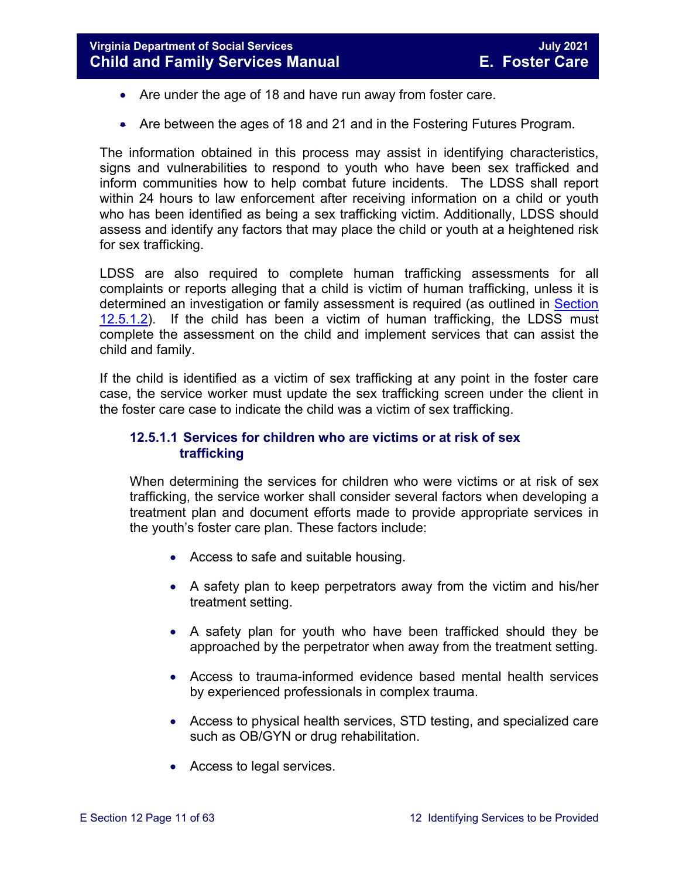- Are under the age of 18 and have run away from foster care.
- Are between the ages of 18 and 21 and in the Fostering Futures Program.

The information obtained in this process may assist in identifying characteristics, signs and vulnerabilities to respond to youth who have been sex trafficked and inform communities how to help combat future incidents. The LDSS shall report within 24 hours to law enforcement after receiving information on a child or youth who has been identified as being a sex trafficking victim. Additionally, LDSS should assess and identify any factors that may place the child or youth at a heightened risk for sex trafficking.

LDSS are also required to complete human trafficking assessments for all complaints or reports alleging that a child is victim of human trafficking, unless it is determined an investigation or family assessment is required (as outlined in [Section 12.5.1.2](#)). If the child has been a victim of human trafficking, the LDSS must complete the assessment on the child and implement services that can assist the child and family.

If the child is identified as a victim of sex trafficking at any point in the foster care case, the service worker must update the sex trafficking screen under the client in the foster care case to indicate the child was a victim of sex trafficking.

#### 12.5.1.1 Services for children who are victims or at risk of sex trafficking

When determining the services for children who were victims or at risk of sex trafficking, the service worker shall consider several factors when developing a treatment plan and document efforts made to provide appropriate services in the youth's foster care plan. These factors include:

- Access to safe and suitable housing.
- A safety plan to keep perpetrators away from the victim and his/her treatment setting.
- A safety plan for youth who have been trafficked should they be approached by the perpetrator when away from the treatment setting.
- Access to trauma-informed evidence based mental health services by experienced professionals in complex trauma.
- Access to physical health services, STD testing, and specialized care such as OB/GYN or drug rehabilitation.
- Access to legal services.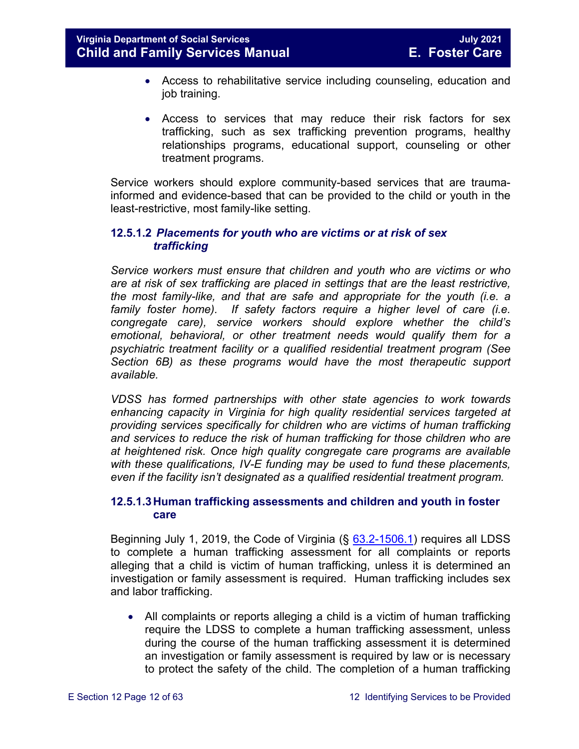- Access to rehabilitative service including counseling, education and job training.

- Access to services that may reduce their risk factors for sex trafficking, such as sex trafficking prevention programs, healthy relationships programs, educational support, counseling or other treatment programs.

Service workers should explore community-based services that are trauma-informed and evidence-based that can be provided to the child or youth in the least-restrictive, most family-like setting.

#### 12.5.1.2 *Placements for youth who are victims or at risk of sex trafficking*

*Service workers must ensure that children and youth who are victims or who are at risk of sex trafficking are placed in settings that are the least restrictive, the most family-like, and that are safe and appropriate for the youth (i.e. a family foster home). If safety factors require a higher level of care (i.e. congregate care), service workers should explore whether the child's emotional, behavioral, or other treatment needs would qualify them for a psychiatric treatment facility or a qualified residential treatment program (See Section 6B) as these programs would have the most therapeutic support available.*

*VDSS has formed partnerships with other state agencies to work towards enhancing capacity in Virginia for high quality residential services targeted at providing services specifically for children who are victims of human trafficking and services to reduce the risk of human trafficking for those children who are at heightened risk. Once high quality congregate care programs are available with these qualifications, IV-E funding may be used to fund these placements, even if the facility isn't designated as a qualified residential treatment program.*

#### 12.5.1.3 Human trafficking assessments and children and youth in foster care

Beginning July 1, 2019, the Code of Virginia (§ 63.2-1506.1) requires all LDSS to complete a human trafficking assessment for all complaints or reports alleging that a child is victim of human trafficking, unless it is determined an investigation or family assessment is required. Human trafficking includes sex and labor trafficking.

- All complaints or reports alleging a child is a victim of human trafficking require the LDSS to complete a human trafficking assessment, unless during the course of the human trafficking assessment it is determined an investigation or family assessment is required by law or is necessary to protect the safety of the child. The completion of a human trafficking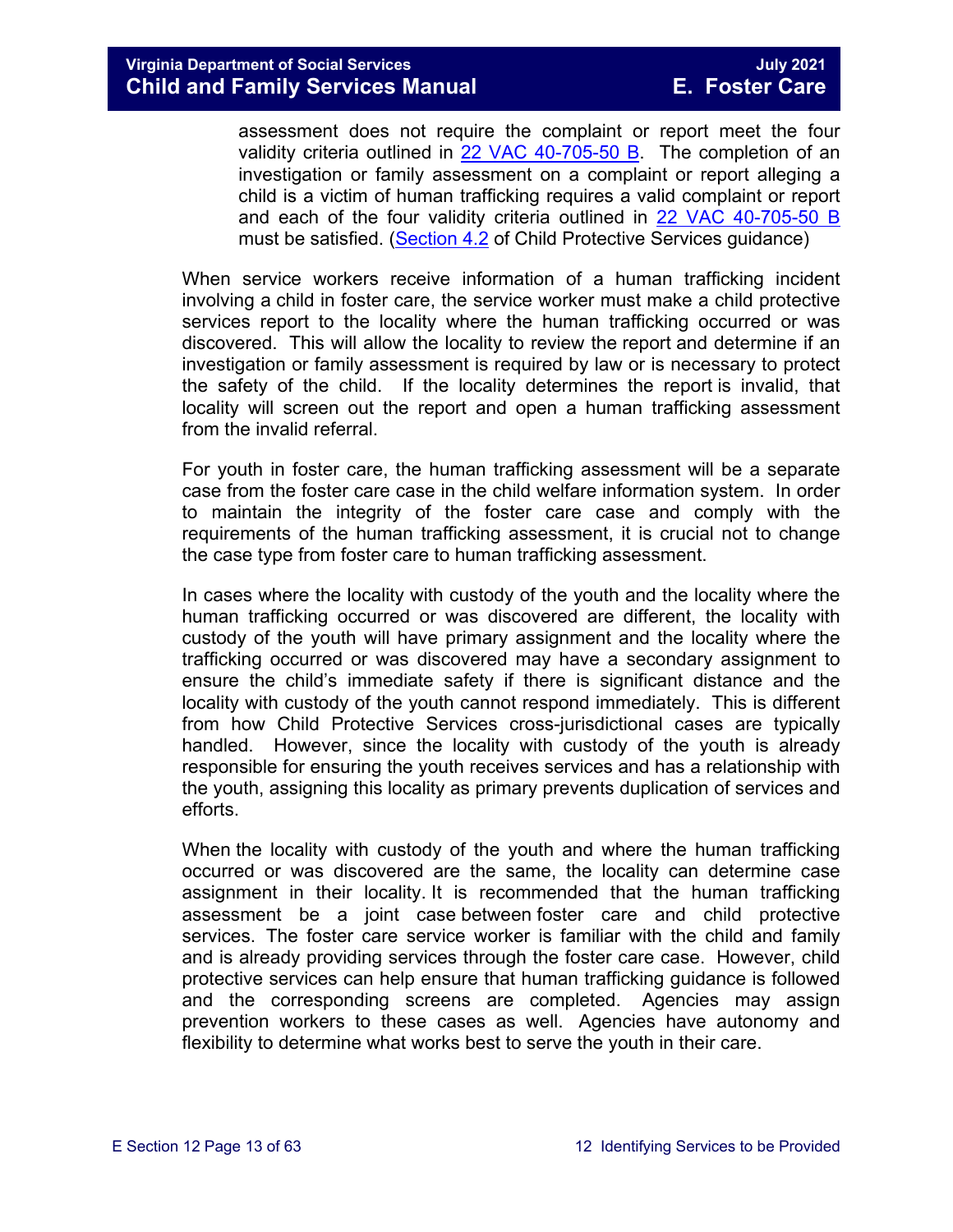assessment does not require the complaint or report meet the four validity criteria outlined in [22 VAC 40-705-50 B](). The completion of an investigation or family assessment on a complaint or report alleging a child is a victim of human trafficking requires a valid complaint or report and each of the four validity criteria outlined in [22 VAC 40-705-50 B]() must be satisfied. ([Section 4.2]() of Child Protective Services guidance)

When service workers receive information of a human trafficking incident involving a child in foster care, the service worker must make a child protective services report to the locality where the human trafficking occurred or was discovered. This will allow the locality to review the report and determine if an investigation or family assessment is required by law or is necessary to protect the safety of the child. If the locality determines the report is invalid, that locality will screen out the report and open a human trafficking assessment from the invalid referral.

For youth in foster care, the human trafficking assessment will be a separate case from the foster care case in the child welfare information system. In order to maintain the integrity of the foster care case and comply with the requirements of the human trafficking assessment, it is crucial not to change the case type from foster care to human trafficking assessment.

In cases where the locality with custody of the youth and the locality where the human trafficking occurred or was discovered are different, the locality with custody of the youth will have primary assignment and the locality where the trafficking occurred or was discovered may have a secondary assignment to ensure the child's immediate safety if there is significant distance and the locality with custody of the youth cannot respond immediately. This is different from how Child Protective Services cross-jurisdictional cases are typically handled. However, since the locality with custody of the youth is already responsible for ensuring the youth receives services and has a relationship with the youth, assigning this locality as primary prevents duplication of services and efforts.

When the locality with custody of the youth and where the human trafficking occurred or was discovered are the same, the locality can determine case assignment in their locality. It is recommended that the human trafficking assessment be a joint case between foster care and child protective services. The foster care service worker is familiar with the child and family and is already providing services through the foster care case. However, child protective services can help ensure that human trafficking guidance is followed and the corresponding screens are completed. Agencies may assign prevention workers to these cases as well. Agencies have autonomy and flexibility to determine what works best to serve the youth in their care.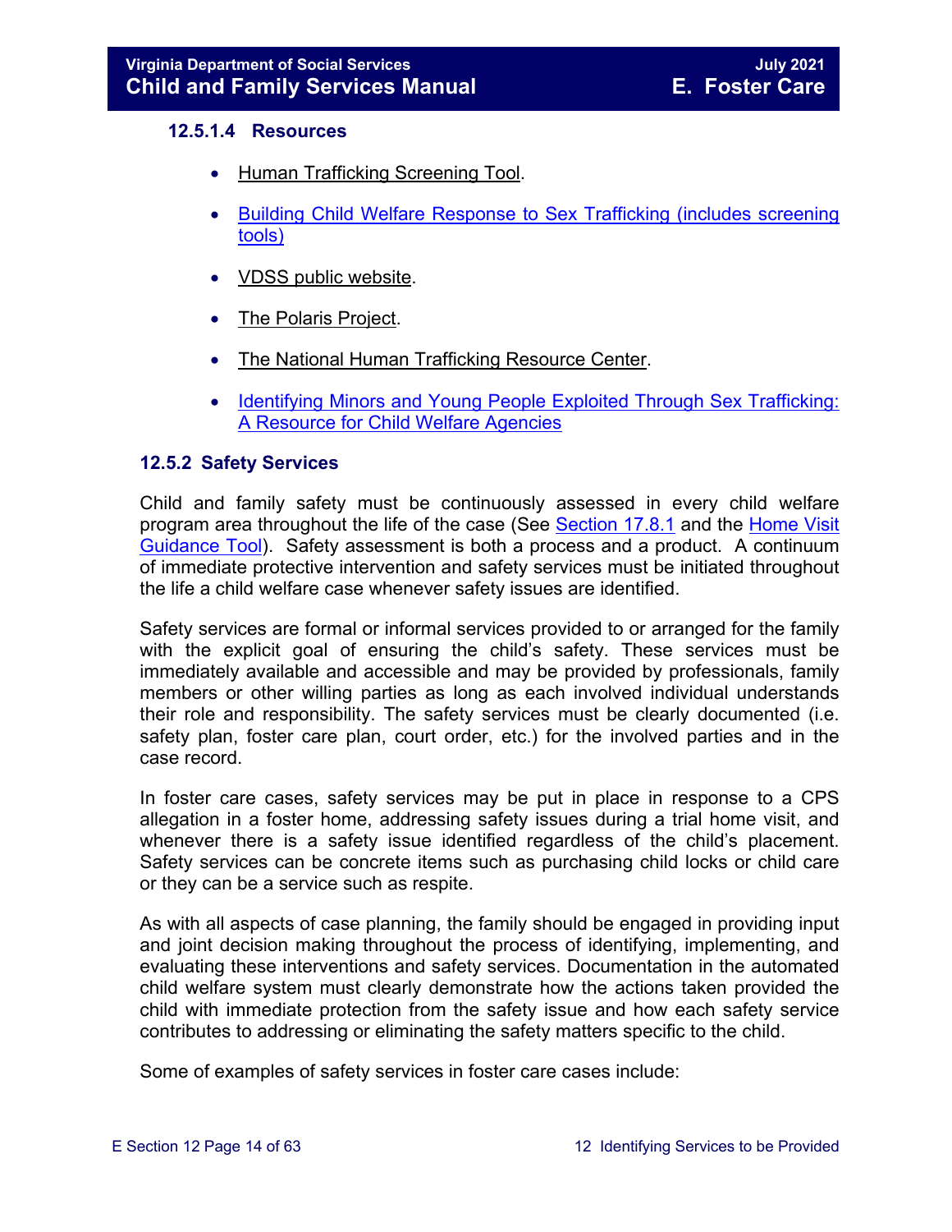#### 12.5.1.4 Resources

- Human Trafficking Screening Tool.
- Building Child Welfare Response to Sex Trafficking (includes screening tools)
- VDSS public website.
- The Polaris Project.
- The National Human Trafficking Resource Center.
- Identifying Minors and Young People Exploited Through Sex Trafficking: A Resource for Child Welfare Agencies

### 12.5.2 Safety Services

Child and family safety must be continuously assessed in every child welfare program area throughout the life of the case (See Section 17.8.1 and the Home Visit Guidance Tool). Safety assessment is both a process and a product. A continuum of immediate protective intervention and safety services must be initiated throughout the life a child welfare case whenever safety issues are identified.

Safety services are formal or informal services provided to or arranged for the family with the explicit goal of ensuring the child's safety. These services must be immediately available and accessible and may be provided by professionals, family members or other willing parties as long as each involved individual understands their role and responsibility. The safety services must be clearly documented (i.e. safety plan, foster care plan, court order, etc.) for the involved parties and in the case record.

In foster care cases, safety services may be put in place in response to a CPS allegation in a foster home, addressing safety issues during a trial home visit, and whenever there is a safety issue identified regardless of the child's placement. Safety services can be concrete items such as purchasing child locks or child care or they can be a service such as respite.

As with all aspects of case planning, the family should be engaged in providing input and joint decision making throughout the process of identifying, implementing, and evaluating these interventions and safety services. Documentation in the automated child welfare system must clearly demonstrate how the actions taken provided the child with immediate protection from the safety issue and how each safety service contributes to addressing or eliminating the safety matters specific to the child.

Some of examples of safety services in foster care cases include: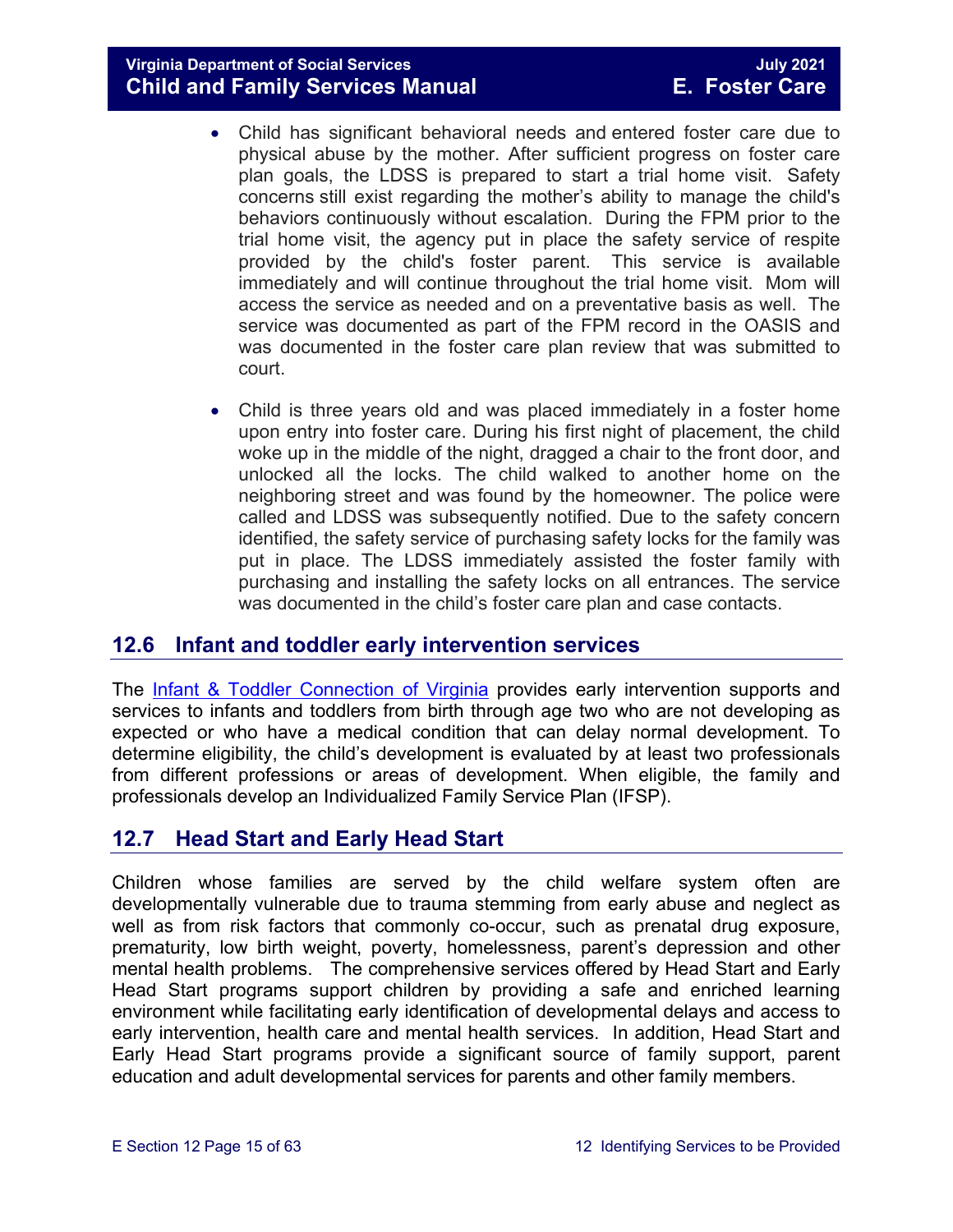- Child has significant behavioral needs and entered foster care due to physical abuse by the mother. After sufficient progress on foster care plan goals, the LDSS is prepared to start a trial home visit. Safety concerns still exist regarding the mother's ability to manage the child's behaviors continuously without escalation. During the FPM prior to the trial home visit, the agency put in place the safety service of respite provided by the child's foster parent. This service is available immediately and will continue throughout the trial home visit. Mom will access the service as needed and on a preventative basis as well. The service was documented as part of the FPM record in the OASIS and was documented in the foster care plan review that was submitted to court.

- Child is three years old and was placed immediately in a foster home upon entry into foster care. During his first night of placement, the child woke up in the middle of the night, dragged a chair to the front door, and unlocked all the locks. The child walked to another home on the neighboring street and was found by the homeowner. The police were called and LDSS was subsequently notified. Due to the safety concern identified, the safety service of purchasing safety locks for the family was put in place. The LDSS immediately assisted the foster family with purchasing and installing the safety locks on all entrances. The service was documented in the child's foster care plan and case contacts.

## 12.6 Infant and toddler early intervention services

The [Infant & Toddler Connection of Virginia]() provides early intervention supports and services to infants and toddlers from birth through age two who are not developing as expected or who have a medical condition that can delay normal development. To determine eligibility, the child's development is evaluated by at least two professionals from different professions or areas of development. When eligible, the family and professionals develop an Individualized Family Service Plan (IFSP).

## 12.7 Head Start and Early Head Start

Children whose families are served by the child welfare system often are developmentally vulnerable due to trauma stemming from early abuse and neglect as well as from risk factors that commonly co-occur, such as prenatal drug exposure, prematurity, low birth weight, poverty, homelessness, parent's depression and other mental health problems. The comprehensive services offered by Head Start and Early Head Start programs support children by providing a safe and enriched learning environment while facilitating early identification of developmental delays and access to early intervention, health care and mental health services. In addition, Head Start and Early Head Start programs provide a significant source of family support, parent education and adult developmental services for parents and other family members.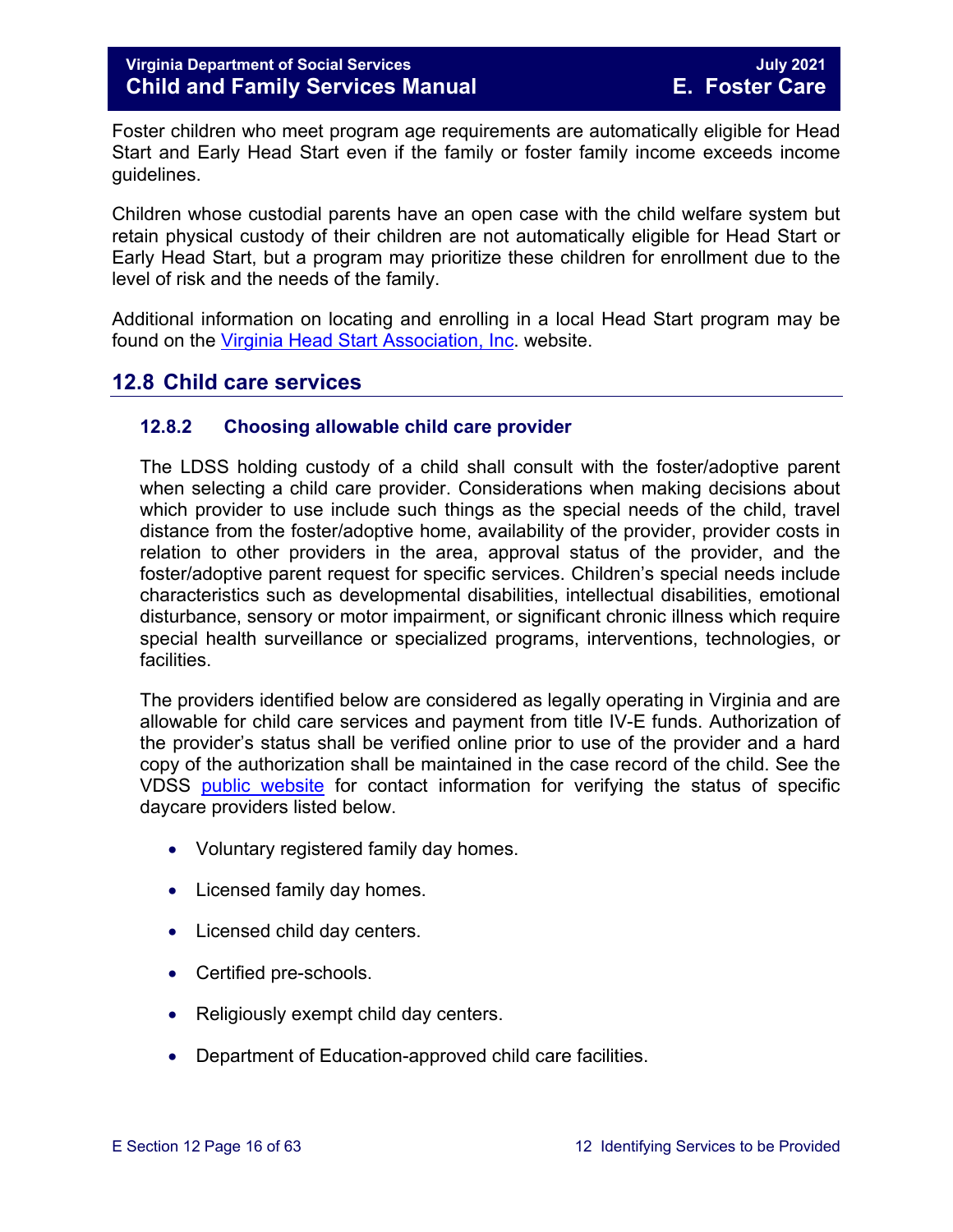Foster children who meet program age requirements are automatically eligible for Head Start and Early Head Start even if the family or foster family income exceeds income guidelines.

Children whose custodial parents have an open case with the child welfare system but retain physical custody of their children are not automatically eligible for Head Start or Early Head Start, but a program may prioritize these children for enrollment due to the level of risk and the needs of the family.

Additional information on locating and enrolling in a local Head Start program may be found on the [Virginia Head Start Association, Inc](). website.

## 12.8 Child care services

### 12.8.2 Choosing allowable child care provider

The LDSS holding custody of a child shall consult with the foster/adoptive parent when selecting a child care provider. Considerations when making decisions about which provider to use include such things as the special needs of the child, travel distance from the foster/adoptive home, availability of the provider, provider costs in relation to other providers in the area, approval status of the provider, and the foster/adoptive parent request for specific services. Children's special needs include characteristics such as developmental disabilities, intellectual disabilities, emotional disturbance, sensory or motor impairment, or significant chronic illness which require special health surveillance or specialized programs, interventions, technologies, or facilities.

The providers identified below are considered as legally operating in Virginia and are allowable for child care services and payment from title IV-E funds. Authorization of the provider's status shall be verified online prior to use of the provider and a hard copy of the authorization shall be maintained in the case record of the child. See the VDSS [public website]() for contact information for verifying the status of specific daycare providers listed below.

- Voluntary registered family day homes.
- Licensed family day homes.
- Licensed child day centers.
- Certified pre-schools.
- Religiously exempt child day centers.
- Department of Education-approved child care facilities.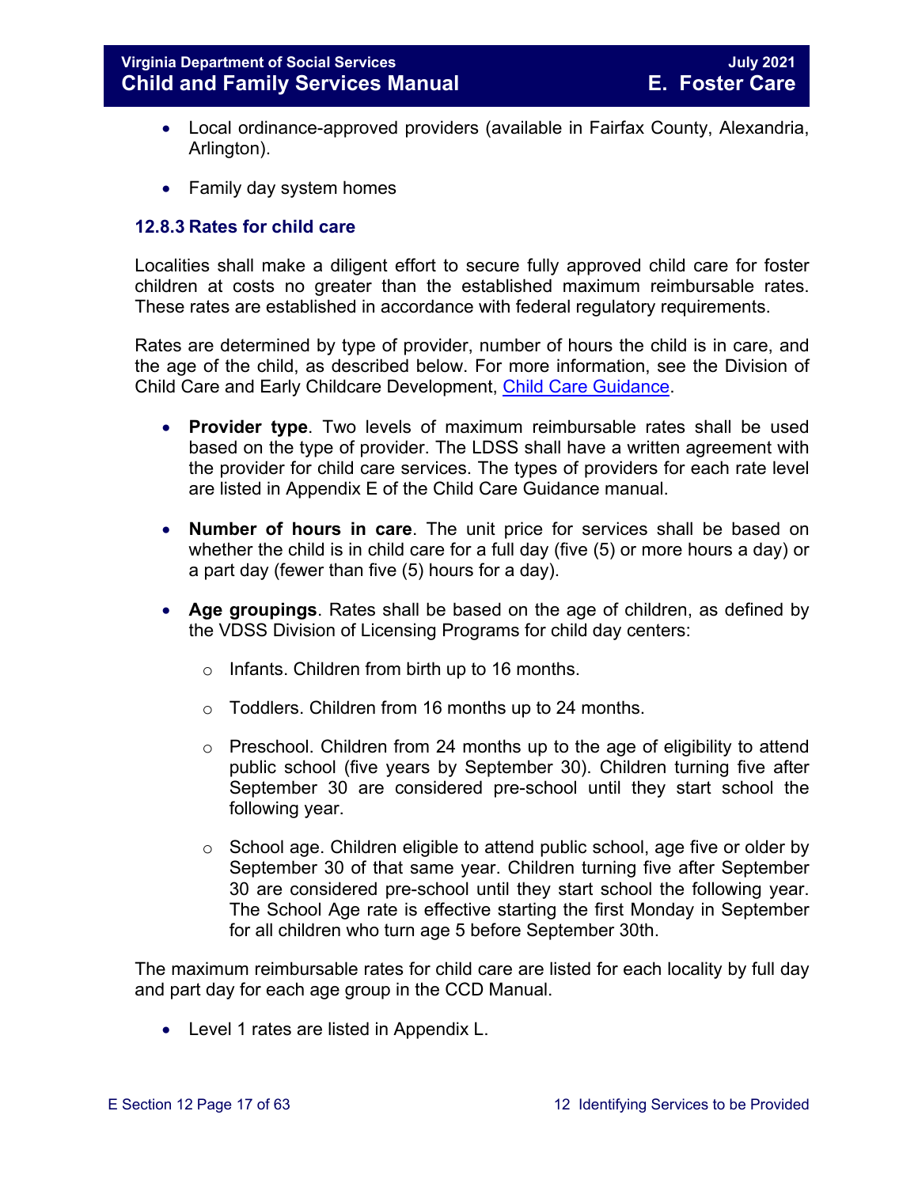- Local ordinance-approved providers (available in Fairfax County, Alexandria, Arlington).

- Family day system homes

### 12.8.3 Rates for child care

Localities shall make a diligent effort to secure fully approved child care for foster children at costs no greater than the established maximum reimbursable rates. These rates are established in accordance with federal regulatory requirements.

Rates are determined by type of provider, number of hours the child is in care, and the age of the child, as described below. For more information, see the Division of Child Care and Early Childcare Development, Child Care Guidance.

- **Provider type**. Two levels of maximum reimbursable rates shall be used based on the type of provider. The LDSS shall have a written agreement with the provider for child care services. The types of providers for each rate level are listed in Appendix E of the Child Care Guidance manual.

- **Number of hours in care**. The unit price for services shall be based on whether the child is in child care for a full day (five (5) or more hours a day) or a part day (fewer than five (5) hours for a day).

- **Age groupings**. Rates shall be based on the age of children, as defined by the VDSS Division of Licensing Programs for child day centers:

  - Infants. Children from birth up to 16 months.

  - Toddlers. Children from 16 months up to 24 months.

  - Preschool. Children from 24 months up to the age of eligibility to attend public school (five years by September 30). Children turning five after September 30 are considered pre-school until they start school the following year.

  - School age. Children eligible to attend public school, age five or older by September 30 of that same year. Children turning five after September 30 are considered pre-school until they start school the following year. The School Age rate is effective starting the first Monday in September for all children who turn age 5 before September 30th.

The maximum reimbursable rates for child care are listed for each locality by full day and part day for each age group in the CCD Manual.

- Level 1 rates are listed in Appendix L.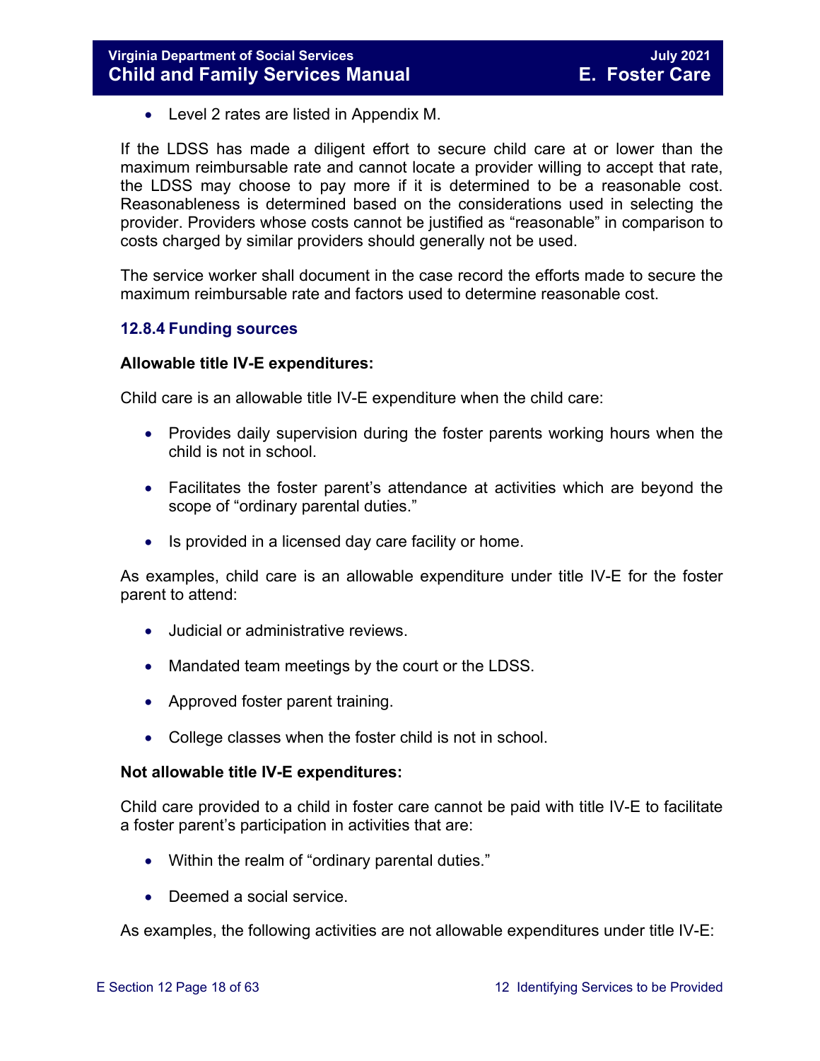- Level 2 rates are listed in Appendix M.

If the LDSS has made a diligent effort to secure child care at or lower than the maximum reimbursable rate and cannot locate a provider willing to accept that rate, the LDSS may choose to pay more if it is determined to be a reasonable cost. Reasonableness is determined based on the considerations used in selecting the provider. Providers whose costs cannot be justified as "reasonable" in comparison to costs charged by similar providers should generally not be used.

The service worker shall document in the case record the efforts made to secure the maximum reimbursable rate and factors used to determine reasonable cost.

### 12.8.4 Funding sources

**Allowable title IV-E expenditures:**

Child care is an allowable title IV-E expenditure when the child care:

- Provides daily supervision during the foster parents working hours when the child is not in school.
- Facilitates the foster parent's attendance at activities which are beyond the scope of "ordinary parental duties."
- Is provided in a licensed day care facility or home.

As examples, child care is an allowable expenditure under title IV-E for the foster parent to attend:

- Judicial or administrative reviews.
- Mandated team meetings by the court or the LDSS.
- Approved foster parent training.
- College classes when the foster child is not in school.

**Not allowable title IV-E expenditures:**

Child care provided to a child in foster care cannot be paid with title IV-E to facilitate a foster parent's participation in activities that are:

- Within the realm of "ordinary parental duties."
- Deemed a social service.

As examples, the following activities are not allowable expenditures under title IV-E: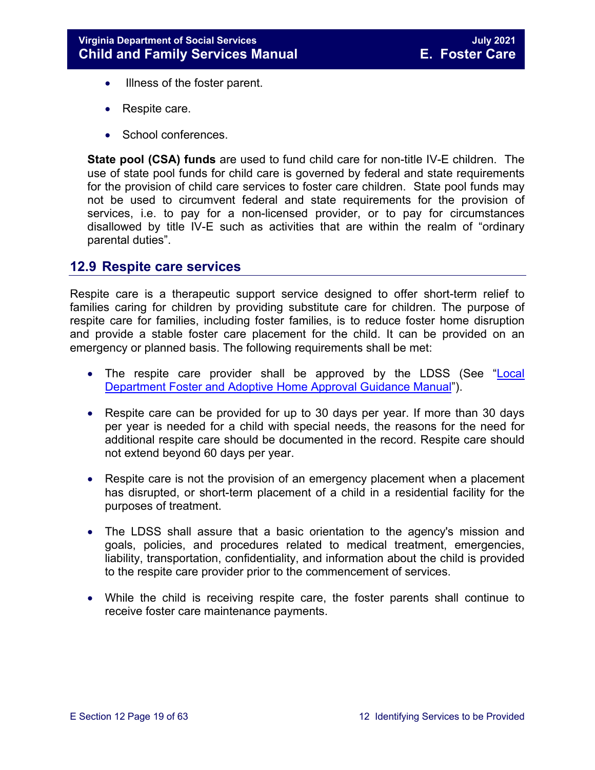- Illness of the foster parent.
- Respite care.
- School conferences.

**State pool (CSA) funds** are used to fund child care for non-title IV-E children. The use of state pool funds for child care is governed by federal and state requirements for the provision of child care services to foster care children. State pool funds may not be used to circumvent federal and state requirements for the provision of services, i.e. to pay for a non-licensed provider, or to pay for circumstances disallowed by title IV-E such as activities that are within the realm of "ordinary parental duties".

## 12.9 Respite care services

Respite care is a therapeutic support service designed to offer short-term relief to families caring for children by providing substitute care for children. The purpose of respite care for families, including foster families, is to reduce foster home disruption and provide a stable foster care placement for the child. It can be provided on an emergency or planned basis. The following requirements shall be met:

- The respite care provider shall be approved by the LDSS (See "Local Department Foster and Adoptive Home Approval Guidance Manual").
- Respite care can be provided for up to 30 days per year. If more than 30 days per year is needed for a child with special needs, the reasons for the need for additional respite care should be documented in the record. Respite care should not extend beyond 60 days per year.
- Respite care is not the provision of an emergency placement when a placement has disrupted, or short-term placement of a child in a residential facility for the purposes of treatment.
- The LDSS shall assure that a basic orientation to the agency's mission and goals, policies, and procedures related to medical treatment, emergencies, liability, transportation, confidentiality, and information about the child is provided to the respite care provider prior to the commencement of services.
- While the child is receiving respite care, the foster parents shall continue to receive foster care maintenance payments.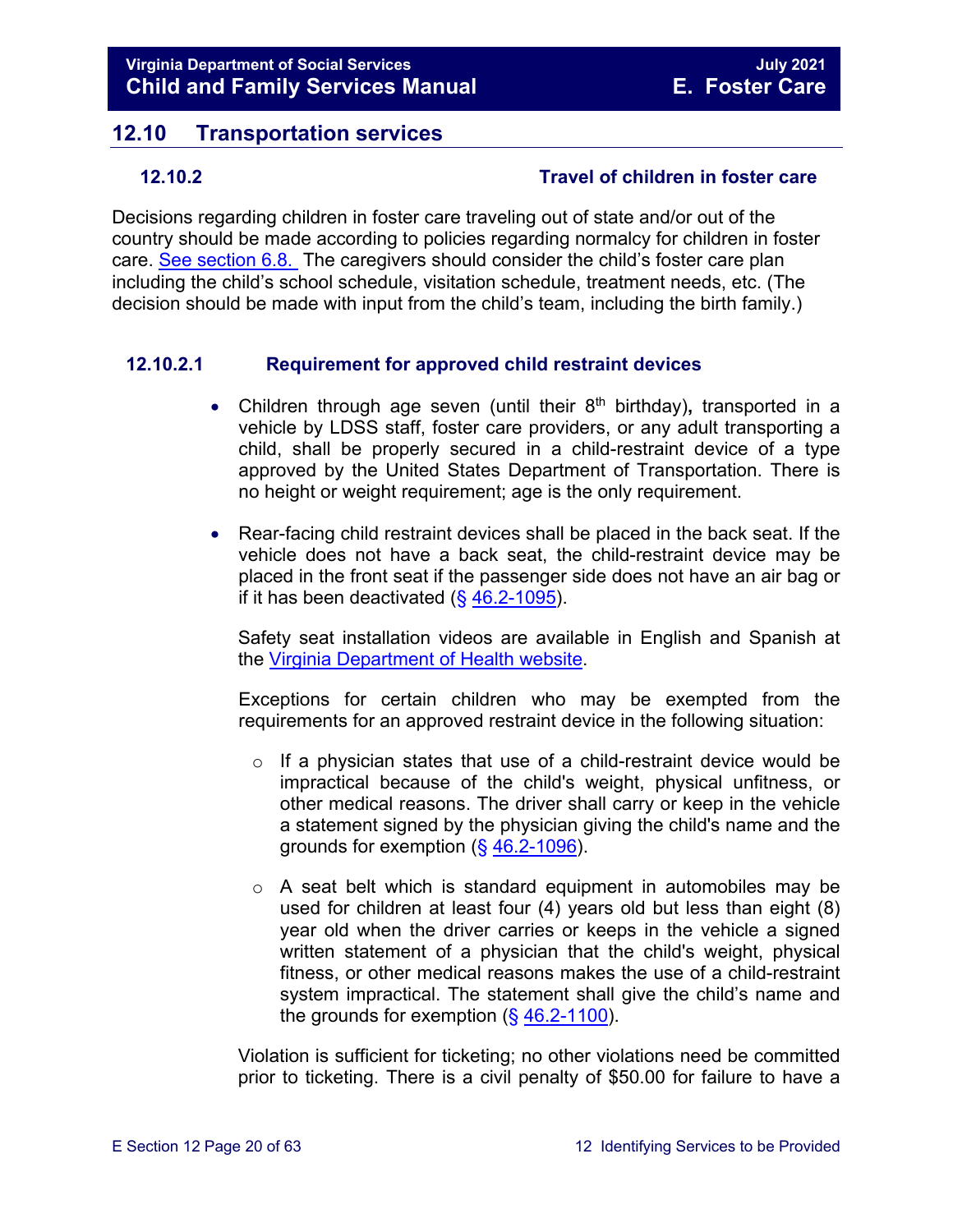## 12.10 Transportation services

### 12.10.2 Travel of children in foster care

Decisions regarding children in foster care traveling out of state and/or out of the country should be made according to policies regarding normalcy for children in foster care. See section 6.8. The caregivers should consider the child's foster care plan including the child's school schedule, visitation schedule, treatment needs, etc. (The decision should be made with input from the child's team, including the birth family.)

#### 12.10.2.1 Requirement for approved child restraint devices

- Children through age seven (until their 8th birthday)**,** transported in a vehicle by LDSS staff, foster care providers, or any adult transporting a child, shall be properly secured in a child-restraint device of a type approved by the United States Department of Transportation. There is no height or weight requirement; age is the only requirement.

- Rear-facing child restraint devices shall be placed in the back seat. If the vehicle does not have a back seat, the child-restraint device may be placed in the front seat if the passenger side does not have an air bag or if it has been deactivated (§ 46.2-1095).

  Safety seat installation videos are available in English and Spanish at the Virginia Department of Health website.

  Exceptions for certain children who may be exempted from the requirements for an approved restraint device in the following situation:

  - If a physician states that use of a child-restraint device would be impractical because of the child's weight, physical unfitness, or other medical reasons. The driver shall carry or keep in the vehicle a statement signed by the physician giving the child's name and the grounds for exemption (§ 46.2-1096).

  - A seat belt which is standard equipment in automobiles may be used for children at least four (4) years old but less than eight (8) year old when the driver carries or keeps in the vehicle a signed written statement of a physician that the child's weight, physical fitness, or other medical reasons makes the use of a child-restraint system impractical. The statement shall give the child's name and the grounds for exemption (§ 46.2-1100).

  Violation is sufficient for ticketing; no other violations need be committed prior to ticketing. There is a civil penalty of $50.00 for failure to have a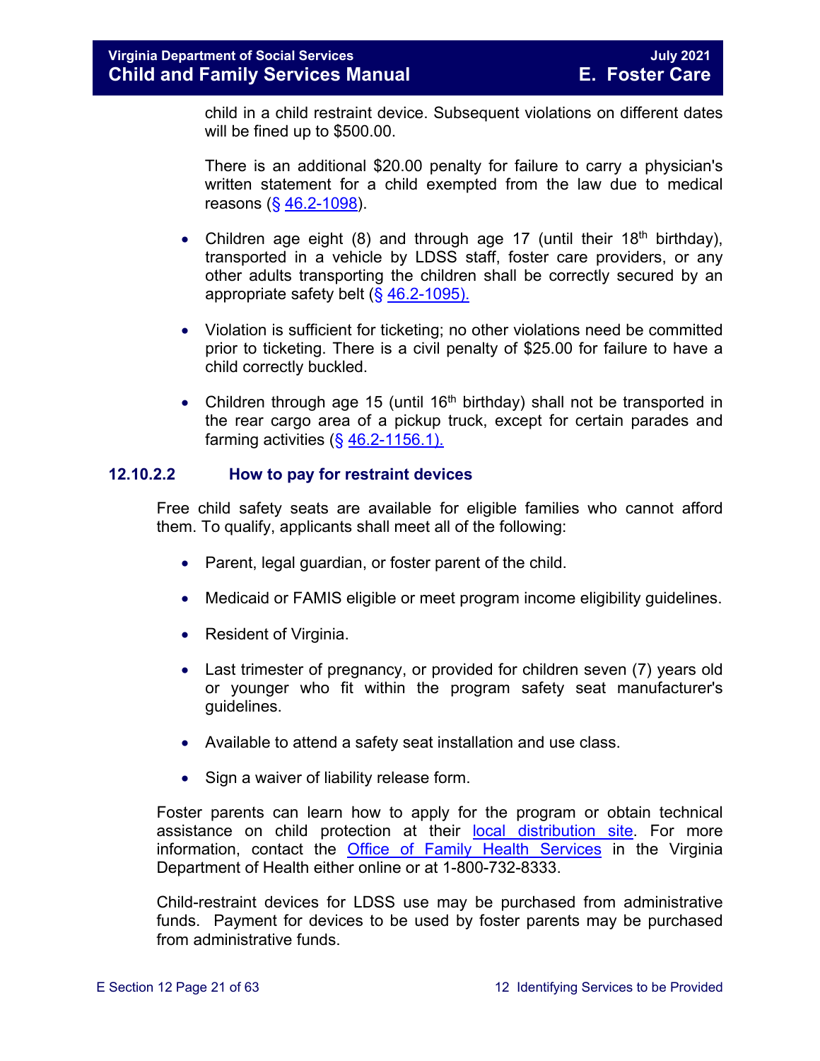child in a child restraint device. Subsequent violations on different dates will be fined up to $500.00.

There is an additional $20.00 penalty for failure to carry a physician's written statement for a child exempted from the law due to medical reasons (§ 46.2-1098).

- Children age eight (8) and through age 17 (until their 18th birthday), transported in a vehicle by LDSS staff, foster care providers, or any other adults transporting the children shall be correctly secured by an appropriate safety belt (§ 46.2-1095).

- Violation is sufficient for ticketing; no other violations need be committed prior to ticketing. There is a civil penalty of $25.00 for failure to have a child correctly buckled.

- Children through age 15 (until 16th birthday) shall not be transported in the rear cargo area of a pickup truck, except for certain parades and farming activities (§ 46.2-1156.1).

### 12.10.2.2 How to pay for restraint devices

Free child safety seats are available for eligible families who cannot afford them. To qualify, applicants shall meet all of the following:

- Parent, legal guardian, or foster parent of the child.

- Medicaid or FAMIS eligible or meet program income eligibility guidelines.

- Resident of Virginia.

- Last trimester of pregnancy, or provided for children seven (7) years old or younger who fit within the program safety seat manufacturer's guidelines.

- Available to attend a safety seat installation and use class.

- Sign a waiver of liability release form.

Foster parents can learn how to apply for the program or obtain technical assistance on child protection at their local distribution site. For more information, contact the Office of Family Health Services in the Virginia Department of Health either online or at 1-800-732-8333.

Child-restraint devices for LDSS use may be purchased from administrative funds. Payment for devices to be used by foster parents may be purchased from administrative funds.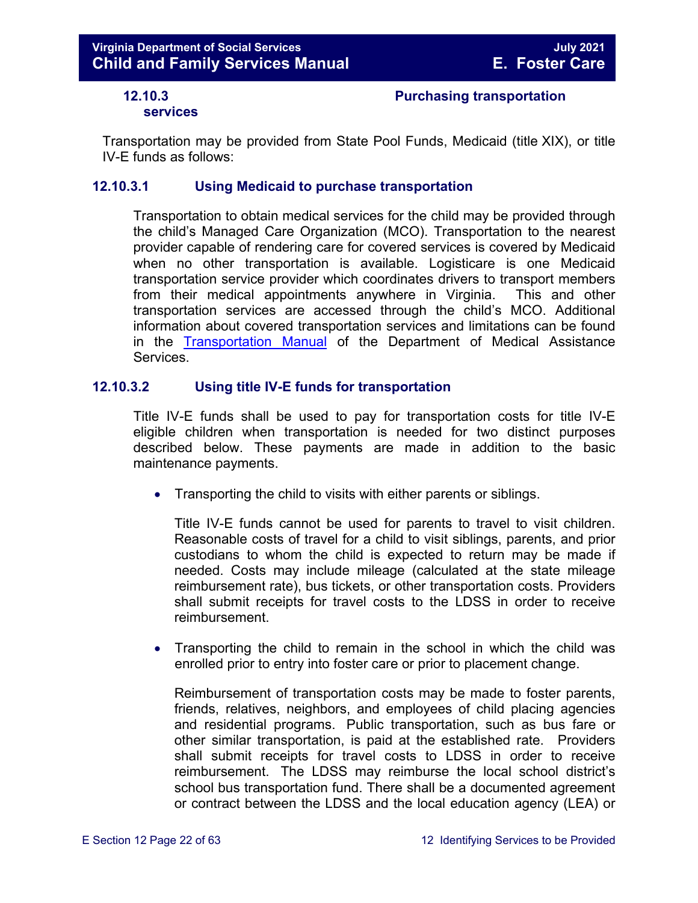### 12.10.3 Purchasing transportation services

Transportation may be provided from State Pool Funds, Medicaid (title XIX), or title IV-E funds as follows:

#### 12.10.3.1 Using Medicaid to purchase transportation

Transportation to obtain medical services for the child may be provided through the child's Managed Care Organization (MCO). Transportation to the nearest provider capable of rendering care for covered services is covered by Medicaid when no other transportation is available. Logisticare is one Medicaid transportation service provider which coordinates drivers to transport members from their medical appointments anywhere in Virginia. This and other transportation services are accessed through the child's MCO. Additional information about covered transportation services and limitations can be found in the Transportation Manual of the Department of Medical Assistance Services.

#### 12.10.3.2 Using title IV-E funds for transportation

Title IV-E funds shall be used to pay for transportation costs for title IV-E eligible children when transportation is needed for two distinct purposes described below. These payments are made in addition to the basic maintenance payments.

- Transporting the child to visits with either parents or siblings.

  Title IV-E funds cannot be used for parents to travel to visit children. Reasonable costs of travel for a child to visit siblings, parents, and prior custodians to whom the child is expected to return may be made if needed. Costs may include mileage (calculated at the state mileage reimbursement rate), bus tickets, or other transportation costs. Providers shall submit receipts for travel costs to the LDSS in order to receive reimbursement.

- Transporting the child to remain in the school in which the child was enrolled prior to entry into foster care or prior to placement change.

  Reimbursement of transportation costs may be made to foster parents, friends, relatives, neighbors, and employees of child placing agencies and residential programs. Public transportation, such as bus fare or other similar transportation, is paid at the established rate. Providers shall submit receipts for travel costs to LDSS in order to receive reimbursement. The LDSS may reimburse the local school district's school bus transportation fund. There shall be a documented agreement or contract between the LDSS and the local education agency (LEA) or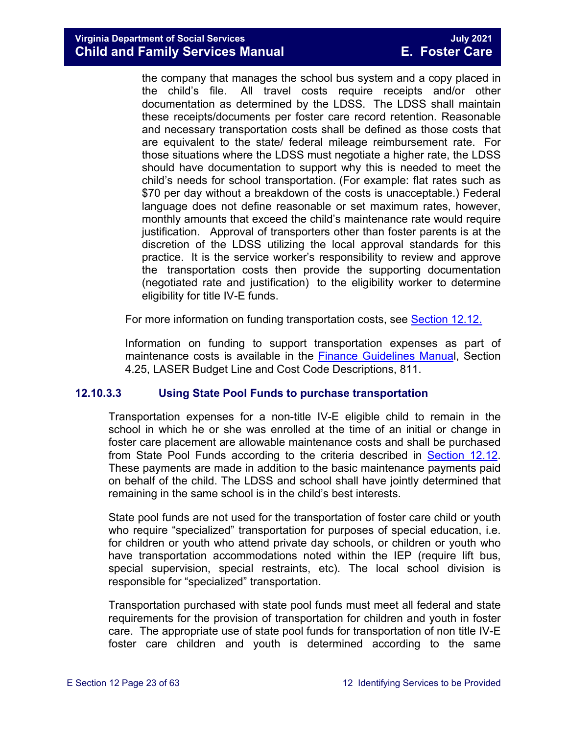the company that manages the school bus system and a copy placed in the child's file. All travel costs require receipts and/or other documentation as determined by the LDSS. The LDSS shall maintain these receipts/documents per foster care record retention. Reasonable and necessary transportation costs shall be defined as those costs that are equivalent to the state/ federal mileage reimbursement rate. For those situations where the LDSS must negotiate a higher rate, the LDSS should have documentation to support why this is needed to meet the child's needs for school transportation. (For example: flat rates such as $70 per day without a breakdown of the costs is unacceptable.) Federal language does not define reasonable or set maximum rates, however, monthly amounts that exceed the child's maintenance rate would require justification. Approval of transporters other than foster parents is at the discretion of the LDSS utilizing the local approval standards for this practice. It is the service worker's responsibility to review and approve the transportation costs then provide the supporting documentation (negotiated rate and justification) to the eligibility worker to determine eligibility for title IV-E funds.

For more information on funding transportation costs, see Section 12.12.

Information on funding to support transportation expenses as part of maintenance costs is available in the Finance Guidelines Manual, Section 4.25, LASER Budget Line and Cost Code Descriptions, 811.

### 12.10.3.3 Using State Pool Funds to purchase transportation

Transportation expenses for a non-title IV-E eligible child to remain in the school in which he or she was enrolled at the time of an initial or change in foster care placement are allowable maintenance costs and shall be purchased from State Pool Funds according to the criteria described in Section 12.12. These payments are made in addition to the basic maintenance payments paid on behalf of the child. The LDSS and school shall have jointly determined that remaining in the same school is in the child's best interests.

State pool funds are not used for the transportation of foster care child or youth who require "specialized" transportation for purposes of special education, i.e. for children or youth who attend private day schools, or children or youth who have transportation accommodations noted within the IEP (require lift bus, special supervision, special restraints, etc). The local school division is responsible for "specialized" transportation.

Transportation purchased with state pool funds must meet all federal and state requirements for the provision of transportation for children and youth in foster care. The appropriate use of state pool funds for transportation of non title IV-E foster care children and youth is determined according to the same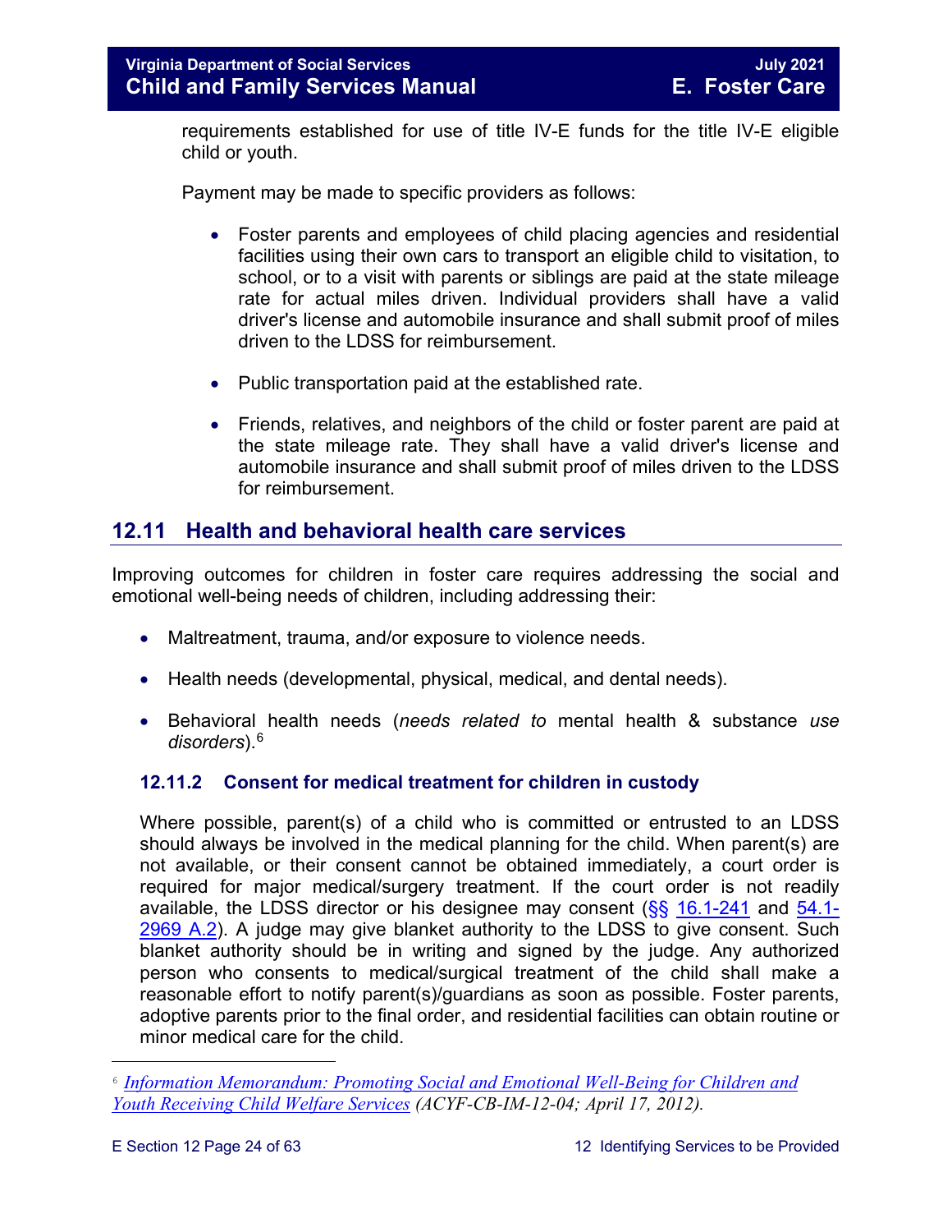requirements established for use of title IV-E funds for the title IV-E eligible child or youth.

Payment may be made to specific providers as follows:

- Foster parents and employees of child placing agencies and residential facilities using their own cars to transport an eligible child to visitation, to school, or to a visit with parents or siblings are paid at the state mileage rate for actual miles driven. Individual providers shall have a valid driver's license and automobile insurance and shall submit proof of miles driven to the LDSS for reimbursement.

- Public transportation paid at the established rate.

- Friends, relatives, and neighbors of the child or foster parent are paid at the state mileage rate. They shall have a valid driver's license and automobile insurance and shall submit proof of miles driven to the LDSS for reimbursement.

## 12.11 Health and behavioral health care services

Improving outcomes for children in foster care requires addressing the social and emotional well-being needs of children, including addressing their:

- Maltreatment, trauma, and/or exposure to violence needs.

- Health needs (developmental, physical, medical, and dental needs).

- Behavioral health needs (*needs related to* mental health & substance *use disorders*).[6]

### 12.11.2 Consent for medical treatment for children in custody

Where possible, parent(s) of a child who is committed or entrusted to an LDSS should always be involved in the medical planning for the child. When parent(s) are not available, or their consent cannot be obtained immediately, a court order is required for major medical/surgery treatment. If the court order is not readily available, the LDSS director or his designee may consent (§§ 16.1-241 and 54.1-2969 A.2). A judge may give blanket authority to the LDSS to give consent. Such blanket authority should be in writing and signed by the judge. Any authorized person who consents to medical/surgical treatment of the child shall make a reasonable effort to notify parent(s)/guardians as soon as possible. Foster parents, adoptive parents prior to the final order, and residential facilities can obtain routine or minor medical care for the child.

---

[6] *Information Memorandum: Promoting Social and Emotional Well-Being for Children and Youth Receiving Child Welfare Services (ACYF-CB-IM-12-04; April 17, 2012).*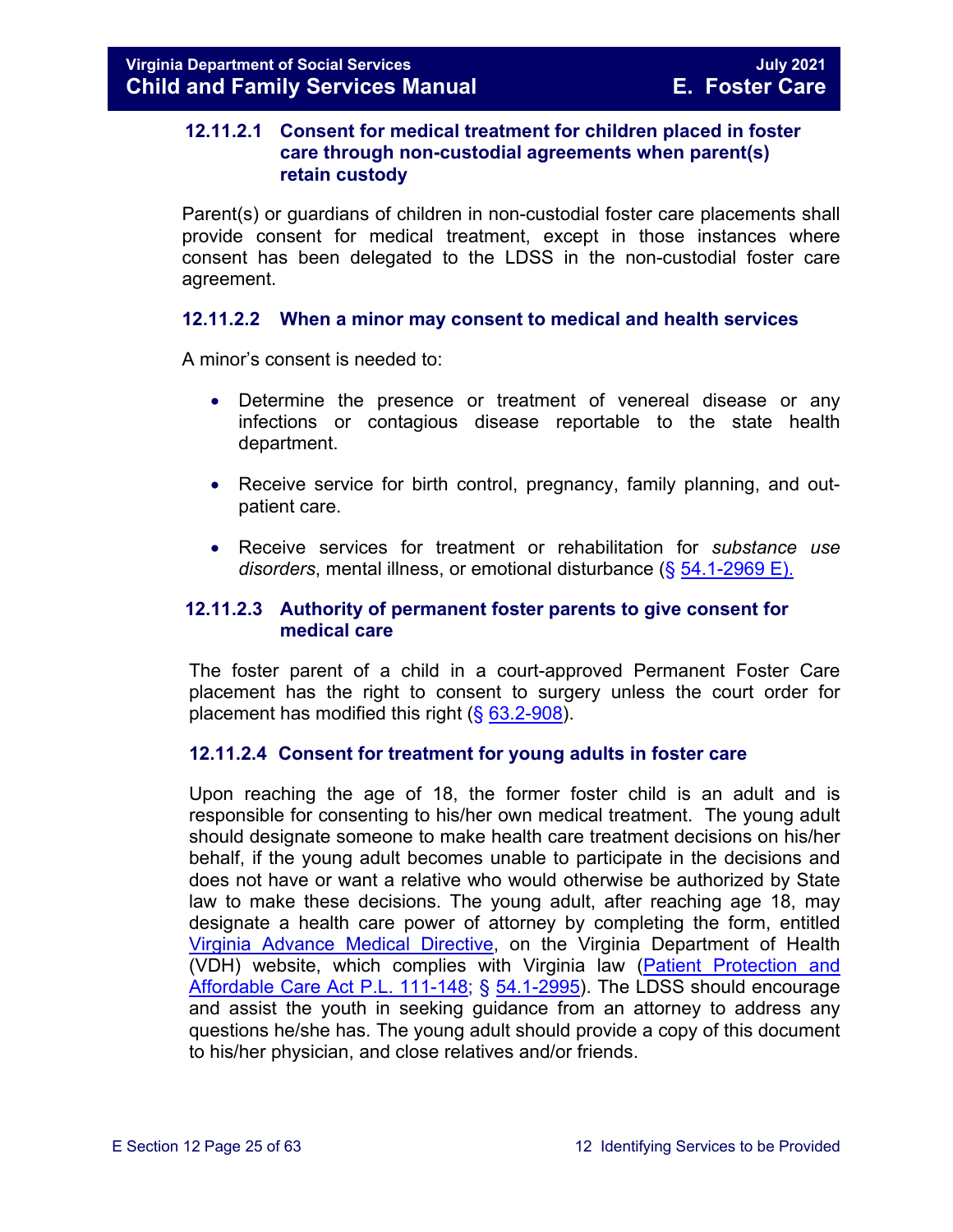#### 12.11.2.1 Consent for medical treatment for children placed in foster care through non-custodial agreements when parent(s) retain custody

Parent(s) or guardians of children in non-custodial foster care placements shall provide consent for medical treatment, except in those instances where consent has been delegated to the LDSS in the non-custodial foster care agreement.

#### 12.11.2.2 When a minor may consent to medical and health services

A minor's consent is needed to:

- Determine the presence or treatment of venereal disease or any infections or contagious disease reportable to the state health department.
- Receive service for birth control, pregnancy, family planning, and out-patient care.
- Receive services for treatment or rehabilitation for *substance use disorders*, mental illness, or emotional disturbance ([§ 54.1-2969 E).](#))

#### 12.11.2.3 Authority of permanent foster parents to give consent for medical care

The foster parent of a child in a court-approved Permanent Foster Care placement has the right to consent to surgery unless the court order for placement has modified this right ([§ 63.2-908](#)).

#### 12.11.2.4 Consent for treatment for young adults in foster care

Upon reaching the age of 18, the former foster child is an adult and is responsible for consenting to his/her own medical treatment. The young adult should designate someone to make health care treatment decisions on his/her behalf, if the young adult becomes unable to participate in the decisions and does not have or want a relative who would otherwise be authorized by State law to make these decisions. The young adult, after reaching age 18, may designate a health care power of attorney by completing the form, entitled [Virginia Advance Medical Directive](#), on the Virginia Department of Health (VDH) website, which complies with Virginia law ([Patient Protection and Affordable Care Act P.L. 111-148; § 54.1-2995](#)). The LDSS should encourage and assist the youth in seeking guidance from an attorney to address any questions he/she has. The young adult should provide a copy of this document to his/her physician, and close relatives and/or friends.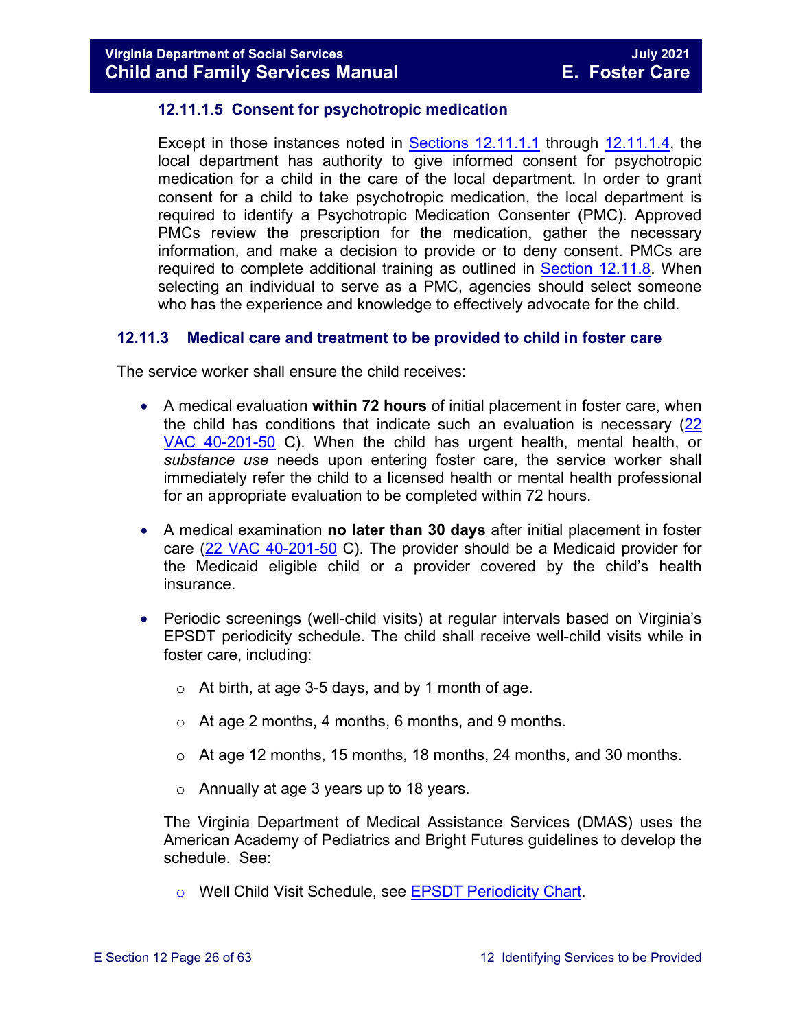#### 12.11.1.5 Consent for psychotropic medication

Except in those instances noted in Sections 12.11.1.1 through 12.11.1.4, the local department has authority to give informed consent for psychotropic medication for a child in the care of the local department. In order to grant consent for a child to take psychotropic medication, the local department is required to identify a Psychotropic Medication Consenter (PMC). Approved PMCs review the prescription for the medication, gather the necessary information, and make a decision to provide or to deny consent. PMCs are required to complete additional training as outlined in Section 12.11.8. When selecting an individual to serve as a PMC, agencies should select someone who has the experience and knowledge to effectively advocate for the child.

### 12.11.3 Medical care and treatment to be provided to child in foster care

The service worker shall ensure the child receives:

- A medical evaluation **within 72 hours** of initial placement in foster care, when the child has conditions that indicate such an evaluation is necessary (22 VAC 40-201-50 C). When the child has urgent health, mental health, or *substance use* needs upon entering foster care, the service worker shall immediately refer the child to a licensed health or mental health professional for an appropriate evaluation to be completed within 72 hours.

- A medical examination **no later than 30 days** after initial placement in foster care (22 VAC 40-201-50 C). The provider should be a Medicaid provider for the Medicaid eligible child or a provider covered by the child's health insurance.

- Periodic screenings (well-child visits) at regular intervals based on Virginia's EPSDT periodicity schedule. The child shall receive well-child visits while in foster care, including:

  - At birth, at age 3-5 days, and by 1 month of age.
  - At age 2 months, 4 months, 6 months, and 9 months.
  - At age 12 months, 15 months, 18 months, 24 months, and 30 months.
  - Annually at age 3 years up to 18 years.

  The Virginia Department of Medical Assistance Services (DMAS) uses the American Academy of Pediatrics and Bright Futures guidelines to develop the schedule. See:

  - Well Child Visit Schedule, see EPSDT Periodicity Chart.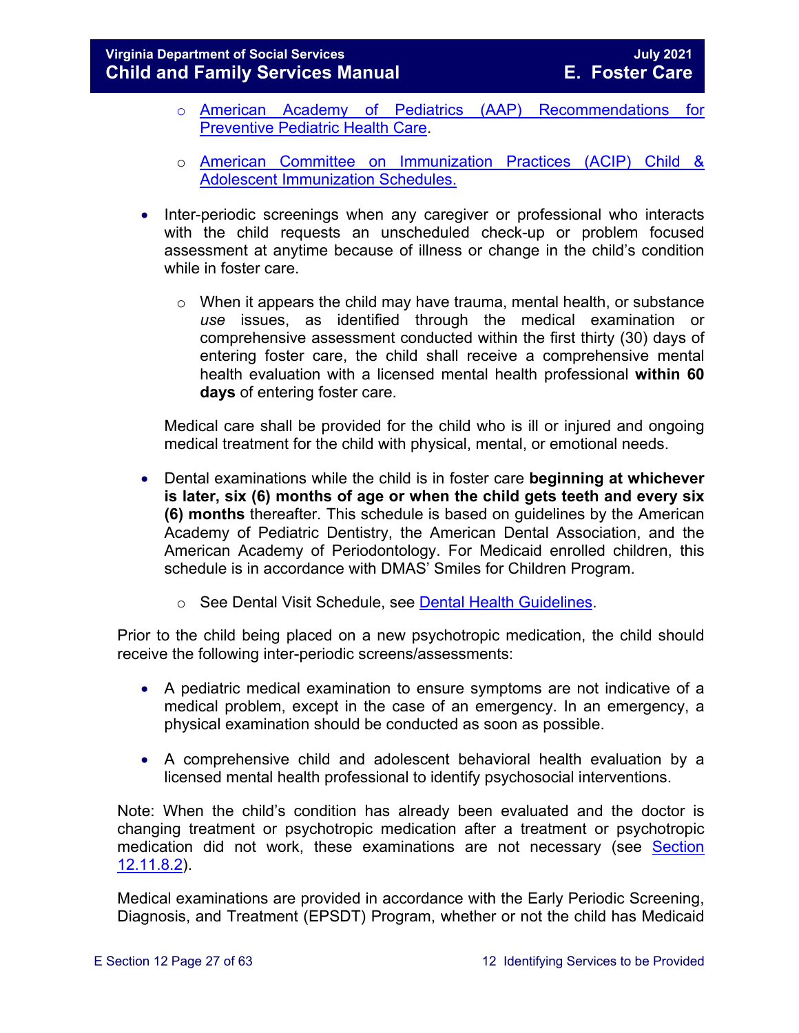- [American Academy of Pediatrics (AAP) Recommendations for Preventive Pediatric Health Care](#).
- [American Committee on Immunization Practices (ACIP) Child & Adolescent Immunization Schedules.](#)

- Inter-periodic screenings when any caregiver or professional who interacts with the child requests an unscheduled check-up or problem focused assessment at anytime because of illness or change in the child's condition while in foster care.
  - When it appears the child may have trauma, mental health, or substance *use* issues, as identified through the medical examination or comprehensive assessment conducted within the first thirty (30) days of entering foster care, the child shall receive a comprehensive mental health evaluation with a licensed mental health professional **within 60 days** of entering foster care.

  Medical care shall be provided for the child who is ill or injured and ongoing medical treatment for the child with physical, mental, or emotional needs.

- Dental examinations while the child is in foster care **beginning at whichever is later, six (6) months of age or when the child gets teeth and every six (6) months** thereafter. This schedule is based on guidelines by the American Academy of Pediatric Dentistry, the American Dental Association, and the American Academy of Periodontology. For Medicaid enrolled children, this schedule is in accordance with DMAS' Smiles for Children Program.
  - See Dental Visit Schedule, see [Dental Health Guidelines](#).

Prior to the child being placed on a new psychotropic medication, the child should receive the following inter-periodic screens/assessments:

- A pediatric medical examination to ensure symptoms are not indicative of a medical problem, except in the case of an emergency. In an emergency, a physical examination should be conducted as soon as possible.
- A comprehensive child and adolescent behavioral health evaluation by a licensed mental health professional to identify psychosocial interventions.

Note: When the child's condition has already been evaluated and the doctor is changing treatment or psychotropic medication after a treatment or psychotropic medication did not work, these examinations are not necessary (see [Section 12.11.8.2](#)).

Medical examinations are provided in accordance with the Early Periodic Screening, Diagnosis, and Treatment (EPSDT) Program, whether or not the child has Medicaid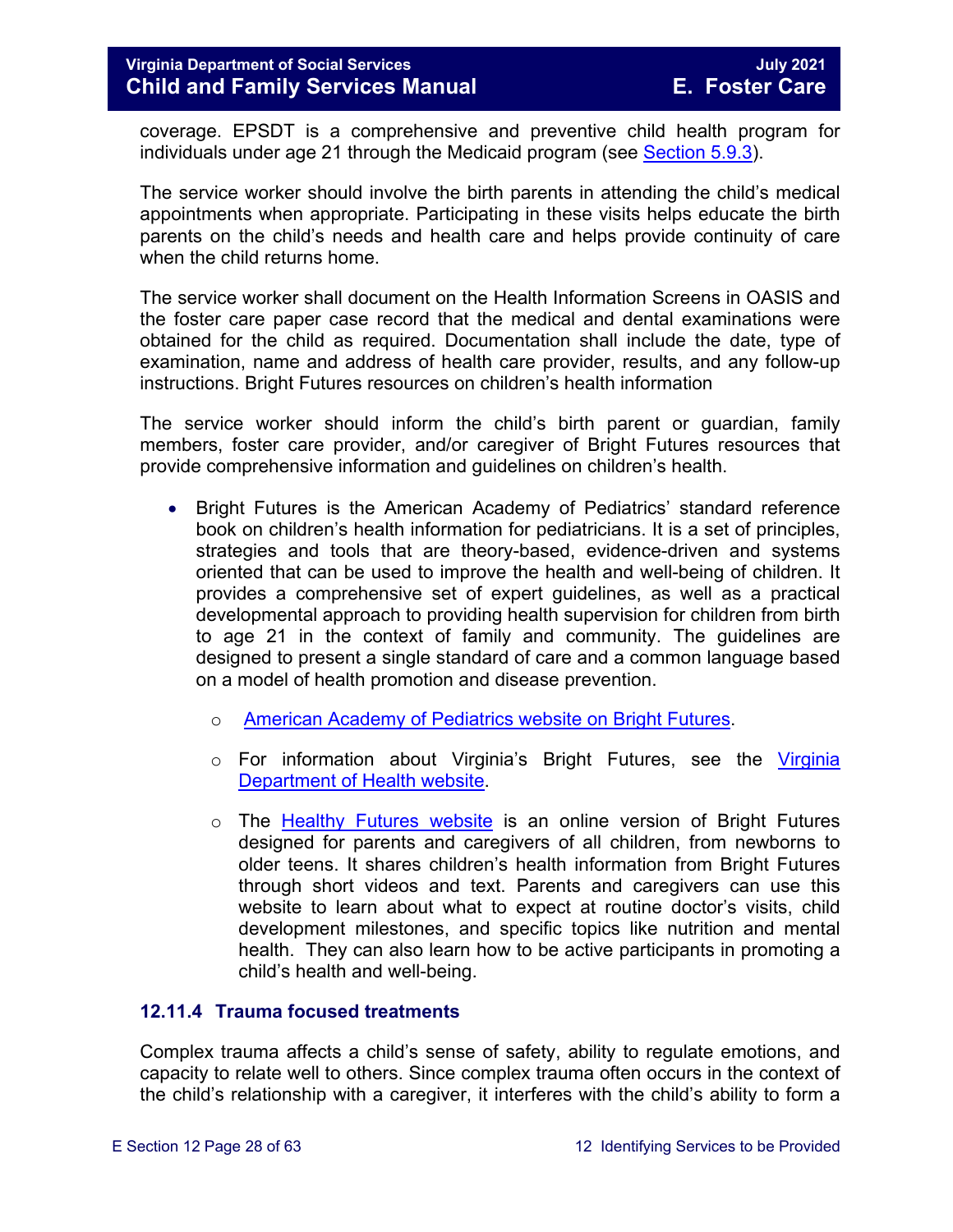coverage. EPSDT is a comprehensive and preventive child health program for individuals under age 21 through the Medicaid program (see Section 5.9.3).

The service worker should involve the birth parents in attending the child's medical appointments when appropriate. Participating in these visits helps educate the birth parents on the child's needs and health care and helps provide continuity of care when the child returns home.

The service worker shall document on the Health Information Screens in OASIS and the foster care paper case record that the medical and dental examinations were obtained for the child as required. Documentation shall include the date, type of examination, name and address of health care provider, results, and any follow-up instructions. Bright Futures resources on children's health information

The service worker should inform the child's birth parent or guardian, family members, foster care provider, and/or caregiver of Bright Futures resources that provide comprehensive information and guidelines on children's health.

- Bright Futures is the American Academy of Pediatrics' standard reference book on children's health information for pediatricians. It is a set of principles, strategies and tools that are theory-based, evidence-driven and systems oriented that can be used to improve the health and well-being of children. It provides a comprehensive set of expert guidelines, as well as a practical developmental approach to providing health supervision for children from birth to age 21 in the context of family and community. The guidelines are designed to present a single standard of care and a common language based on a model of health promotion and disease prevention.
    - American Academy of Pediatrics website on Bright Futures.
    - For information about Virginia's Bright Futures, see the Virginia Department of Health website.
    - The Healthy Futures website is an online version of Bright Futures designed for parents and caregivers of all children, from newborns to older teens. It shares children's health information from Bright Futures through short videos and text. Parents and caregivers can use this website to learn about what to expect at routine doctor's visits, child development milestones, and specific topics like nutrition and mental health. They can also learn how to be active participants in promoting a child's health and well-being.

### 12.11.4 Trauma focused treatments

Complex trauma affects a child's sense of safety, ability to regulate emotions, and capacity to relate well to others. Since complex trauma often occurs in the context of the child's relationship with a caregiver, it interferes with the child's ability to form a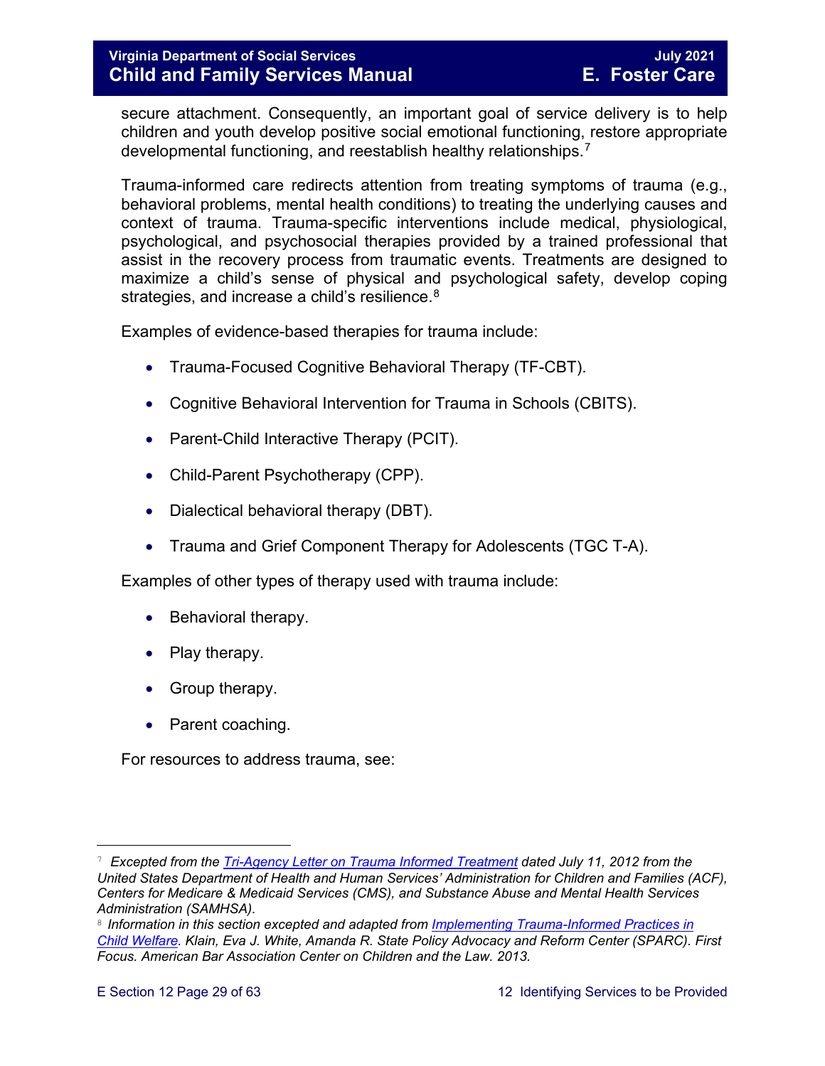secure attachment. Consequently, an important goal of service delivery is to help children and youth develop positive social emotional functioning, restore appropriate developmental functioning, and reestablish healthy relationships.[7]

Trauma-informed care redirects attention from treating symptoms of trauma (e.g., behavioral problems, mental health conditions) to treating the underlying causes and context of trauma. Trauma-specific interventions include medical, physiological, psychological, and psychosocial therapies provided by a trained professional that assist in the recovery process from traumatic events. Treatments are designed to maximize a child's sense of physical and psychological safety, develop coping strategies, and increase a child's resilience.[8]

Examples of evidence-based therapies for trauma include:

- Trauma-Focused Cognitive Behavioral Therapy (TF-CBT).
- Cognitive Behavioral Intervention for Trauma in Schools (CBITS).
- Parent-Child Interactive Therapy (PCIT).
- Child-Parent Psychotherapy (CPP).
- Dialectical behavioral therapy (DBT).
- Trauma and Grief Component Therapy for Adolescents (TGC T-A).

Examples of other types of therapy used with trauma include:

- Behavioral therapy.
- Play therapy.
- Group therapy.
- Parent coaching.

For resources to address trauma, see:

---

[7] *Excepted from the [Tri-Agency Letter on Trauma Informed Treatment] dated July 11, 2012 from the United States Department of Health and Human Services' Administration for Children and Families (ACF), Centers for Medicare & Medicaid Services (CMS), and Substance Abuse and Mental Health Services Administration (SAMHSA).*

[8] *Information in this section excepted and adapted from [Implementing Trauma-Informed Practices in Child Welfare]. Klain, Eva J. White, Amanda R. State Policy Advocacy and Reform Center (SPARC). First Focus. American Bar Association Center on Children and the Law. 2013.*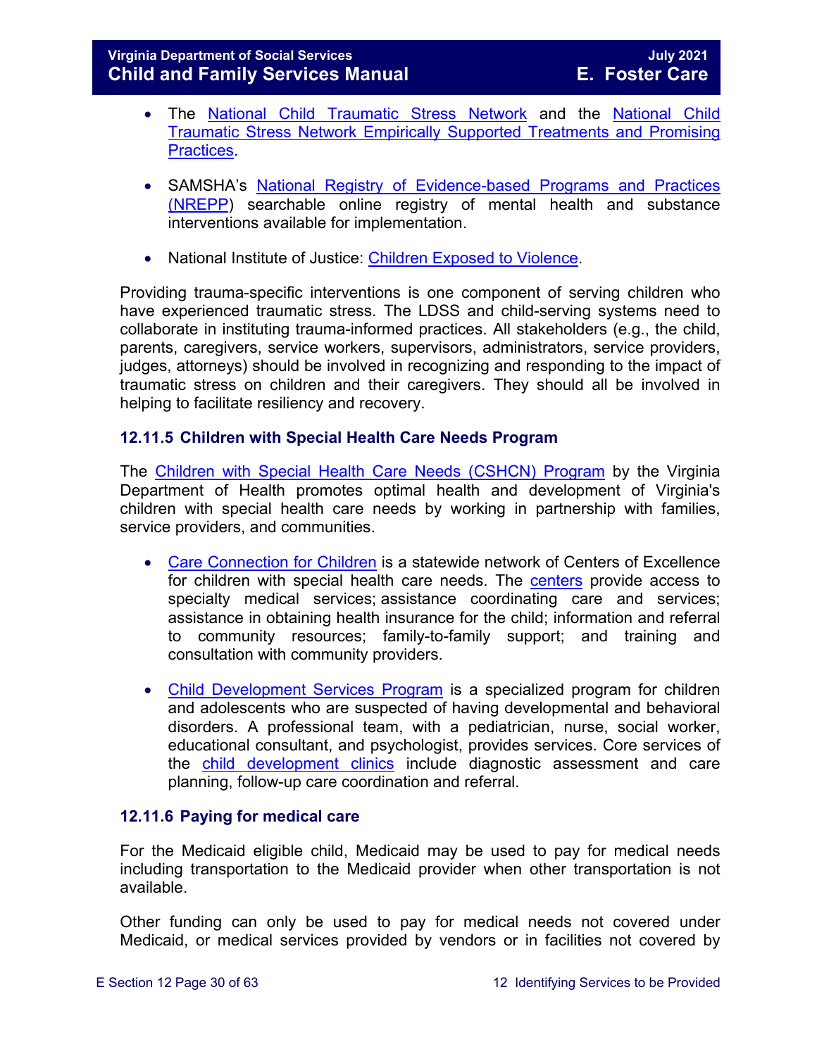- The National Child Traumatic Stress Network and the National Child Traumatic Stress Network Empirically Supported Treatments and Promising Practices.

- SAMSHA's National Registry of Evidence-based Programs and Practices (NREPP) searchable online registry of mental health and substance interventions available for implementation.

- National Institute of Justice: Children Exposed to Violence.

Providing trauma-specific interventions is one component of serving children who have experienced traumatic stress. The LDSS and child-serving systems need to collaborate in instituting trauma-informed practices. All stakeholders (e.g., the child, parents, caregivers, service workers, supervisors, administrators, service providers, judges, attorneys) should be involved in recognizing and responding to the impact of traumatic stress on children and their caregivers. They should all be involved in helping to facilitate resiliency and recovery.

### 12.11.5 Children with Special Health Care Needs Program

The Children with Special Health Care Needs (CSHCN) Program by the Virginia Department of Health promotes optimal health and development of Virginia's children with special health care needs by working in partnership with families, service providers, and communities.

- Care Connection for Children is a statewide network of Centers of Excellence for children with special health care needs. The centers provide access to specialty medical services; assistance coordinating care and services; assistance in obtaining health insurance for the child; information and referral to community resources; family-to-family support; and training and consultation with community providers.

- Child Development Services Program is a specialized program for children and adolescents who are suspected of having developmental and behavioral disorders. A professional team, with a pediatrician, nurse, social worker, educational consultant, and psychologist, provides services. Core services of the child development clinics include diagnostic assessment and care planning, follow-up care coordination and referral.

### 12.11.6 Paying for medical care

For the Medicaid eligible child, Medicaid may be used to pay for medical needs including transportation to the Medicaid provider when other transportation is not available.

Other funding can only be used to pay for medical needs not covered under Medicaid, or medical services provided by vendors or in facilities not covered by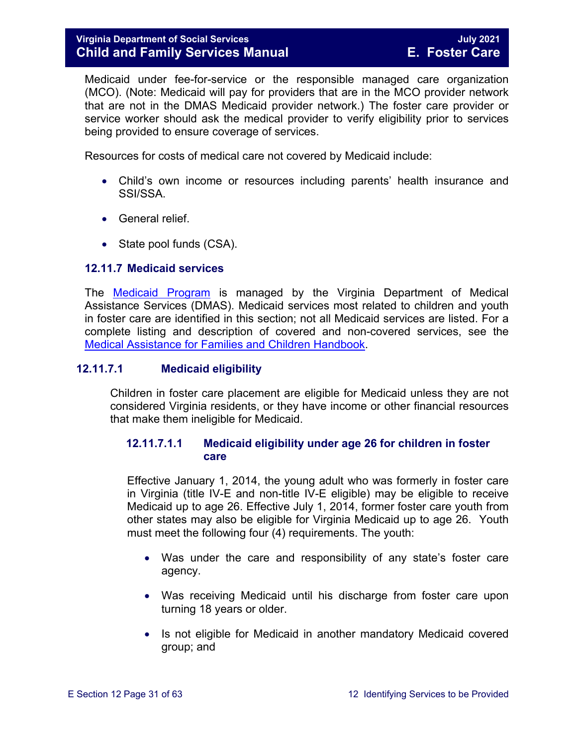Medicaid under fee-for-service or the responsible managed care organization (MCO). (Note: Medicaid will pay for providers that are in the MCO provider network that are not in the DMAS Medicaid provider network.) The foster care provider or service worker should ask the medical provider to verify eligibility prior to services being provided to ensure coverage of services.

Resources for costs of medical care not covered by Medicaid include:

- Child's own income or resources including parents' health insurance and SSI/SSA.
- General relief.
- State pool funds (CSA).

### 12.11.7 Medicaid services

The Medicaid Program is managed by the Virginia Department of Medical Assistance Services (DMAS). Medicaid services most related to children and youth in foster care are identified in this section; not all Medicaid services are listed. For a complete listing and description of covered and non-covered services, see the Medical Assistance for Families and Children Handbook.

#### 12.11.7.1 Medicaid eligibility

Children in foster care placement are eligible for Medicaid unless they are not considered Virginia residents, or they have income or other financial resources that make them ineligible for Medicaid.

##### 12.11.7.1.1 Medicaid eligibility under age 26 for children in foster care

Effective January 1, 2014, the young adult who was formerly in foster care in Virginia (title IV-E and non-title IV-E eligible) may be eligible to receive Medicaid up to age 26. Effective July 1, 2014, former foster care youth from other states may also be eligible for Virginia Medicaid up to age 26. Youth must meet the following four (4) requirements. The youth:

- Was under the care and responsibility of any state's foster care agency.
- Was receiving Medicaid until his discharge from foster care upon turning 18 years or older.
- Is not eligible for Medicaid in another mandatory Medicaid covered group; and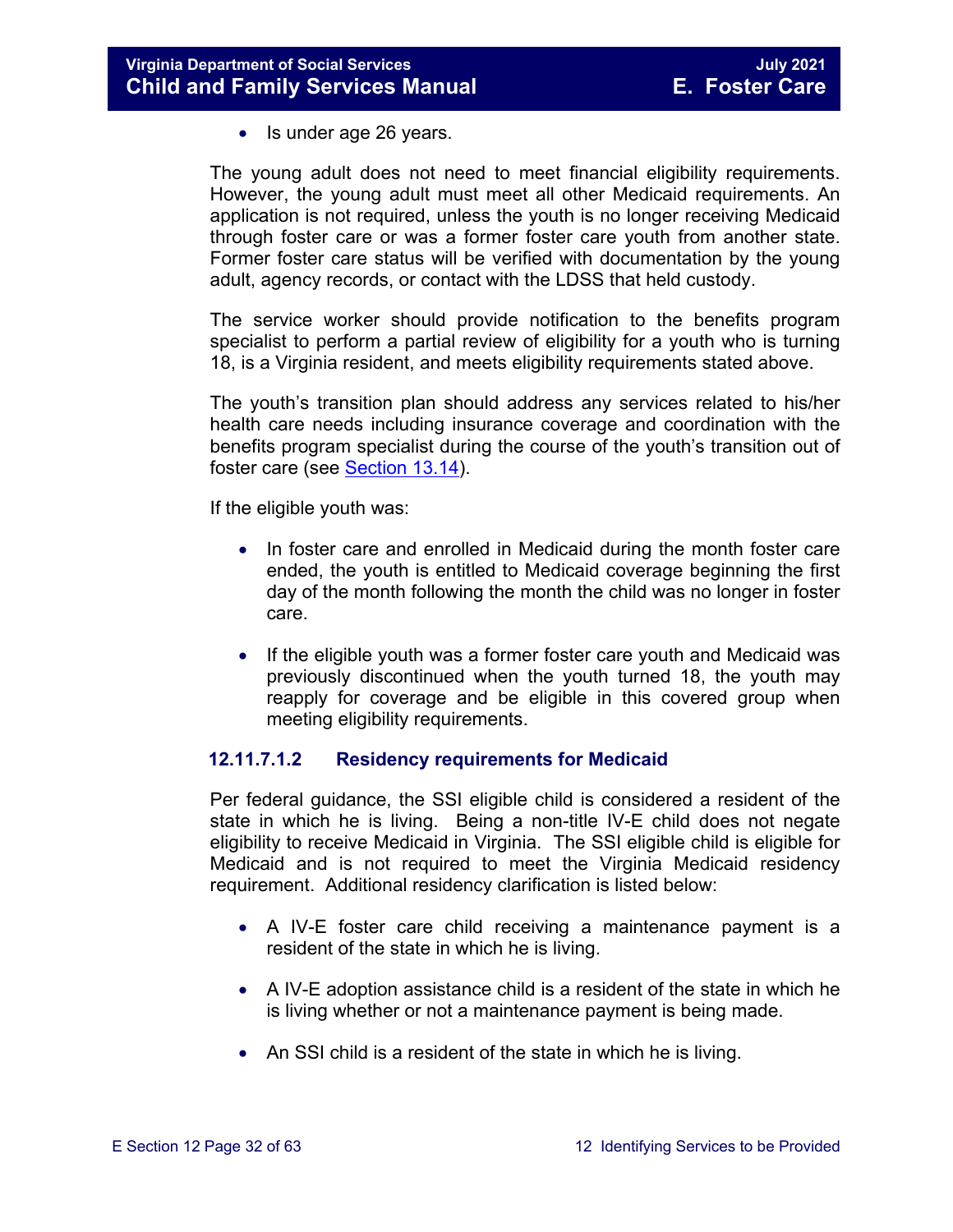- Is under age 26 years.

The young adult does not need to meet financial eligibility requirements. However, the young adult must meet all other Medicaid requirements. An application is not required, unless the youth is no longer receiving Medicaid through foster care or was a former foster care youth from another state. Former foster care status will be verified with documentation by the young adult, agency records, or contact with the LDSS that held custody.

The service worker should provide notification to the benefits program specialist to perform a partial review of eligibility for a youth who is turning 18, is a Virginia resident, and meets eligibility requirements stated above.

The youth's transition plan should address any services related to his/her health care needs including insurance coverage and coordination with the benefits program specialist during the course of the youth's transition out of foster care (see Section 13.14).

If the eligible youth was:

- In foster care and enrolled in Medicaid during the month foster care ended, the youth is entitled to Medicaid coverage beginning the first day of the month following the month the child was no longer in foster care.
- If the eligible youth was a former foster care youth and Medicaid was previously discontinued when the youth turned 18, the youth may reapply for coverage and be eligible in this covered group when meeting eligibility requirements.

#### 12.11.7.1.2 Residency requirements for Medicaid

Per federal guidance, the SSI eligible child is considered a resident of the state in which he is living. Being a non-title IV-E child does not negate eligibility to receive Medicaid in Virginia. The SSI eligible child is eligible for Medicaid and is not required to meet the Virginia Medicaid residency requirement. Additional residency clarification is listed below:

- A IV-E foster care child receiving a maintenance payment is a resident of the state in which he is living.
- A IV-E adoption assistance child is a resident of the state in which he is living whether or not a maintenance payment is being made.
- An SSI child is a resident of the state in which he is living.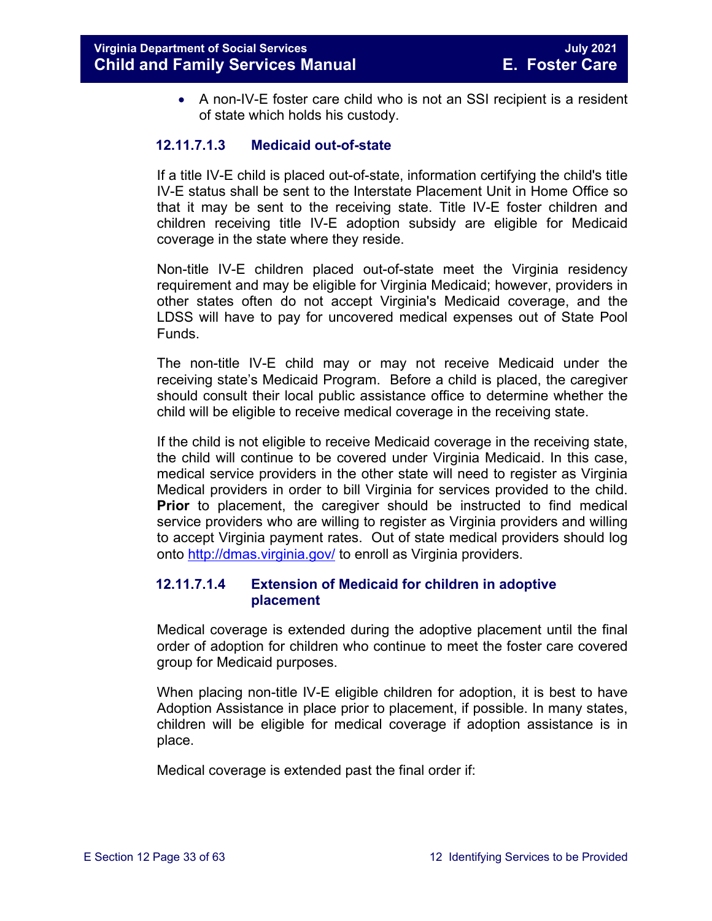- A non-IV-E foster care child who is not an SSI recipient is a resident of state which holds his custody.

#### 12.11.7.1.3 Medicaid out-of-state

If a title IV-E child is placed out-of-state, information certifying the child's title IV-E status shall be sent to the Interstate Placement Unit in Home Office so that it may be sent to the receiving state. Title IV-E foster children and children receiving title IV-E adoption subsidy are eligible for Medicaid coverage in the state where they reside.

Non-title IV-E children placed out-of-state meet the Virginia residency requirement and may be eligible for Virginia Medicaid; however, providers in other states often do not accept Virginia's Medicaid coverage, and the LDSS will have to pay for uncovered medical expenses out of State Pool Funds.

The non-title IV-E child may or may not receive Medicaid under the receiving state's Medicaid Program. Before a child is placed, the caregiver should consult their local public assistance office to determine whether the child will be eligible to receive medical coverage in the receiving state.

If the child is not eligible to receive Medicaid coverage in the receiving state, the child will continue to be covered under Virginia Medicaid. In this case, medical service providers in the other state will need to register as Virginia Medical providers in order to bill Virginia for services provided to the child. **Prior** to placement, the caregiver should be instructed to find medical service providers who are willing to register as Virginia providers and willing to accept Virginia payment rates. Out of state medical providers should log onto [http://dmas.virginia.gov/](http://dmas.virginia.gov/) to enroll as Virginia providers.

#### 12.11.7.1.4 Extension of Medicaid for children in adoptive placement

Medical coverage is extended during the adoptive placement until the final order of adoption for children who continue to meet the foster care covered group for Medicaid purposes.

When placing non-title IV-E eligible children for adoption, it is best to have Adoption Assistance in place prior to placement, if possible. In many states, children will be eligible for medical coverage if adoption assistance is in place.

Medical coverage is extended past the final order if: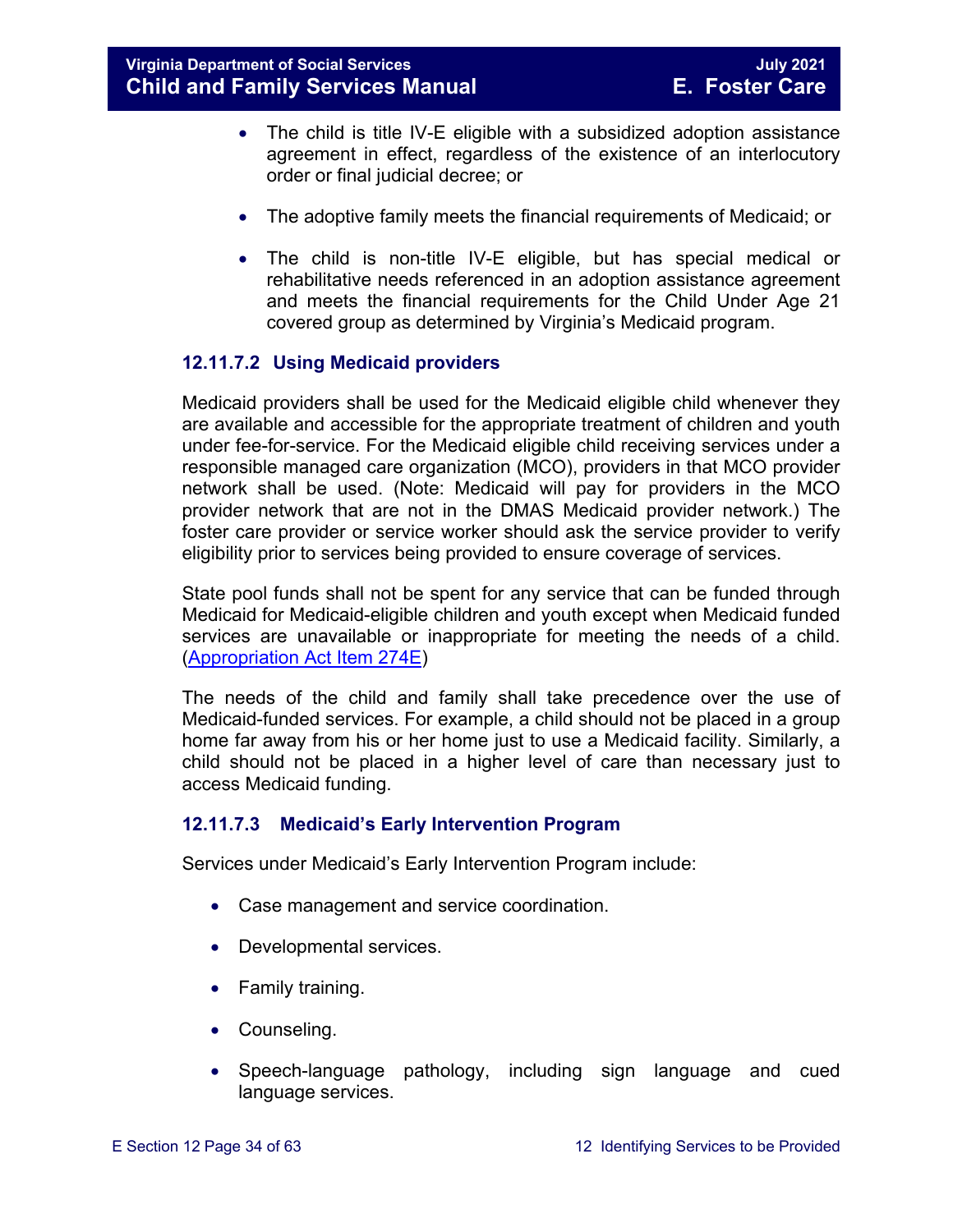- The child is title IV-E eligible with a subsidized adoption assistance agreement in effect, regardless of the existence of an interlocutory order or final judicial decree; or

- The adoptive family meets the financial requirements of Medicaid; or

- The child is non-title IV-E eligible, but has special medical or rehabilitative needs referenced in an adoption assistance agreement and meets the financial requirements for the Child Under Age 21 covered group as determined by Virginia's Medicaid program.

#### 12.11.7.2 Using Medicaid providers

Medicaid providers shall be used for the Medicaid eligible child whenever they are available and accessible for the appropriate treatment of children and youth under fee-for-service. For the Medicaid eligible child receiving services under a responsible managed care organization (MCO), providers in that MCO provider network shall be used. (Note: Medicaid will pay for providers in the MCO provider network that are not in the DMAS Medicaid provider network.) The foster care provider or service worker should ask the service provider to verify eligibility prior to services being provided to ensure coverage of services.

State pool funds shall not be spent for any service that can be funded through Medicaid for Medicaid-eligible children and youth except when Medicaid funded services are unavailable or inappropriate for meeting the needs of a child. (Appropriation Act Item 274E)

The needs of the child and family shall take precedence over the use of Medicaid-funded services. For example, a child should not be placed in a group home far away from his or her home just to use a Medicaid facility. Similarly, a child should not be placed in a higher level of care than necessary just to access Medicaid funding.

#### 12.11.7.3 Medicaid's Early Intervention Program

Services under Medicaid's Early Intervention Program include:

- Case management and service coordination.

- Developmental services.

- Family training.

- Counseling.

- Speech-language pathology, including sign language and cued language services.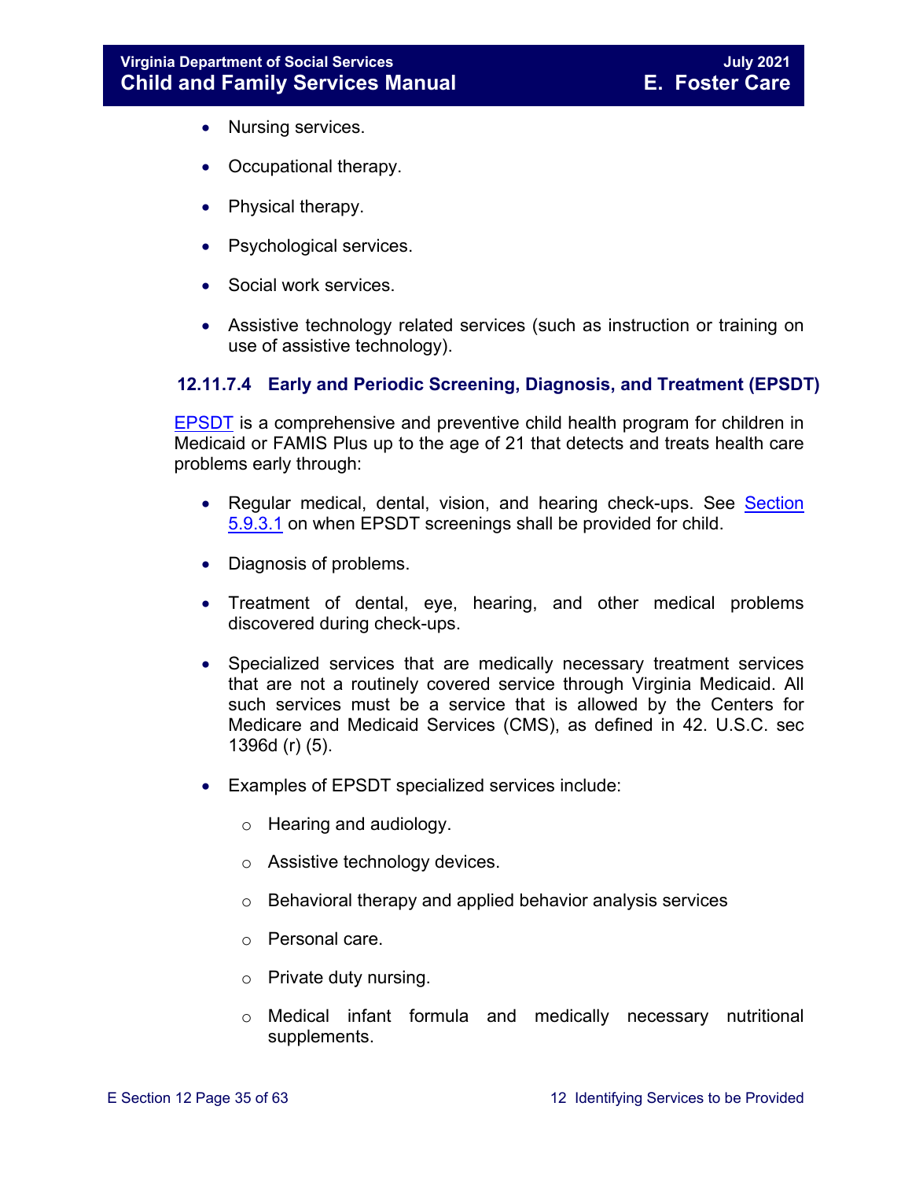- Nursing services.
- Occupational therapy.
- Physical therapy.
- Psychological services.
- Social work services.
- Assistive technology related services (such as instruction or training on use of assistive technology).

#### 12.11.7.4 Early and Periodic Screening, Diagnosis, and Treatment (EPSDT)

EPSDT is a comprehensive and preventive child health program for children in Medicaid or FAMIS Plus up to the age of 21 that detects and treats health care problems early through:

- Regular medical, dental, vision, and hearing check-ups. See Section 5.9.3.1 on when EPSDT screenings shall be provided for child.
- Diagnosis of problems.
- Treatment of dental, eye, hearing, and other medical problems discovered during check-ups.
- Specialized services that are medically necessary treatment services that are not a routinely covered service through Virginia Medicaid. All such services must be a service that is allowed by the Centers for Medicare and Medicaid Services (CMS), as defined in 42. U.S.C. sec 1396d (r) (5).
- Examples of EPSDT specialized services include:
    - Hearing and audiology.
    - Assistive technology devices.
    - Behavioral therapy and applied behavior analysis services
    - Personal care.
    - Private duty nursing.
    - Medical infant formula and medically necessary nutritional supplements.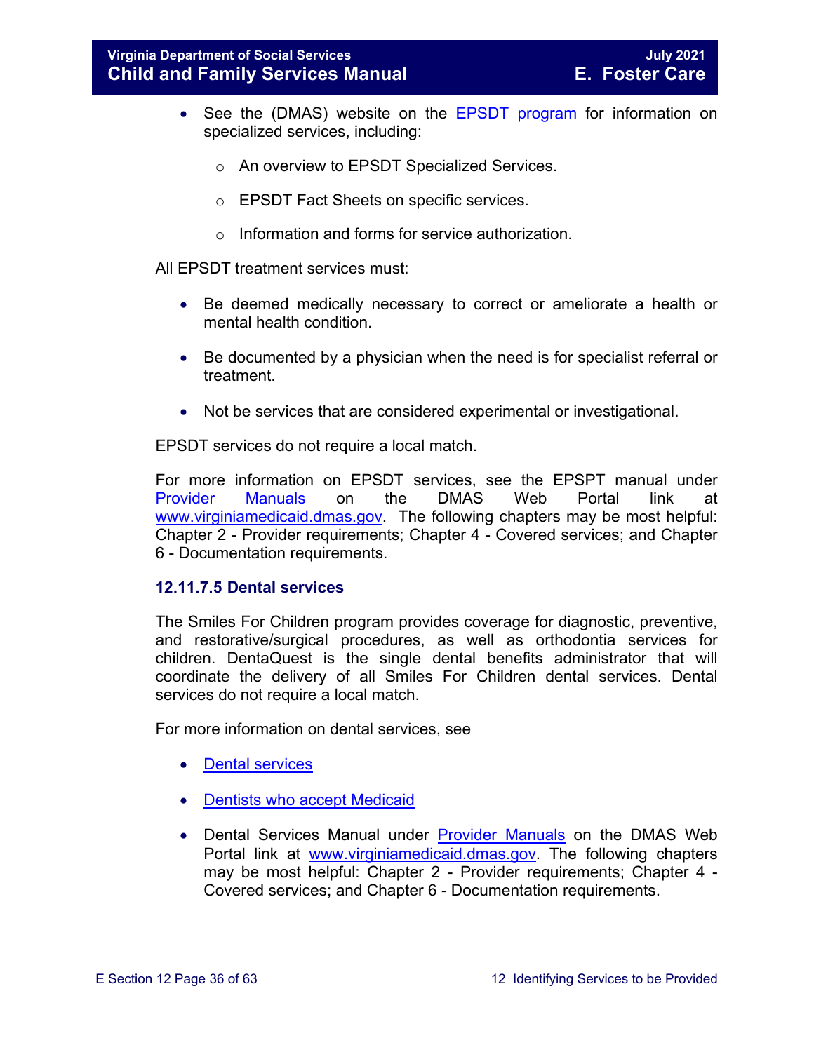- See the (DMAS) website on the EPSDT program for information on specialized services, including:
    - An overview to EPSDT Specialized Services.
    - EPSDT Fact Sheets on specific services.
    - Information and forms for service authorization.

All EPSDT treatment services must:

- Be deemed medically necessary to correct or ameliorate a health or mental health condition.
- Be documented by a physician when the need is for specialist referral or treatment.
- Not be services that are considered experimental or investigational.

EPSDT services do not require a local match.

For more information on EPSDT services, see the EPSPT manual under Provider Manuals on the DMAS Web Portal link at www.virginiamedicaid.dmas.gov. The following chapters may be most helpful: Chapter 2 - Provider requirements; Chapter 4 - Covered services; and Chapter 6 - Documentation requirements.

#### 12.11.7.5 Dental services

The Smiles For Children program provides coverage for diagnostic, preventive, and restorative/surgical procedures, as well as orthodontia services for children. DentaQuest is the single dental benefits administrator that will coordinate the delivery of all Smiles For Children dental services. Dental services do not require a local match.

For more information on dental services, see

- Dental services
- Dentists who accept Medicaid
- Dental Services Manual under Provider Manuals on the DMAS Web Portal link at www.virginiamedicaid.dmas.gov. The following chapters may be most helpful: Chapter 2 - Provider requirements; Chapter 4 - Covered services; and Chapter 6 - Documentation requirements.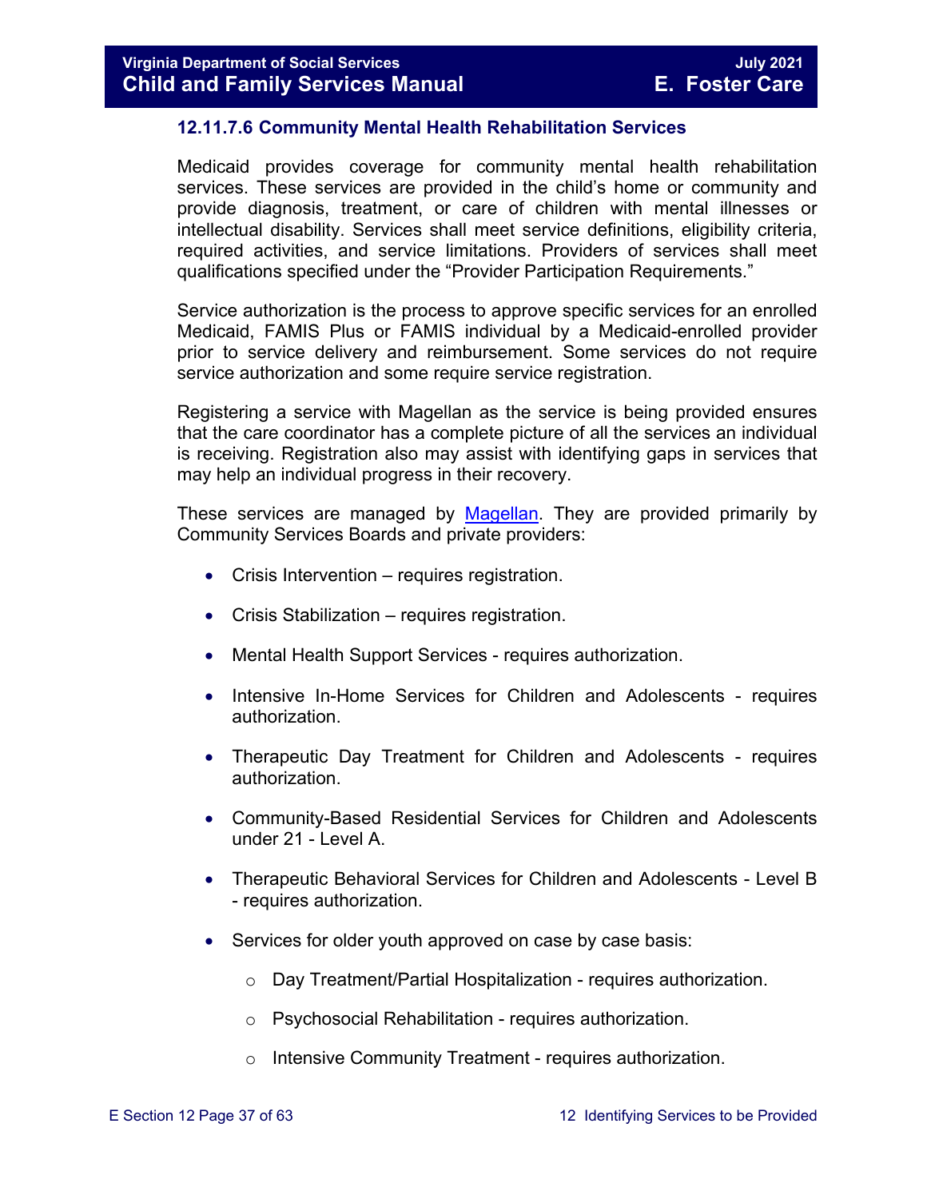### 12.11.7.6 Community Mental Health Rehabilitation Services

Medicaid provides coverage for community mental health rehabilitation services. These services are provided in the child's home or community and provide diagnosis, treatment, or care of children with mental illnesses or intellectual disability. Services shall meet service definitions, eligibility criteria, required activities, and service limitations. Providers of services shall meet qualifications specified under the "Provider Participation Requirements."

Service authorization is the process to approve specific services for an enrolled Medicaid, FAMIS Plus or FAMIS individual by a Medicaid-enrolled provider prior to service delivery and reimbursement. Some services do not require service authorization and some require service registration.

Registering a service with Magellan as the service is being provided ensures that the care coordinator has a complete picture of all the services an individual is receiving. Registration also may assist with identifying gaps in services that may help an individual progress in their recovery.

These services are managed by Magellan. They are provided primarily by Community Services Boards and private providers:

- Crisis Intervention – requires registration.
- Crisis Stabilization – requires registration.
- Mental Health Support Services - requires authorization.
- Intensive In-Home Services for Children and Adolescents - requires authorization.
- Therapeutic Day Treatment for Children and Adolescents - requires authorization.
- Community-Based Residential Services for Children and Adolescents under 21 - Level A.
- Therapeutic Behavioral Services for Children and Adolescents - Level B - requires authorization.
- Services for older youth approved on case by case basis:
  - Day Treatment/Partial Hospitalization - requires authorization.
  - Psychosocial Rehabilitation - requires authorization.
  - Intensive Community Treatment - requires authorization.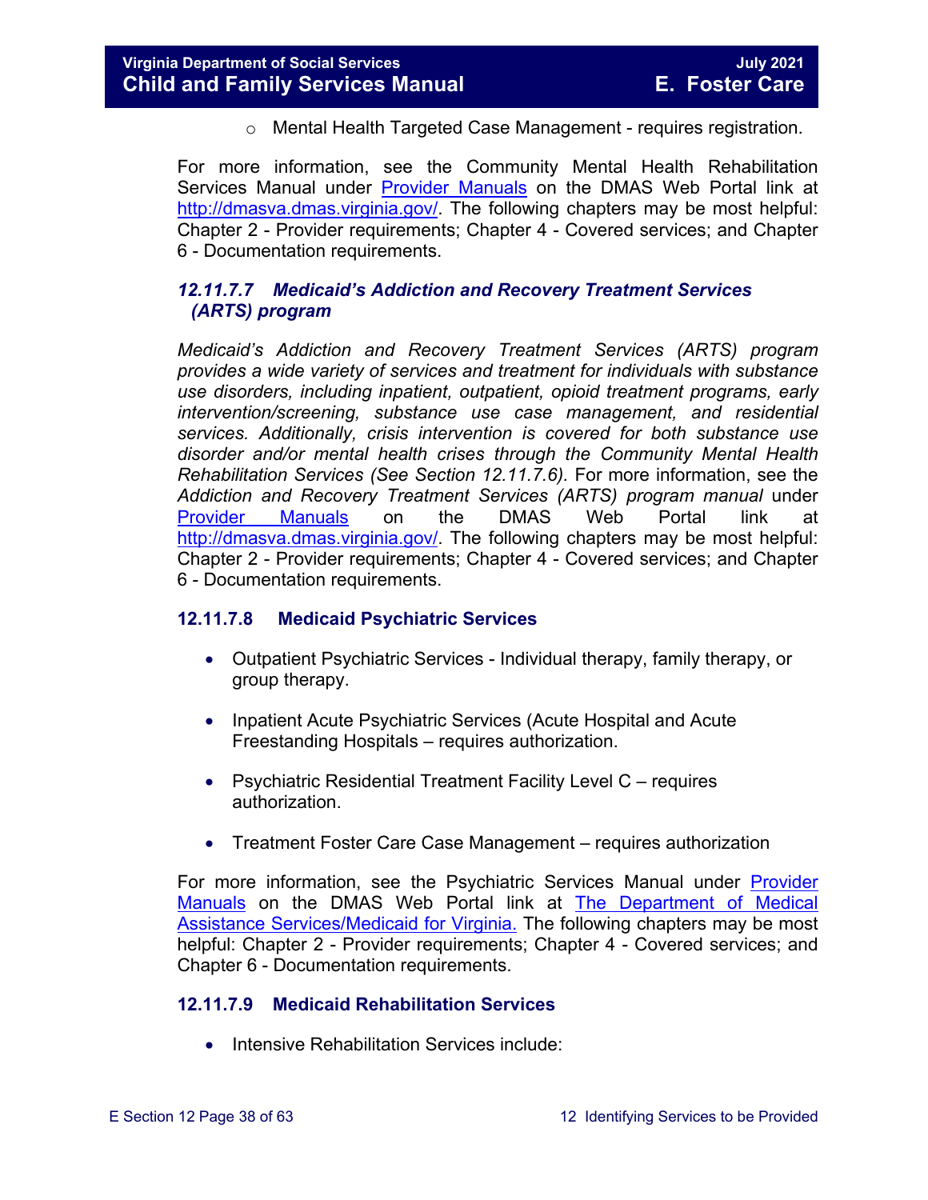- Mental Health Targeted Case Management - requires registration.

For more information, see the Community Mental Health Rehabilitation Services Manual under [Provider Manuals](http://dmasva.dmas.virginia.gov/) on the DMAS Web Portal link at [http://dmasva.dmas.virginia.gov/](http://dmasva.dmas.virginia.gov/). The following chapters may be most helpful: Chapter 2 - Provider requirements; Chapter 4 - Covered services; and Chapter 6 - Documentation requirements.

#### *12.11.7.7 Medicaid's Addiction and Recovery Treatment Services (ARTS) program*

*Medicaid's Addiction and Recovery Treatment Services (ARTS) program provides a wide variety of services and treatment for individuals with substance use disorders, including inpatient, outpatient, opioid treatment programs, early intervention/screening, substance use case management, and residential services. Additionally, crisis intervention is covered for both substance use disorder and/or mental health crises through the Community Mental Health Rehabilitation Services (See Section 12.11.7.6).* For more information, see the *Addiction and Recovery Treatment Services (ARTS) program manual* under [Provider Manuals](http://dmasva.dmas.virginia.gov/) on the DMAS Web Portal link at [http://dmasva.dmas.virginia.gov/](http://dmasva.dmas.virginia.gov/). The following chapters may be most helpful: Chapter 2 - Provider requirements; Chapter 4 - Covered services; and Chapter 6 - Documentation requirements.

#### 12.11.7.8 Medicaid Psychiatric Services

- Outpatient Psychiatric Services - Individual therapy, family therapy, or group therapy.
- Inpatient Acute Psychiatric Services (Acute Hospital and Acute Freestanding Hospitals – requires authorization.
- Psychiatric Residential Treatment Facility Level C – requires authorization.
- Treatment Foster Care Case Management – requires authorization

For more information, see the Psychiatric Services Manual under Provider Manuals on the DMAS Web Portal link at The Department of Medical Assistance Services/Medicaid for Virginia. The following chapters may be most helpful: Chapter 2 - Provider requirements; Chapter 4 - Covered services; and Chapter 6 - Documentation requirements.

#### 12.11.7.9 Medicaid Rehabilitation Services

- Intensive Rehabilitation Services include: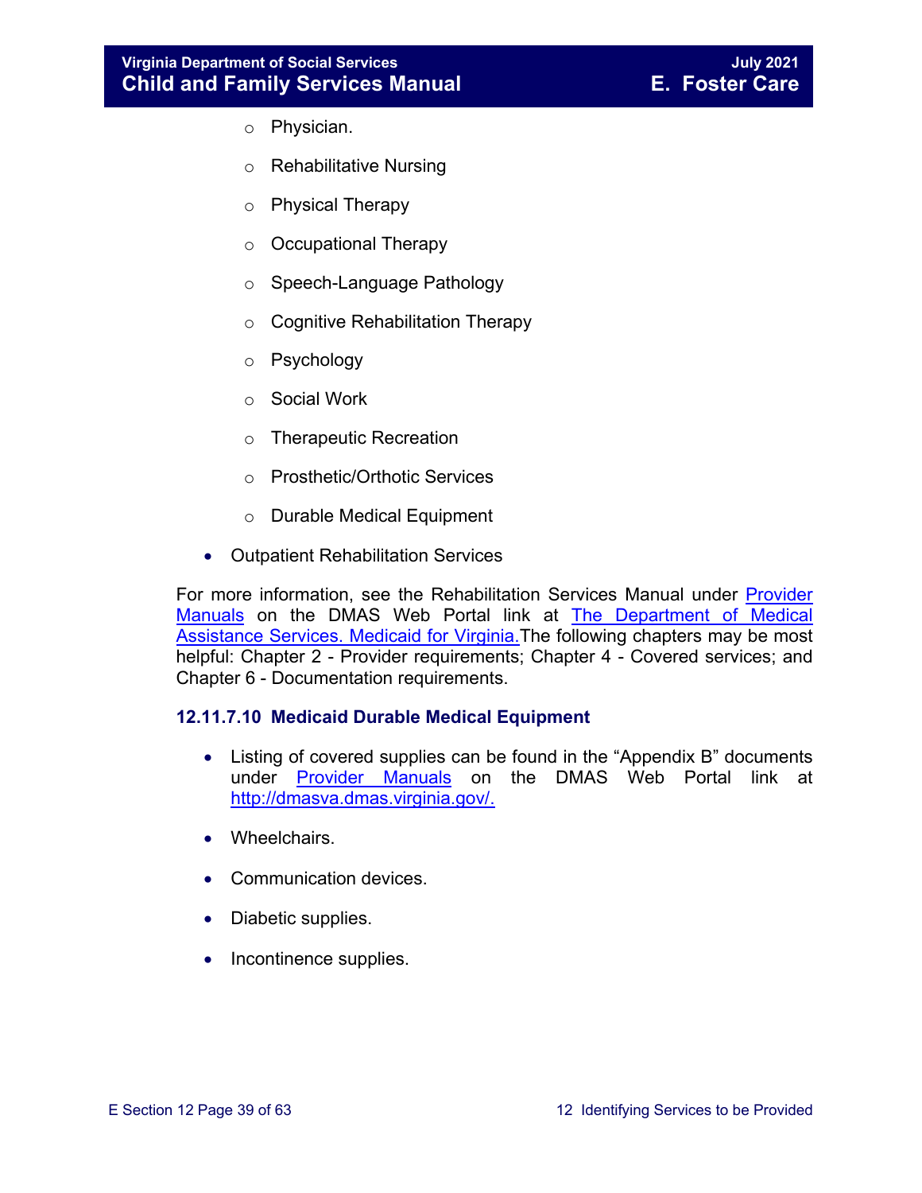- Physician.
  - Rehabilitative Nursing
  - Physical Therapy
  - Occupational Therapy
  - Speech-Language Pathology
  - Cognitive Rehabilitation Therapy
  - Psychology
  - Social Work
  - Therapeutic Recreation
  - Prosthetic/Orthotic Services
  - Durable Medical Equipment
- Outpatient Rehabilitation Services

For more information, see the Rehabilitation Services Manual under Provider Manuals on the DMAS Web Portal link at The Department of Medical Assistance Services. Medicaid for Virginia.The following chapters may be most helpful: Chapter 2 - Provider requirements; Chapter 4 - Covered services; and Chapter 6 - Documentation requirements.

### 12.11.7.10 Medicaid Durable Medical Equipment

- Listing of covered supplies can be found in the "Appendix B" documents under Provider Manuals on the DMAS Web Portal link at http://dmasva.dmas.virginia.gov/.
- Wheelchairs.
- Communication devices.
- Diabetic supplies.
- Incontinence supplies.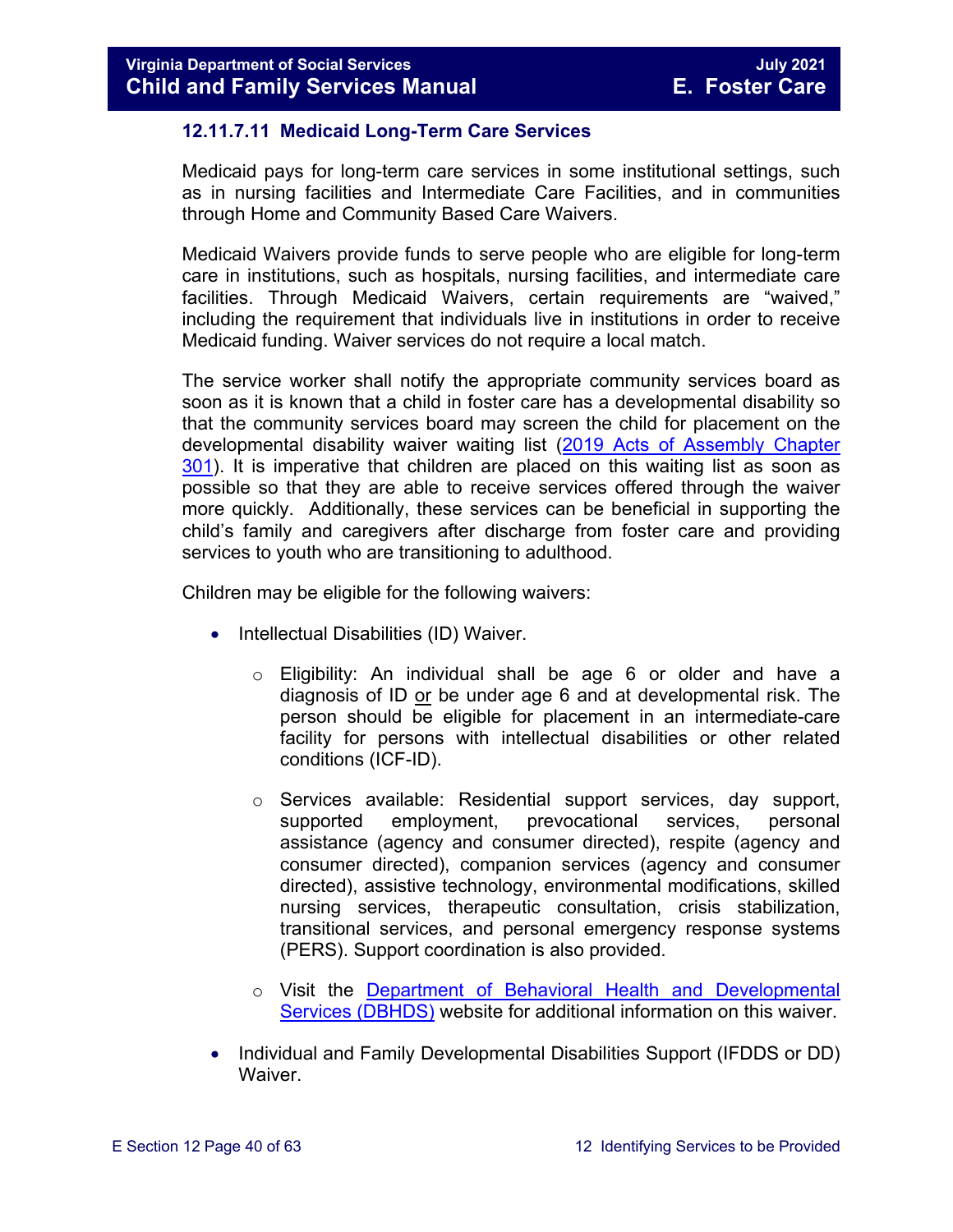### 12.11.7.11 Medicaid Long-Term Care Services

Medicaid pays for long-term care services in some institutional settings, such as in nursing facilities and Intermediate Care Facilities, and in communities through Home and Community Based Care Waivers.

Medicaid Waivers provide funds to serve people who are eligible for long-term care in institutions, such as hospitals, nursing facilities, and intermediate care facilities. Through Medicaid Waivers, certain requirements are "waived," including the requirement that individuals live in institutions in order to receive Medicaid funding. Waiver services do not require a local match.

The service worker shall notify the appropriate community services board as soon as it is known that a child in foster care has a developmental disability so that the community services board may screen the child for placement on the developmental disability waiver waiting list ([2019 Acts of Assembly Chapter 301]()). It is imperative that children are placed on this waiting list as soon as possible so that they are able to receive services offered through the waiver more quickly. Additionally, these services can be beneficial in supporting the child's family and caregivers after discharge from foster care and providing services to youth who are transitioning to adulthood.

Children may be eligible for the following waivers:

- Intellectual Disabilities (ID) Waiver.
  - Eligibility: An individual shall be age 6 or older and have a diagnosis of ID <u>or</u> be under age 6 and at developmental risk. The person should be eligible for placement in an intermediate-care facility for persons with intellectual disabilities or other related conditions (ICF-ID).
  - Services available: Residential support services, day support, supported employment, prevocational services, personal assistance (agency and consumer directed), respite (agency and consumer directed), companion services (agency and consumer directed), assistive technology, environmental modifications, skilled nursing services, therapeutic consultation, crisis stabilization, transitional services, and personal emergency response systems (PERS). Support coordination is also provided.
  - Visit the [Department of Behavioral Health and Developmental Services (DBHDS)]() website for additional information on this waiver.
- Individual and Family Developmental Disabilities Support (IFDDS or DD) Waiver.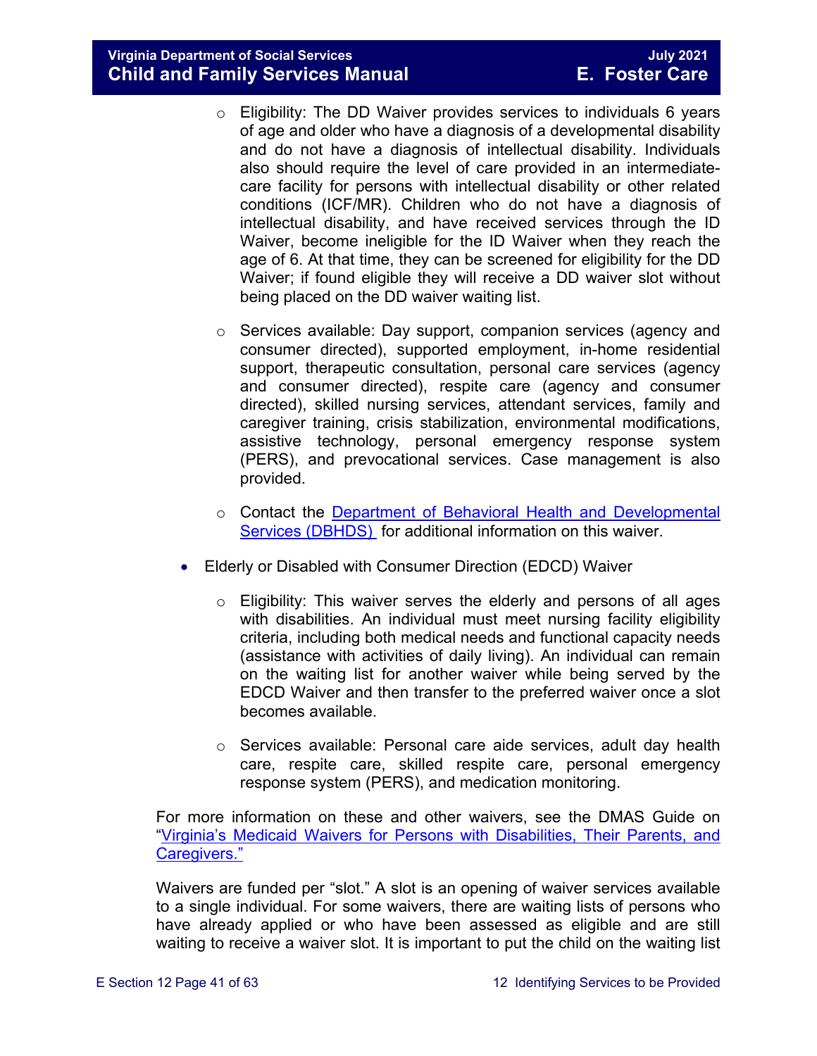- Eligibility: The DD Waiver provides services to individuals 6 years of age and older who have a diagnosis of a developmental disability and do not have a diagnosis of intellectual disability. Individuals also should require the level of care provided in an intermediate-care facility for persons with intellectual disability or other related conditions (ICF/MR). Children who do not have a diagnosis of intellectual disability, and have received services through the ID Waiver, become ineligible for the ID Waiver when they reach the age of 6. At that time, they can be screened for eligibility for the DD Waiver; if found eligible they will receive a DD waiver slot without being placed on the DD waiver waiting list.

  - Services available: Day support, companion services (agency and consumer directed), supported employment, in-home residential support, therapeutic consultation, personal care services (agency and consumer directed), respite care (agency and consumer directed), skilled nursing services, attendant services, family and caregiver training, crisis stabilization, environmental modifications, assistive technology, personal emergency response system (PERS), and prevocational services. Case management is also provided.

  - Contact the [Department of Behavioral Health and Developmental Services (DBHDS)]() for additional information on this waiver.

- Elderly or Disabled with Consumer Direction (EDCD) Waiver

  - Eligibility: This waiver serves the elderly and persons of all ages with disabilities. An individual must meet nursing facility eligibility criteria, including both medical needs and functional capacity needs (assistance with activities of daily living). An individual can remain on the waiting list for another waiver while being served by the EDCD Waiver and then transfer to the preferred waiver once a slot becomes available.

  - Services available: Personal care aide services, adult day health care, respite care, skilled respite care, personal emergency response system (PERS), and medication monitoring.

For more information on these and other waivers, see the DMAS Guide on "[Virginia's Medicaid Waivers for Persons with Disabilities, Their Parents, and Caregivers.]()"

Waivers are funded per "slot." A slot is an opening of waiver services available to a single individual. For some waivers, there are waiting lists of persons who have already applied or who have been assessed as eligible and are still waiting to receive a waiver slot. It is important to put the child on the waiting list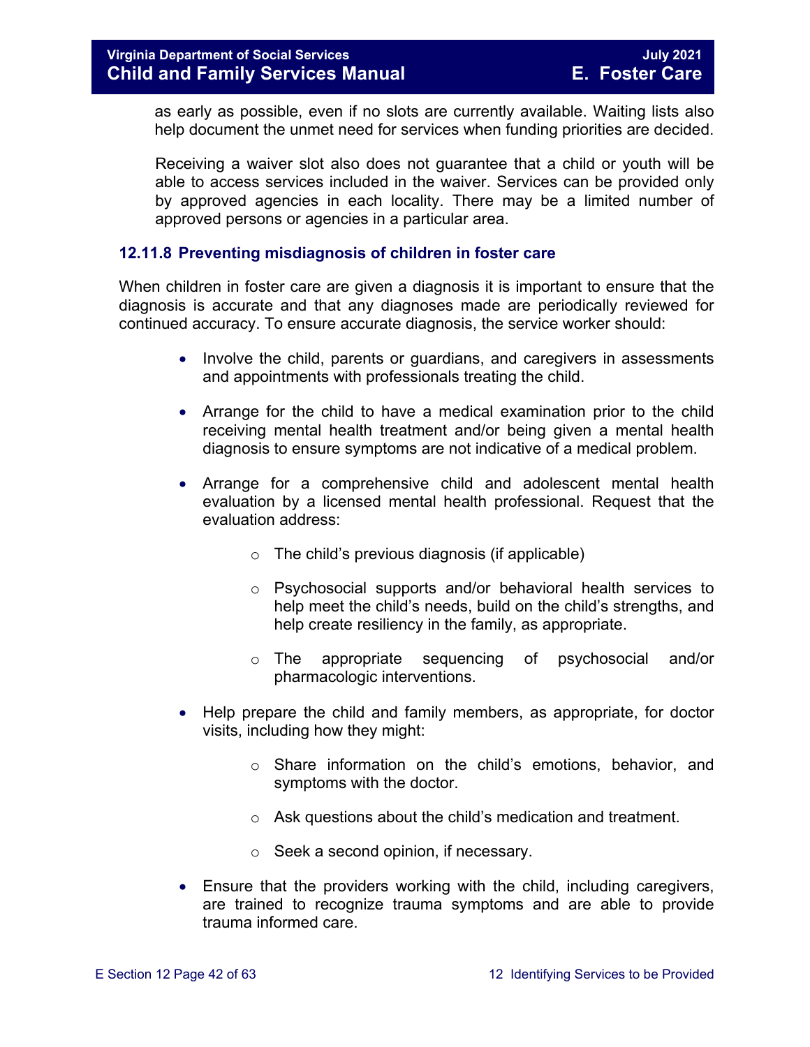as early as possible, even if no slots are currently available. Waiting lists also help document the unmet need for services when funding priorities are decided.

Receiving a waiver slot also does not guarantee that a child or youth will be able to access services included in the waiver. Services can be provided only by approved agencies in each locality. There may be a limited number of approved persons or agencies in a particular area.

### 12.11.8 Preventing misdiagnosis of children in foster care

When children in foster care are given a diagnosis it is important to ensure that the diagnosis is accurate and that any diagnoses made are periodically reviewed for continued accuracy. To ensure accurate diagnosis, the service worker should:

- Involve the child, parents or guardians, and caregivers in assessments and appointments with professionals treating the child.
- Arrange for the child to have a medical examination prior to the child receiving mental health treatment and/or being given a mental health diagnosis to ensure symptoms are not indicative of a medical problem.
- Arrange for a comprehensive child and adolescent mental health evaluation by a licensed mental health professional. Request that the evaluation address:
    - The child's previous diagnosis (if applicable)
    - Psychosocial supports and/or behavioral health services to help meet the child's needs, build on the child's strengths, and help create resiliency in the family, as appropriate.
    - The appropriate sequencing of psychosocial and/or pharmacologic interventions.
- Help prepare the child and family members, as appropriate, for doctor visits, including how they might:
    - Share information on the child's emotions, behavior, and symptoms with the doctor.
    - Ask questions about the child's medication and treatment.
    - Seek a second opinion, if necessary.
- Ensure that the providers working with the child, including caregivers, are trained to recognize trauma symptoms and are able to provide trauma informed care.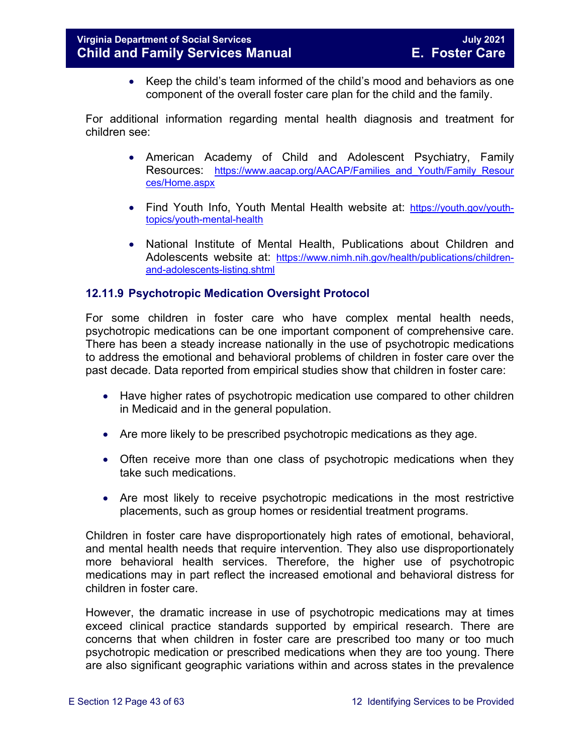- Keep the child's team informed of the child's mood and behaviors as one component of the overall foster care plan for the child and the family.

For additional information regarding mental health diagnosis and treatment for children see:

- American Academy of Child and Adolescent Psychiatry, Family Resources: https://www.aacap.org/AACAP/Families_and_Youth/Family_Resources/Home.aspx
- Find Youth Info, Youth Mental Health website at: https://youth.gov/youth-topics/youth-mental-health
- National Institute of Mental Health, Publications about Children and Adolescents website at: https://www.nimh.nih.gov/health/publications/children-and-adolescents-listing.shtml

### 12.11.9 Psychotropic Medication Oversight Protocol

For some children in foster care who have complex mental health needs, psychotropic medications can be one important component of comprehensive care. There has been a steady increase nationally in the use of psychotropic medications to address the emotional and behavioral problems of children in foster care over the past decade. Data reported from empirical studies show that children in foster care:

- Have higher rates of psychotropic medication use compared to other children in Medicaid and in the general population.
- Are more likely to be prescribed psychotropic medications as they age.
- Often receive more than one class of psychotropic medications when they take such medications.
- Are most likely to receive psychotropic medications in the most restrictive placements, such as group homes or residential treatment programs.

Children in foster care have disproportionately high rates of emotional, behavioral, and mental health needs that require intervention. They also use disproportionately more behavioral health services. Therefore, the higher use of psychotropic medications may in part reflect the increased emotional and behavioral distress for children in foster care.

However, the dramatic increase in use of psychotropic medications may at times exceed clinical practice standards supported by empirical research. There are concerns that when children in foster care are prescribed too many or too much psychotropic medication or prescribed medications when they are too young. There are also significant geographic variations within and across states in the prevalence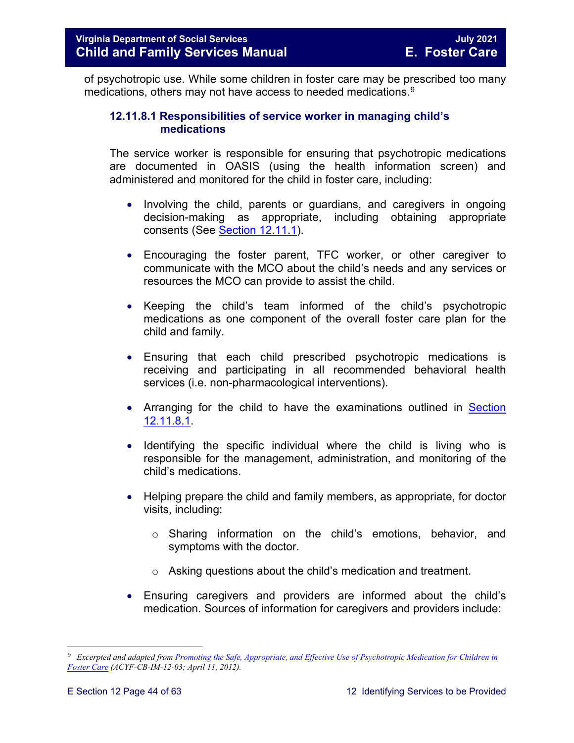of psychotropic use. While some children in foster care may be prescribed too many medications, others may not have access to needed medications.[9]

#### 12.11.8.1 Responsibilities of service worker in managing child's medications

The service worker is responsible for ensuring that psychotropic medications are documented in OASIS (using the health information screen) and administered and monitored for the child in foster care, including:

- Involving the child, parents or guardians, and caregivers in ongoing decision-making as appropriate, including obtaining appropriate consents (See [Section 12.11.1](#)).
- Encouraging the foster parent, TFC worker, or other caregiver to communicate with the MCO about the child's needs and any services or resources the MCO can provide to assist the child.
- Keeping the child's team informed of the child's psychotropic medications as one component of the overall foster care plan for the child and family.
- Ensuring that each child prescribed psychotropic medications is receiving and participating in all recommended behavioral health services (i.e. non-pharmacological interventions).
- Arranging for the child to have the examinations outlined in [Section 12.11.8.1](#).
- Identifying the specific individual where the child is living who is responsible for the management, administration, and monitoring of the child's medications.
- Helping prepare the child and family members, as appropriate, for doctor visits, including:
  - Sharing information on the child's emotions, behavior, and symptoms with the doctor.
  - Asking questions about the child's medication and treatment.
- Ensuring caregivers and providers are informed about the child's medication. Sources of information for caregivers and providers include:

---

[9] *Excerpted and adapted from [Promoting the Safe, Appropriate, and Effective Use of Psychotropic Medication for Children in Foster Care](#) (ACYF-CB-IM-12-03; April 11, 2012).*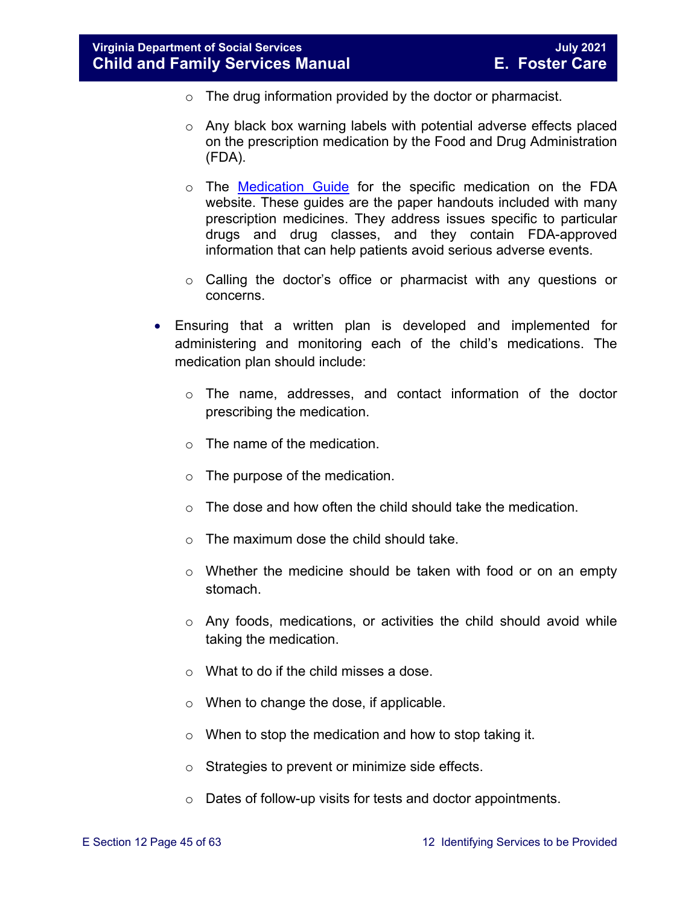- The drug information provided by the doctor or pharmacist.
  - Any black box warning labels with potential adverse effects placed on the prescription medication by the Food and Drug Administration (FDA).
  - The [Medication Guide](https://www.fda.gov/drugs/drug-safety-and-availability/medication-guides) for the specific medication on the FDA website. These guides are the paper handouts included with many prescription medicines. They address issues specific to particular drugs and drug classes, and they contain FDA-approved information that can help patients avoid serious adverse events.
  - Calling the doctor's office or pharmacist with any questions or concerns.

- Ensuring that a written plan is developed and implemented for administering and monitoring each of the child's medications. The medication plan should include:
  - The name, addresses, and contact information of the doctor prescribing the medication.
  - The name of the medication.
  - The purpose of the medication.
  - The dose and how often the child should take the medication.
  - The maximum dose the child should take.
  - Whether the medicine should be taken with food or on an empty stomach.
  - Any foods, medications, or activities the child should avoid while taking the medication.
  - What to do if the child misses a dose.
  - When to change the dose, if applicable.
  - When to stop the medication and how to stop taking it.
  - Strategies to prevent or minimize side effects.
  - Dates of follow-up visits for tests and doctor appointments.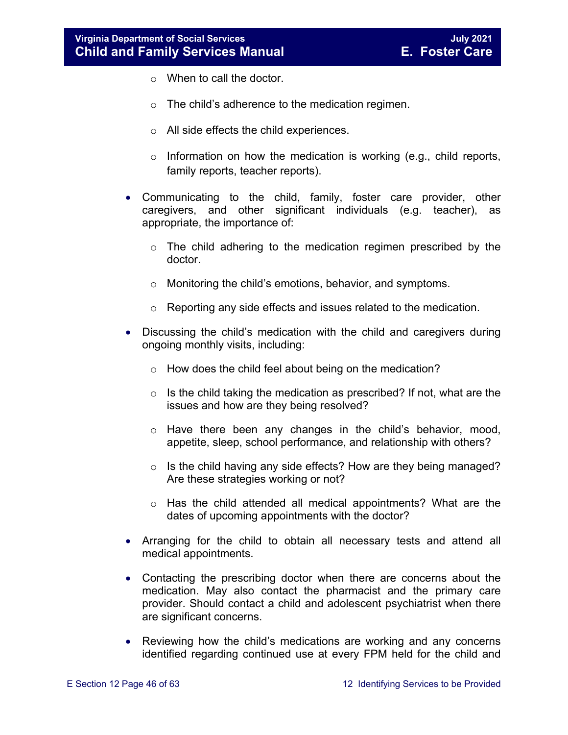- When to call the doctor.
  - The child's adherence to the medication regimen.
  - All side effects the child experiences.
  - Information on how the medication is working (e.g., child reports, family reports, teacher reports).

- Communicating to the child, family, foster care provider, other caregivers, and other significant individuals (e.g. teacher), as appropriate, the importance of:
  - The child adhering to the medication regimen prescribed by the doctor.
  - Monitoring the child's emotions, behavior, and symptoms.
  - Reporting any side effects and issues related to the medication.

- Discussing the child's medication with the child and caregivers during ongoing monthly visits, including:
  - How does the child feel about being on the medication?
  - Is the child taking the medication as prescribed? If not, what are the issues and how are they being resolved?
  - Have there been any changes in the child's behavior, mood, appetite, sleep, school performance, and relationship with others?
  - Is the child having any side effects? How are they being managed? Are these strategies working or not?
  - Has the child attended all medical appointments? What are the dates of upcoming appointments with the doctor?

- Arranging for the child to obtain all necessary tests and attend all medical appointments.

- Contacting the prescribing doctor when there are concerns about the medication. May also contact the pharmacist and the primary care provider. Should contact a child and adolescent psychiatrist when there are significant concerns.

- Reviewing how the child's medications are working and any concerns identified regarding continued use at every FPM held for the child and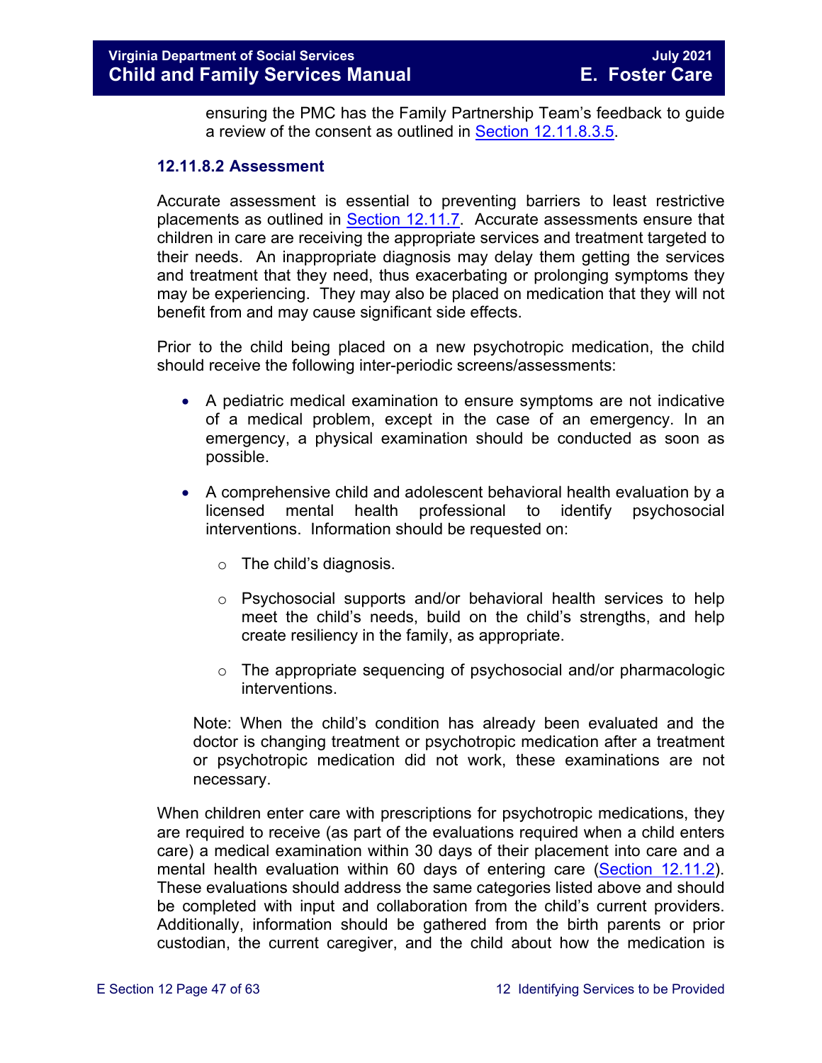ensuring the PMC has the Family Partnership Team's feedback to guide a review of the consent as outlined in Section 12.11.8.3.5.

### 12.11.8.2 Assessment

Accurate assessment is essential to preventing barriers to least restrictive placements as outlined in Section 12.11.7. Accurate assessments ensure that children in care are receiving the appropriate services and treatment targeted to their needs. An inappropriate diagnosis may delay them getting the services and treatment that they need, thus exacerbating or prolonging symptoms they may be experiencing. They may also be placed on medication that they will not benefit from and may cause significant side effects.

Prior to the child being placed on a new psychotropic medication, the child should receive the following inter-periodic screens/assessments:

- A pediatric medical examination to ensure symptoms are not indicative of a medical problem, except in the case of an emergency. In an emergency, a physical examination should be conducted as soon as possible.
- A comprehensive child and adolescent behavioral health evaluation by a licensed mental health professional to identify psychosocial interventions. Information should be requested on:
  - The child's diagnosis.
  - Psychosocial supports and/or behavioral health services to help meet the child's needs, build on the child's strengths, and help create resiliency in the family, as appropriate.
  - The appropriate sequencing of psychosocial and/or pharmacologic interventions.

Note: When the child's condition has already been evaluated and the doctor is changing treatment or psychotropic medication after a treatment or psychotropic medication did not work, these examinations are not necessary.

When children enter care with prescriptions for psychotropic medications, they are required to receive (as part of the evaluations required when a child enters care) a medical examination within 30 days of their placement into care and a mental health evaluation within 60 days of entering care (Section 12.11.2). These evaluations should address the same categories listed above and should be completed with input and collaboration from the child's current providers. Additionally, information should be gathered from the birth parents or prior custodian, the current caregiver, and the child about how the medication is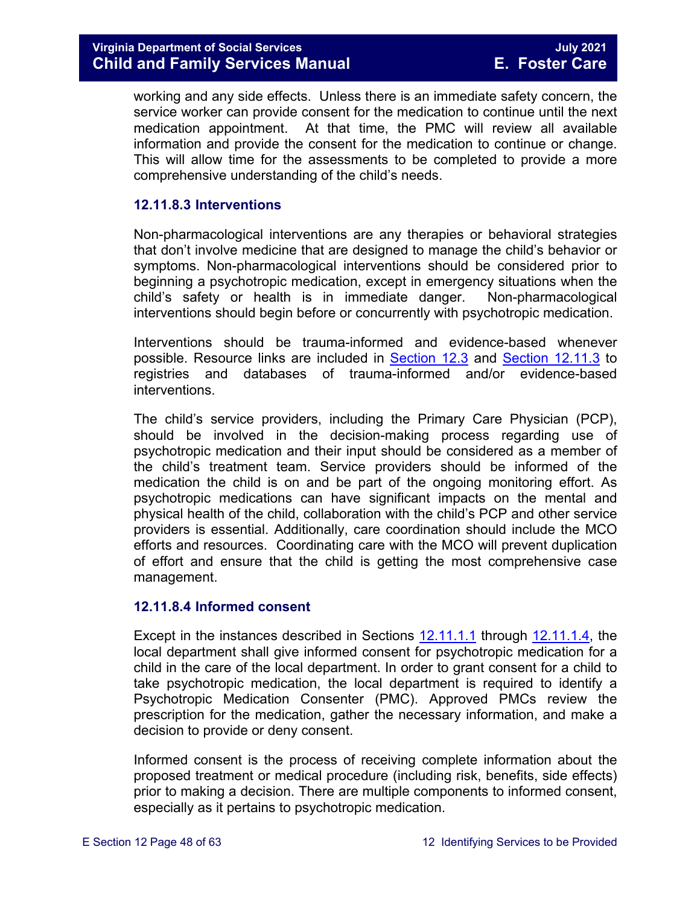working and any side effects. Unless there is an immediate safety concern, the service worker can provide consent for the medication to continue until the next medication appointment. At that time, the PMC will review all available information and provide the consent for the medication to continue or change. This will allow time for the assessments to be completed to provide a more comprehensive understanding of the child's needs.

### 12.11.8.3 Interventions

Non-pharmacological interventions are any therapies or behavioral strategies that don't involve medicine that are designed to manage the child's behavior or symptoms. Non-pharmacological interventions should be considered prior to beginning a psychotropic medication, except in emergency situations when the child's safety or health is in immediate danger. Non-pharmacological interventions should begin before or concurrently with psychotropic medication.

Interventions should be trauma-informed and evidence-based whenever possible. Resource links are included in Section 12.3 and Section 12.11.3 to registries and databases of trauma-informed and/or evidence-based interventions.

The child's service providers, including the Primary Care Physician (PCP), should be involved in the decision-making process regarding use of psychotropic medication and their input should be considered as a member of the child's treatment team. Service providers should be informed of the medication the child is on and be part of the ongoing monitoring effort. As psychotropic medications can have significant impacts on the mental and physical health of the child, collaboration with the child's PCP and other service providers is essential. Additionally, care coordination should include the MCO efforts and resources. Coordinating care with the MCO will prevent duplication of effort and ensure that the child is getting the most comprehensive case management.

### 12.11.8.4 Informed consent

Except in the instances described in Sections 12.11.1.1 through 12.11.1.4, the local department shall give informed consent for psychotropic medication for a child in the care of the local department. In order to grant consent for a child to take psychotropic medication, the local department is required to identify a Psychotropic Medication Consenter (PMC). Approved PMCs review the prescription for the medication, gather the necessary information, and make a decision to provide or deny consent.

Informed consent is the process of receiving complete information about the proposed treatment or medical procedure (including risk, benefits, side effects) prior to making a decision. There are multiple components to informed consent, especially as it pertains to psychotropic medication.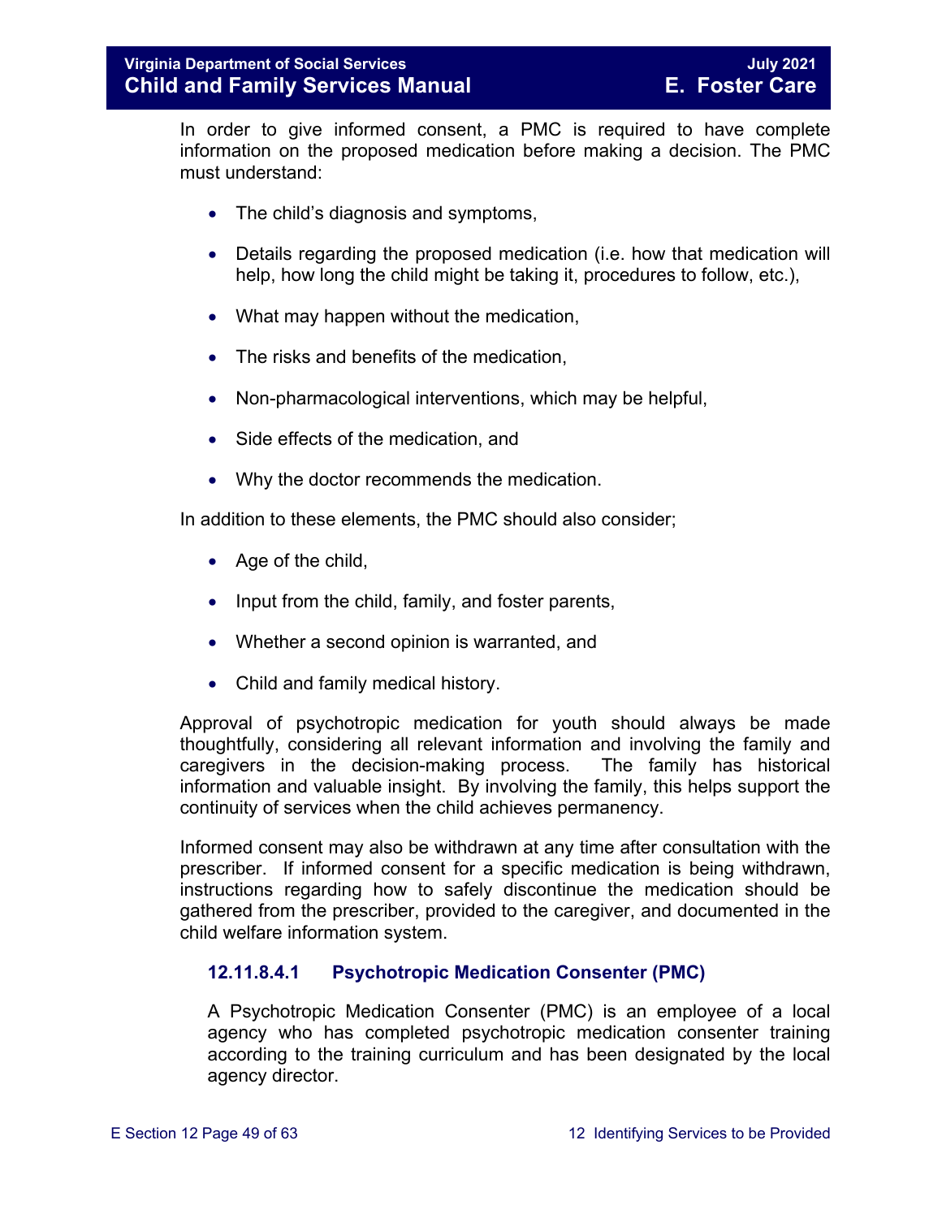In order to give informed consent, a PMC is required to have complete information on the proposed medication before making a decision. The PMC must understand:

- The child's diagnosis and symptoms,
- Details regarding the proposed medication (i.e. how that medication will help, how long the child might be taking it, procedures to follow, etc.),
- What may happen without the medication,
- The risks and benefits of the medication,
- Non-pharmacological interventions, which may be helpful,
- Side effects of the medication, and
- Why the doctor recommends the medication.

In addition to these elements, the PMC should also consider;

- Age of the child,
- Input from the child, family, and foster parents,
- Whether a second opinion is warranted, and
- Child and family medical history.

Approval of psychotropic medication for youth should always be made thoughtfully, considering all relevant information and involving the family and caregivers in the decision-making process. The family has historical information and valuable insight. By involving the family, this helps support the continuity of services when the child achieves permanency.

Informed consent may also be withdrawn at any time after consultation with the prescriber. If informed consent for a specific medication is being withdrawn, instructions regarding how to safely discontinue the medication should be gathered from the prescriber, provided to the caregiver, and documented in the child welfare information system.

#### 12.11.8.4.1 Psychotropic Medication Consenter (PMC)

A Psychotropic Medication Consenter (PMC) is an employee of a local agency who has completed psychotropic medication consenter training according to the training curriculum and has been designated by the local agency director.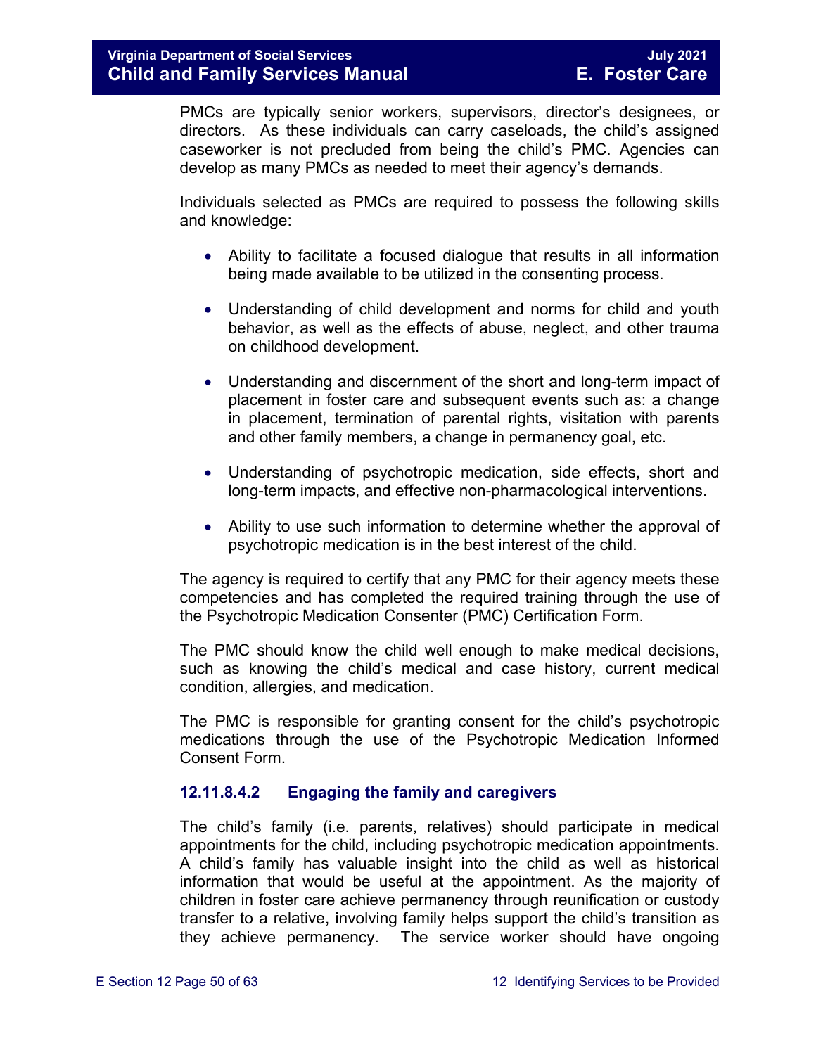PMCs are typically senior workers, supervisors, director's designees, or directors. As these individuals can carry caseloads, the child's assigned caseworker is not precluded from being the child's PMC. Agencies can develop as many PMCs as needed to meet their agency's demands.

Individuals selected as PMCs are required to possess the following skills and knowledge:

- Ability to facilitate a focused dialogue that results in all information being made available to be utilized in the consenting process.
- Understanding of child development and norms for child and youth behavior, as well as the effects of abuse, neglect, and other trauma on childhood development.
- Understanding and discernment of the short and long-term impact of placement in foster care and subsequent events such as: a change in placement, termination of parental rights, visitation with parents and other family members, a change in permanency goal, etc.
- Understanding of psychotropic medication, side effects, short and long-term impacts, and effective non-pharmacological interventions.
- Ability to use such information to determine whether the approval of psychotropic medication is in the best interest of the child.

The agency is required to certify that any PMC for their agency meets these competencies and has completed the required training through the use of the Psychotropic Medication Consenter (PMC) Certification Form.

The PMC should know the child well enough to make medical decisions, such as knowing the child's medical and case history, current medical condition, allergies, and medication.

The PMC is responsible for granting consent for the child's psychotropic medications through the use of the Psychotropic Medication Informed Consent Form.

#### 12.11.8.4.2 Engaging the family and caregivers

The child's family (i.e. parents, relatives) should participate in medical appointments for the child, including psychotropic medication appointments. A child's family has valuable insight into the child as well as historical information that would be useful at the appointment. As the majority of children in foster care achieve permanency through reunification or custody transfer to a relative, involving family helps support the child's transition as they achieve permanency. The service worker should have ongoing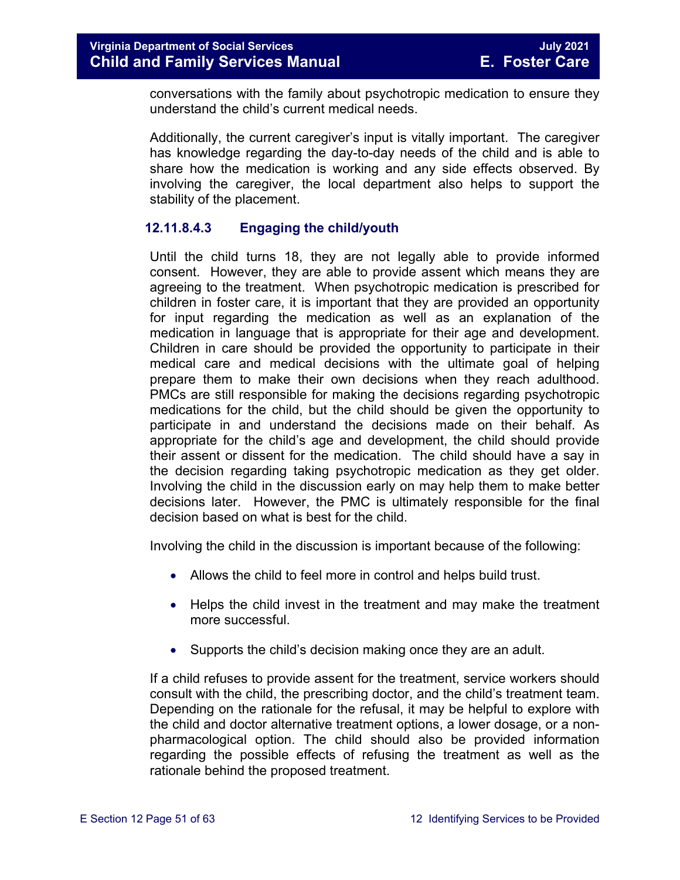conversations with the family about psychotropic medication to ensure they understand the child's current medical needs.

Additionally, the current caregiver's input is vitally important. The caregiver has knowledge regarding the day-to-day needs of the child and is able to share how the medication is working and any side effects observed. By involving the caregiver, the local department also helps to support the stability of the placement.

#### 12.11.8.4.3 Engaging the child/youth

Until the child turns 18, they are not legally able to provide informed consent. However, they are able to provide assent which means they are agreeing to the treatment. When psychotropic medication is prescribed for children in foster care, it is important that they are provided an opportunity for input regarding the medication as well as an explanation of the medication in language that is appropriate for their age and development. Children in care should be provided the opportunity to participate in their medical care and medical decisions with the ultimate goal of helping prepare them to make their own decisions when they reach adulthood. PMCs are still responsible for making the decisions regarding psychotropic medications for the child, but the child should be given the opportunity to participate in and understand the decisions made on their behalf. As appropriate for the child's age and development, the child should provide their assent or dissent for the medication. The child should have a say in the decision regarding taking psychotropic medication as they get older. Involving the child in the discussion early on may help them to make better decisions later. However, the PMC is ultimately responsible for the final decision based on what is best for the child.

Involving the child in the discussion is important because of the following:

- Allows the child to feel more in control and helps build trust.
- Helps the child invest in the treatment and may make the treatment more successful.
- Supports the child's decision making once they are an adult.

If a child refuses to provide assent for the treatment, service workers should consult with the child, the prescribing doctor, and the child's treatment team. Depending on the rationale for the refusal, it may be helpful to explore with the child and doctor alternative treatment options, a lower dosage, or a non-pharmacological option. The child should also be provided information regarding the possible effects of refusing the treatment as well as the rationale behind the proposed treatment.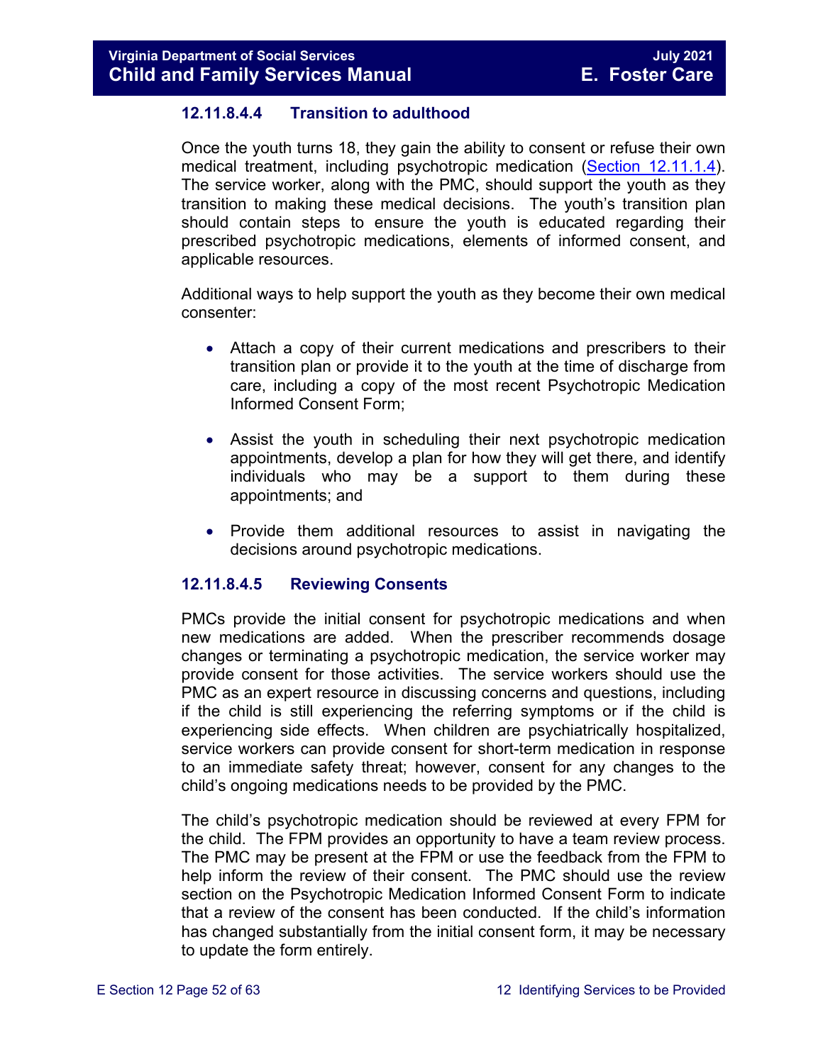#### 12.11.8.4.4 Transition to adulthood

Once the youth turns 18, they gain the ability to consent or refuse their own medical treatment, including psychotropic medication (Section 12.11.1.4). The service worker, along with the PMC, should support the youth as they transition to making these medical decisions. The youth's transition plan should contain steps to ensure the youth is educated regarding their prescribed psychotropic medications, elements of informed consent, and applicable resources.

Additional ways to help support the youth as they become their own medical consenter:

- Attach a copy of their current medications and prescribers to their transition plan or provide it to the youth at the time of discharge from care, including a copy of the most recent Psychotropic Medication Informed Consent Form;
- Assist the youth in scheduling their next psychotropic medication appointments, develop a plan for how they will get there, and identify individuals who may be a support to them during these appointments; and
- Provide them additional resources to assist in navigating the decisions around psychotropic medications.

#### 12.11.8.4.5 Reviewing Consents

PMCs provide the initial consent for psychotropic medications and when new medications are added. When the prescriber recommends dosage changes or terminating a psychotropic medication, the service worker may provide consent for those activities. The service workers should use the PMC as an expert resource in discussing concerns and questions, including if the child is still experiencing the referring symptoms or if the child is experiencing side effects. When children are psychiatrically hospitalized, service workers can provide consent for short-term medication in response to an immediate safety threat; however, consent for any changes to the child's ongoing medications needs to be provided by the PMC.

The child's psychotropic medication should be reviewed at every FPM for the child. The FPM provides an opportunity to have a team review process. The PMC may be present at the FPM or use the feedback from the FPM to help inform the review of their consent. The PMC should use the review section on the Psychotropic Medication Informed Consent Form to indicate that a review of the consent has been conducted. If the child's information has changed substantially from the initial consent form, it may be necessary to update the form entirely.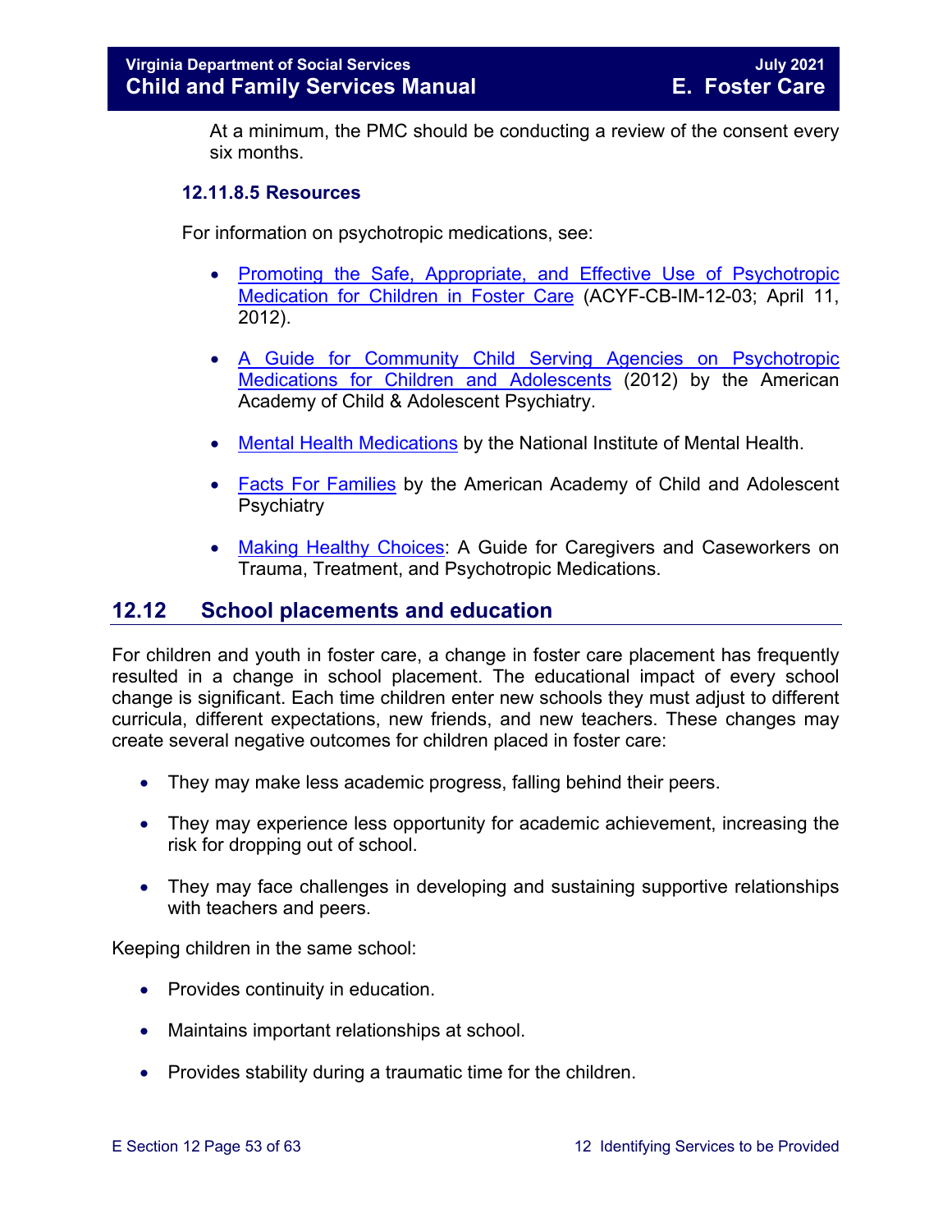At a minimum, the PMC should be conducting a review of the consent every six months.

#### 12.11.8.5 Resources

For information on psychotropic medications, see:

- Promoting the Safe, Appropriate, and Effective Use of Psychotropic Medication for Children in Foster Care (ACYF-CB-IM-12-03; April 11, 2012).
- A Guide for Community Child Serving Agencies on Psychotropic Medications for Children and Adolescents (2012) by the American Academy of Child & Adolescent Psychiatry.
- Mental Health Medications by the National Institute of Mental Health.
- Facts For Families by the American Academy of Child and Adolescent Psychiatry
- Making Healthy Choices: A Guide for Caregivers and Caseworkers on Trauma, Treatment, and Psychotropic Medications.

## 12.12 School placements and education

For children and youth in foster care, a change in foster care placement has frequently resulted in a change in school placement. The educational impact of every school change is significant. Each time children enter new schools they must adjust to different curricula, different expectations, new friends, and new teachers. These changes may create several negative outcomes for children placed in foster care:

- They may make less academic progress, falling behind their peers.
- They may experience less opportunity for academic achievement, increasing the risk for dropping out of school.
- They may face challenges in developing and sustaining supportive relationships with teachers and peers.

Keeping children in the same school:

- Provides continuity in education.
- Maintains important relationships at school.
- Provides stability during a traumatic time for the children.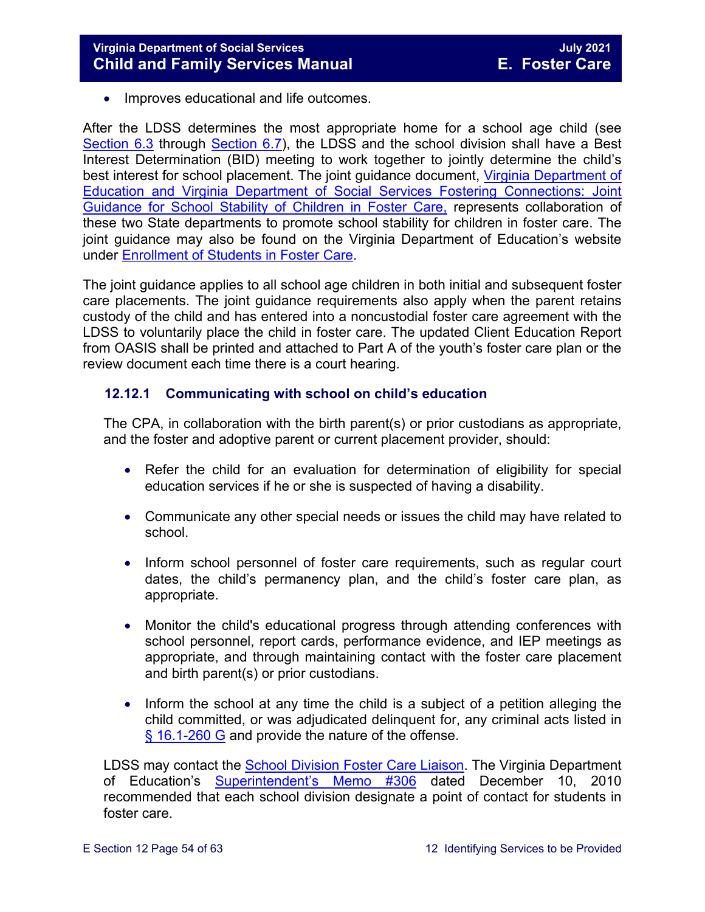- Improves educational and life outcomes.

After the LDSS determines the most appropriate home for a school age child (see Section 6.3 through Section 6.7), the LDSS and the school division shall have a Best Interest Determination (BID) meeting to work together to jointly determine the child's best interest for school placement. The joint guidance document, Virginia Department of Education and Virginia Department of Social Services Fostering Connections: Joint Guidance for School Stability of Children in Foster Care, represents collaboration of these two State departments to promote school stability for children in foster care. The joint guidance may also be found on the Virginia Department of Education's website under Enrollment of Students in Foster Care.

The joint guidance applies to all school age children in both initial and subsequent foster care placements. The joint guidance requirements also apply when the parent retains custody of the child and has entered into a noncustodial foster care agreement with the LDSS to voluntarily place the child in foster care. The updated Client Education Report from OASIS shall be printed and attached to Part A of the youth's foster care plan or the review document each time there is a court hearing.

### 12.12.1 Communicating with school on child's education

The CPA, in collaboration with the birth parent(s) or prior custodians as appropriate, and the foster and adoptive parent or current placement provider, should:

- Refer the child for an evaluation for determination of eligibility for special education services if he or she is suspected of having a disability.
- Communicate any other special needs or issues the child may have related to school.
- Inform school personnel of foster care requirements, such as regular court dates, the child's permanency plan, and the child's foster care plan, as appropriate.
- Monitor the child's educational progress through attending conferences with school personnel, report cards, performance evidence, and IEP meetings as appropriate, and through maintaining contact with the foster care placement and birth parent(s) or prior custodians.
- Inform the school at any time the child is a subject of a petition alleging the child committed, or was adjudicated delinquent for, any criminal acts listed in § 16.1-260 G and provide the nature of the offense.

LDSS may contact the School Division Foster Care Liaison. The Virginia Department of Education's Superintendent's Memo #306 dated December 10, 2010 recommended that each school division designate a point of contact for students in foster care.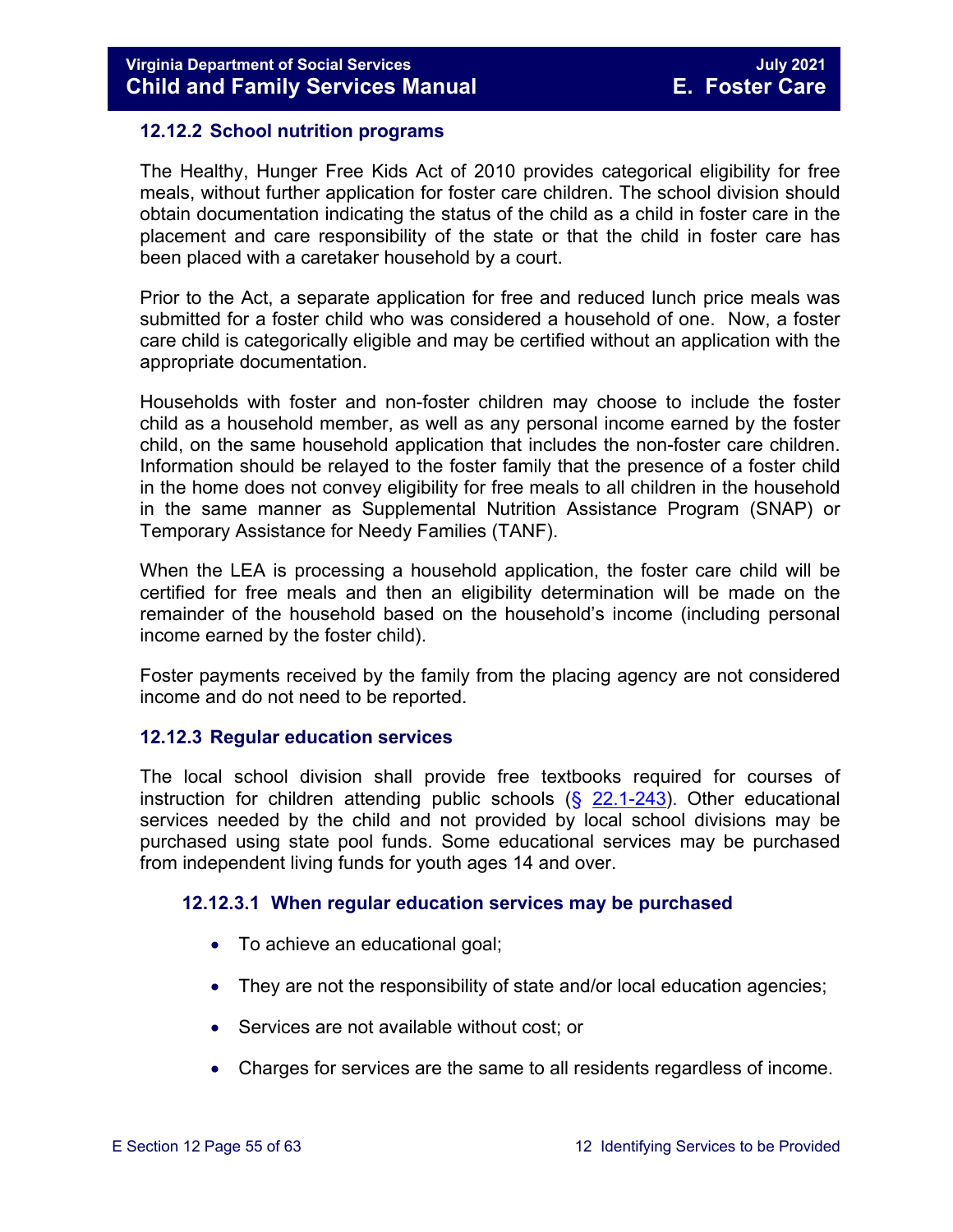### 12.12.2 School nutrition programs

The Healthy, Hunger Free Kids Act of 2010 provides categorical eligibility for free meals, without further application for foster care children. The school division should obtain documentation indicating the status of the child as a child in foster care in the placement and care responsibility of the state or that the child in foster care has been placed with a caretaker household by a court.

Prior to the Act, a separate application for free and reduced lunch price meals was submitted for a foster child who was considered a household of one. Now, a foster care child is categorically eligible and may be certified without an application with the appropriate documentation.

Households with foster and non-foster children may choose to include the foster child as a household member, as well as any personal income earned by the foster child, on the same household application that includes the non-foster care children. Information should be relayed to the foster family that the presence of a foster child in the home does not convey eligibility for free meals to all children in the household in the same manner as Supplemental Nutrition Assistance Program (SNAP) or Temporary Assistance for Needy Families (TANF).

When the LEA is processing a household application, the foster care child will be certified for free meals and then an eligibility determination will be made on the remainder of the household based on the household's income (including personal income earned by the foster child).

Foster payments received by the family from the placing agency are not considered income and do not need to be reported.

### 12.12.3 Regular education services

The local school division shall provide free textbooks required for courses of instruction for children attending public schools (§ 22.1-243). Other educational services needed by the child and not provided by local school divisions may be purchased using state pool funds. Some educational services may be purchased from independent living funds for youth ages 14 and over.

#### 12.12.3.1 When regular education services may be purchased

- To achieve an educational goal;
- They are not the responsibility of state and/or local education agencies;
- Services are not available without cost; or
- Charges for services are the same to all residents regardless of income.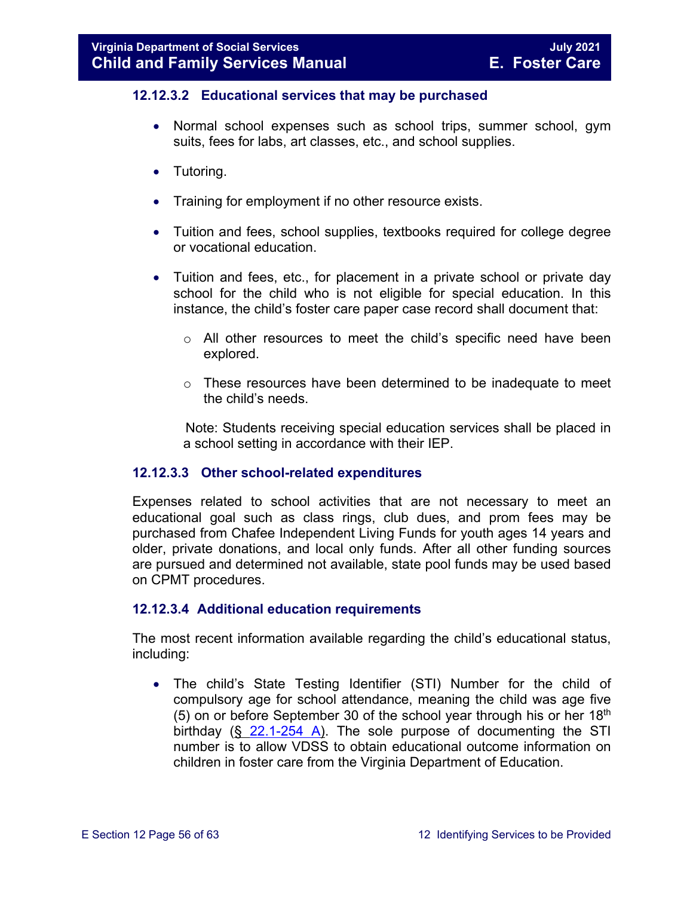#### 12.12.3.2 Educational services that may be purchased

- Normal school expenses such as school trips, summer school, gym suits, fees for labs, art classes, etc., and school supplies.
- Tutoring.
- Training for employment if no other resource exists.
- Tuition and fees, school supplies, textbooks required for college degree or vocational education.
- Tuition and fees, etc., for placement in a private school or private day school for the child who is not eligible for special education. In this instance, the child's foster care paper case record shall document that:
  - All other resources to meet the child's specific need have been explored.
  - These resources have been determined to be inadequate to meet the child's needs.

  Note: Students receiving special education services shall be placed in a school setting in accordance with their IEP.

#### 12.12.3.3 Other school-related expenditures

Expenses related to school activities that are not necessary to meet an educational goal such as class rings, club dues, and prom fees may be purchased from Chafee Independent Living Funds for youth ages 14 years and older, private donations, and local only funds. After all other funding sources are pursued and determined not available, state pool funds may be used based on CPMT procedures.

#### 12.12.3.4 Additional education requirements

The most recent information available regarding the child's educational status, including:

- The child's State Testing Identifier (STI) Number for the child of compulsory age for school attendance, meaning the child was age five (5) on or before September 30 of the school year through his or her 18th birthday (§ 22.1-254 A). The sole purpose of documenting the STI number is to allow VDSS to obtain educational outcome information on children in foster care from the Virginia Department of Education.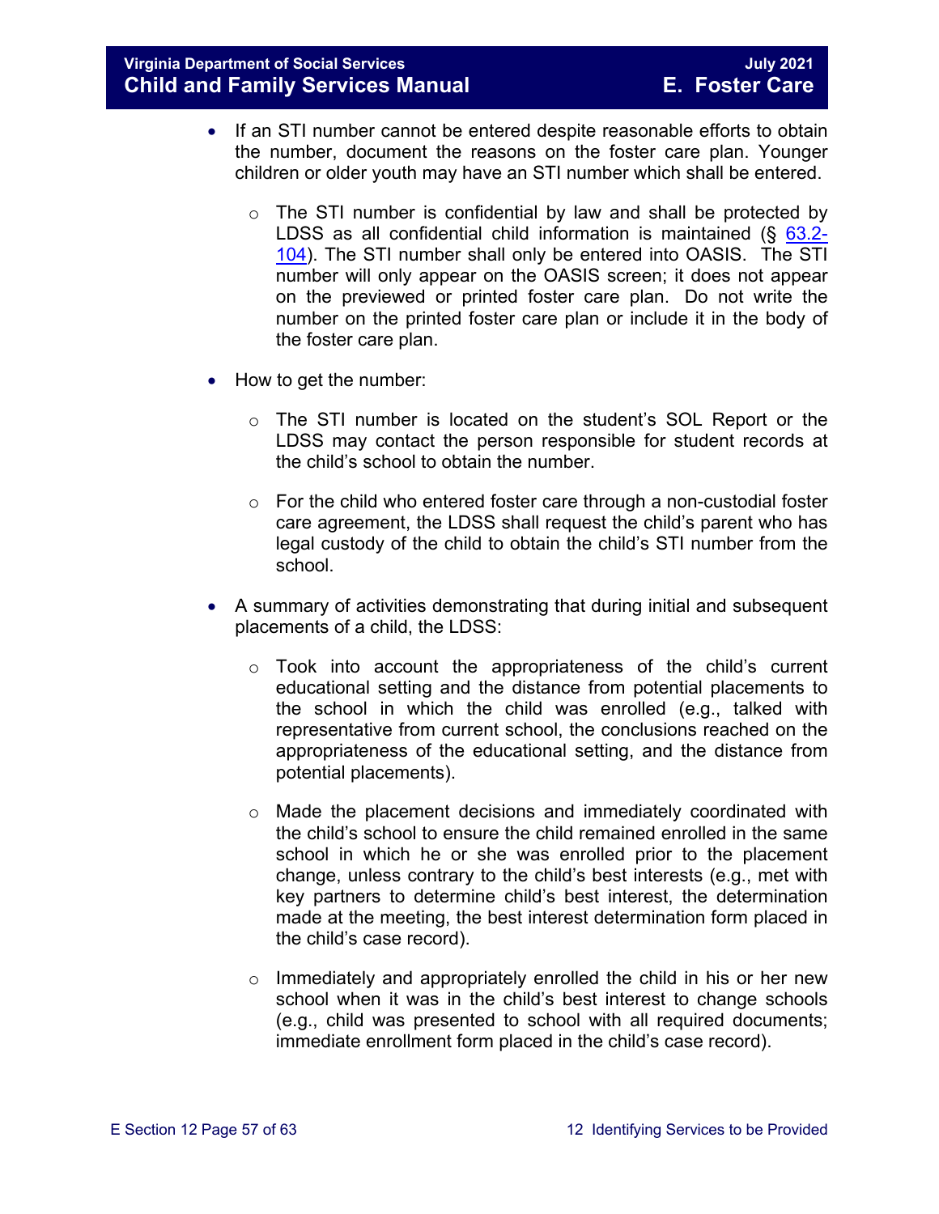- If an STI number cannot be entered despite reasonable efforts to obtain the number, document the reasons on the foster care plan. Younger children or older youth may have an STI number which shall be entered.
    - The STI number is confidential by law and shall be protected by LDSS as all confidential child information is maintained (§ [63.2-104](63.2-104)). The STI number shall only be entered into OASIS. The STI number will only appear on the OASIS screen; it does not appear on the previewed or printed foster care plan. Do not write the number on the printed foster care plan or include it in the body of the foster care plan.
- How to get the number:
    - The STI number is located on the student's SOL Report or the LDSS may contact the person responsible for student records at the child's school to obtain the number.
    - For the child who entered foster care through a non-custodial foster care agreement, the LDSS shall request the child's parent who has legal custody of the child to obtain the child's STI number from the school.
- A summary of activities demonstrating that during initial and subsequent placements of a child, the LDSS:
    - Took into account the appropriateness of the child's current educational setting and the distance from potential placements to the school in which the child was enrolled (e.g., talked with representative from current school, the conclusions reached on the appropriateness of the educational setting, and the distance from potential placements).
    - Made the placement decisions and immediately coordinated with the child's school to ensure the child remained enrolled in the same school in which he or she was enrolled prior to the placement change, unless contrary to the child's best interests (e.g., met with key partners to determine child's best interest, the determination made at the meeting, the best interest determination form placed in the child's case record).
    - Immediately and appropriately enrolled the child in his or her new school when it was in the child's best interest to change schools (e.g., child was presented to school with all required documents; immediate enrollment form placed in the child's case record).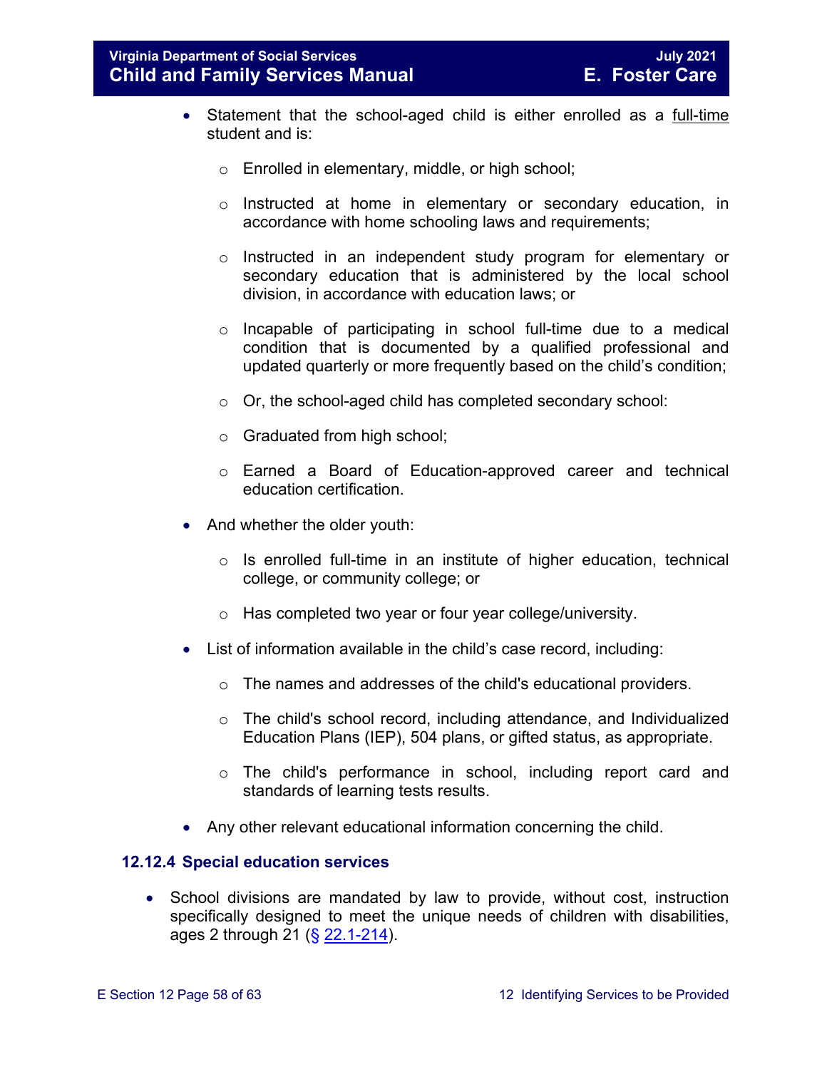- Statement that the school-aged child is either enrolled as a <u>full-time</u> student and is:
  - Enrolled in elementary, middle, or high school;
  - Instructed at home in elementary or secondary education, in accordance with home schooling laws and requirements;
  - Instructed in an independent study program for elementary or secondary education that is administered by the local school division, in accordance with education laws; or
  - Incapable of participating in school full-time due to a medical condition that is documented by a qualified professional and updated quarterly or more frequently based on the child's condition;
  - Or, the school-aged child has completed secondary school:
  - Graduated from high school;
  - Earned a Board of Education-approved career and technical education certification.
- And whether the older youth:
  - Is enrolled full-time in an institute of higher education, technical college, or community college; or
  - Has completed two year or four year college/university.
- List of information available in the child's case record, including:
  - The names and addresses of the child's educational providers.
  - The child's school record, including attendance, and Individualized Education Plans (IEP), 504 plans, or gifted status, as appropriate.
  - The child's performance in school, including report card and standards of learning tests results.
- Any other relevant educational information concerning the child.

### 12.12.4 Special education services

- School divisions are mandated by law to provide, without cost, instruction specifically designed to meet the unique needs of children with disabilities, ages 2 through 21 ([§ 22.1-214](#)).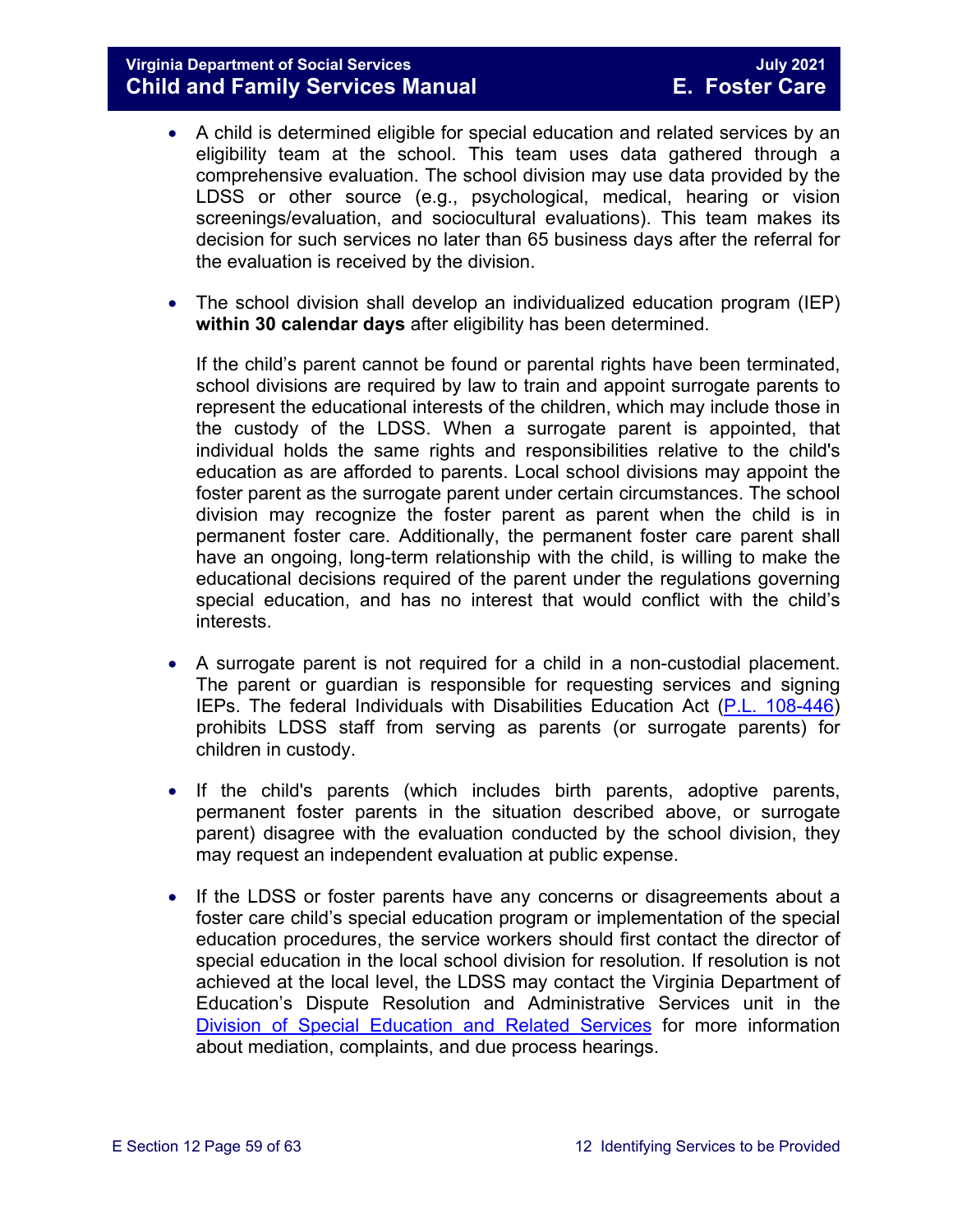- A child is determined eligible for special education and related services by an eligibility team at the school. This team uses data gathered through a comprehensive evaluation. The school division may use data provided by the LDSS or other source (e.g., psychological, medical, hearing or vision screenings/evaluation, and sociocultural evaluations). This team makes its decision for such services no later than 65 business days after the referral for the evaluation is received by the division.

- The school division shall develop an individualized education program (IEP) **within 30 calendar days** after eligibility has been determined.

  If the child's parent cannot be found or parental rights have been terminated, school divisions are required by law to train and appoint surrogate parents to represent the educational interests of the children, which may include those in the custody of the LDSS. When a surrogate parent is appointed, that individual holds the same rights and responsibilities relative to the child's education as are afforded to parents. Local school divisions may appoint the foster parent as the surrogate parent under certain circumstances. The school division may recognize the foster parent as parent when the child is in permanent foster care. Additionally, the permanent foster care parent shall have an ongoing, long-term relationship with the child, is willing to make the educational decisions required of the parent under the regulations governing special education, and has no interest that would conflict with the child's interests.

- A surrogate parent is not required for a child in a non-custodial placement. The parent or guardian is responsible for requesting services and signing IEPs. The federal Individuals with Disabilities Education Act (P.L. 108-446) prohibits LDSS staff from serving as parents (or surrogate parents) for children in custody.

- If the child's parents (which includes birth parents, adoptive parents, permanent foster parents in the situation described above, or surrogate parent) disagree with the evaluation conducted by the school division, they may request an independent evaluation at public expense.

- If the LDSS or foster parents have any concerns or disagreements about a foster care child's special education program or implementation of the special education procedures, the service workers should first contact the director of special education in the local school division for resolution. If resolution is not achieved at the local level, the LDSS may contact the Virginia Department of Education's Dispute Resolution and Administrative Services unit in the Division of Special Education and Related Services for more information about mediation, complaints, and due process hearings.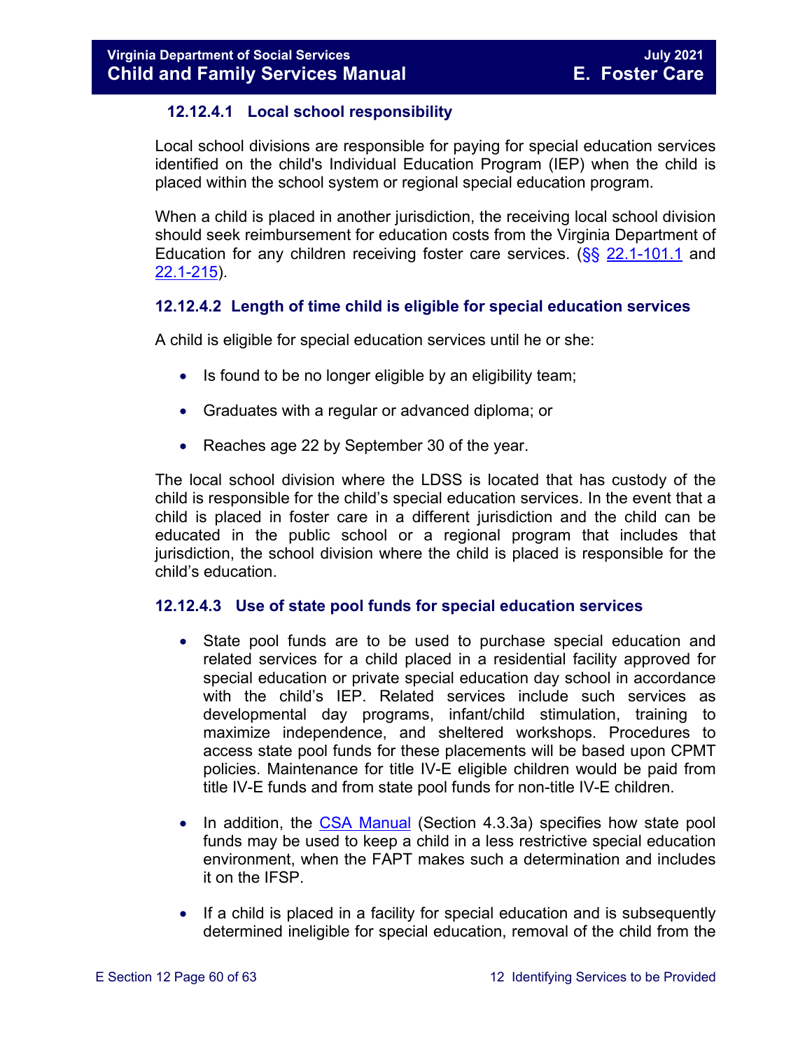#### 12.12.4.1 Local school responsibility

Local school divisions are responsible for paying for special education services identified on the child's Individual Education Program (IEP) when the child is placed within the school system or regional special education program.

When a child is placed in another jurisdiction, the receiving local school division should seek reimbursement for education costs from the Virginia Department of Education for any children receiving foster care services. (§§ 22.1-101.1 and 22.1-215).

#### 12.12.4.2 Length of time child is eligible for special education services

A child is eligible for special education services until he or she:

- Is found to be no longer eligible by an eligibility team;
- Graduates with a regular or advanced diploma; or
- Reaches age 22 by September 30 of the year.

The local school division where the LDSS is located that has custody of the child is responsible for the child's special education services. In the event that a child is placed in foster care in a different jurisdiction and the child can be educated in the public school or a regional program that includes that jurisdiction, the school division where the child is placed is responsible for the child's education.

#### 12.12.4.3 Use of state pool funds for special education services

- State pool funds are to be used to purchase special education and related services for a child placed in a residential facility approved for special education or private special education day school in accordance with the child's IEP. Related services include such services as developmental day programs, infant/child stimulation, training to maximize independence, and sheltered workshops. Procedures to access state pool funds for these placements will be based upon CPMT policies. Maintenance for title IV-E eligible children would be paid from title IV-E funds and from state pool funds for non-title IV-E children.
- In addition, the CSA Manual (Section 4.3.3a) specifies how state pool funds may be used to keep a child in a less restrictive special education environment, when the FAPT makes such a determination and includes it on the IFSP.
- If a child is placed in a facility for special education and is subsequently determined ineligible for special education, removal of the child from the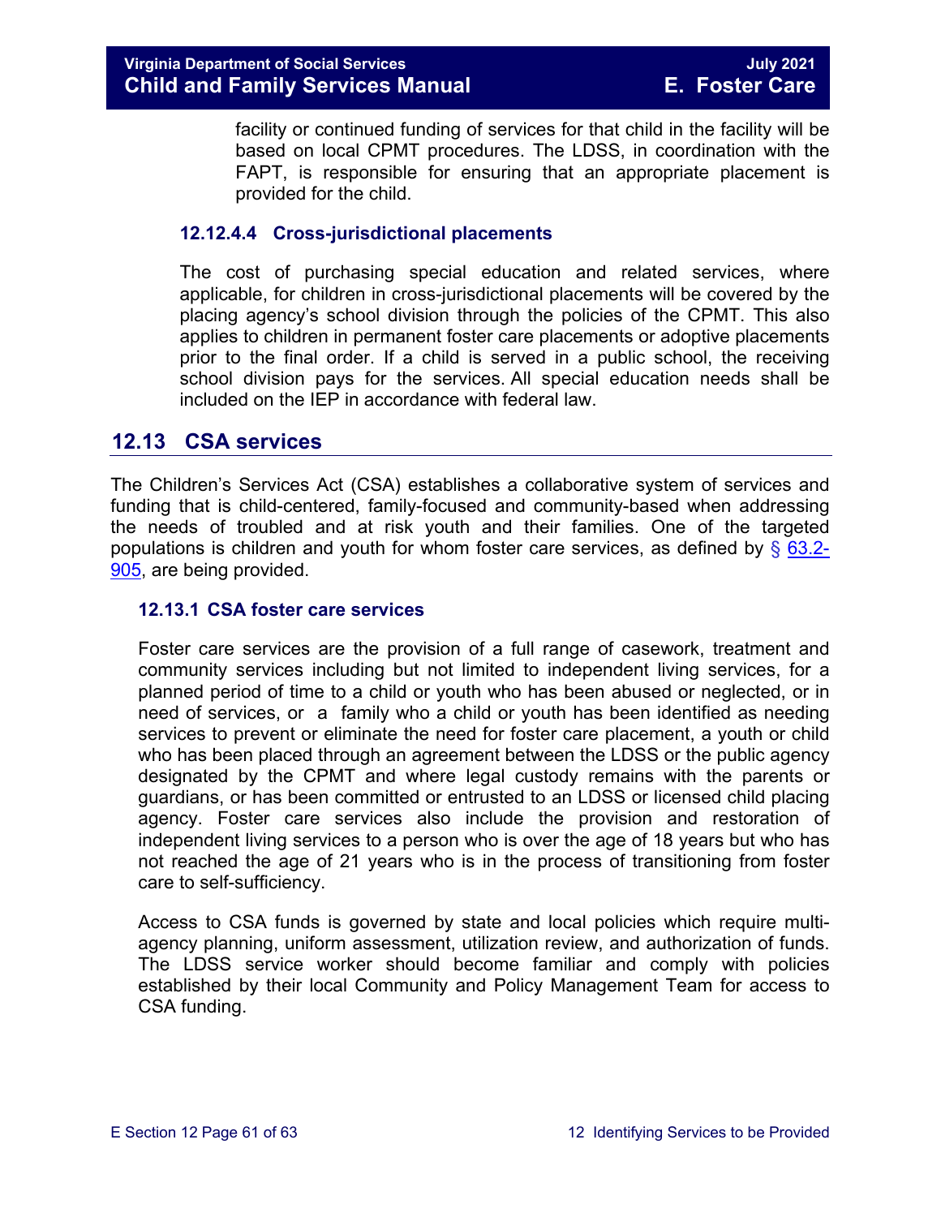facility or continued funding of services for that child in the facility will be based on local CPMT procedures. The LDSS, in coordination with the FAPT, is responsible for ensuring that an appropriate placement is provided for the child.

#### 12.12.4.4 Cross-jurisdictional placements

The cost of purchasing special education and related services, where applicable, for children in cross-jurisdictional placements will be covered by the placing agency's school division through the policies of the CPMT. This also applies to children in permanent foster care placements or adoptive placements prior to the final order. If a child is served in a public school, the receiving school division pays for the services. All special education needs shall be included on the IEP in accordance with federal law.

## 12.13 CSA services

The Children's Services Act (CSA) establishes a collaborative system of services and funding that is child-centered, family-focused and community-based when addressing the needs of troubled and at risk youth and their families. One of the targeted populations is children and youth for whom foster care services, as defined by § 63.2-905, are being provided.

### 12.13.1 CSA foster care services

Foster care services are the provision of a full range of casework, treatment and community services including but not limited to independent living services, for a planned period of time to a child or youth who has been abused or neglected, or in need of services, or a family who a child or youth has been identified as needing services to prevent or eliminate the need for foster care placement, a youth or child who has been placed through an agreement between the LDSS or the public agency designated by the CPMT and where legal custody remains with the parents or guardians, or has been committed or entrusted to an LDSS or licensed child placing agency. Foster care services also include the provision and restoration of independent living services to a person who is over the age of 18 years but who has not reached the age of 21 years who is in the process of transitioning from foster care to self-sufficiency.

Access to CSA funds is governed by state and local policies which require multi-agency planning, uniform assessment, utilization review, and authorization of funds. The LDSS service worker should become familiar and comply with policies established by their local Community and Policy Management Team for access to CSA funding.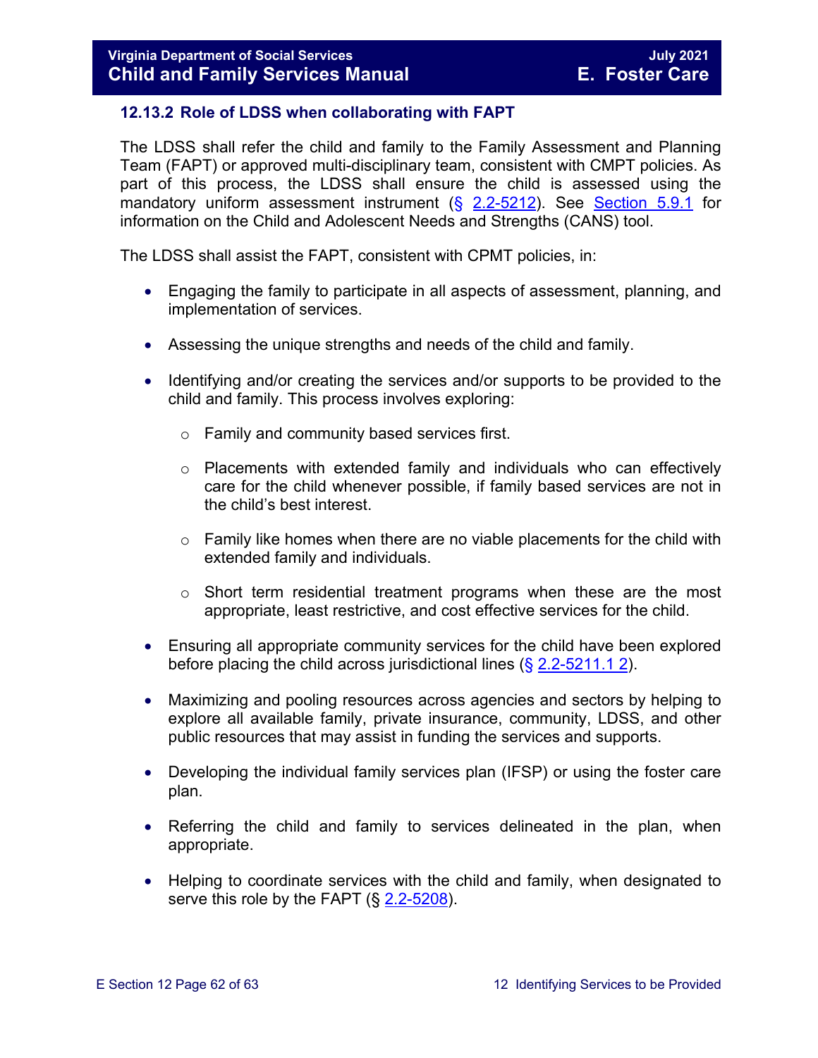### 12.13.2 Role of LDSS when collaborating with FAPT

The LDSS shall refer the child and family to the Family Assessment and Planning Team (FAPT) or approved multi-disciplinary team, consistent with CMPT policies. As part of this process, the LDSS shall ensure the child is assessed using the mandatory uniform assessment instrument (§ 2.2-5212). See Section 5.9.1 for information on the Child and Adolescent Needs and Strengths (CANS) tool.

The LDSS shall assist the FAPT, consistent with CPMT policies, in:

- Engaging the family to participate in all aspects of assessment, planning, and implementation of services.
- Assessing the unique strengths and needs of the child and family.
- Identifying and/or creating the services and/or supports to be provided to the child and family. This process involves exploring:
  - Family and community based services first.
  - Placements with extended family and individuals who can effectively care for the child whenever possible, if family based services are not in the child's best interest.
  - Family like homes when there are no viable placements for the child with extended family and individuals.
  - Short term residential treatment programs when these are the most appropriate, least restrictive, and cost effective services for the child.
- Ensuring all appropriate community services for the child have been explored before placing the child across jurisdictional lines (§ 2.2-5211.1 2).
- Maximizing and pooling resources across agencies and sectors by helping to explore all available family, private insurance, community, LDSS, and other public resources that may assist in funding the services and supports.
- Developing the individual family services plan (IFSP) or using the foster care plan.
- Referring the child and family to services delineated in the plan, when appropriate.
- Helping to coordinate services with the child and family, when designated to serve this role by the FAPT (§ 2.2-5208).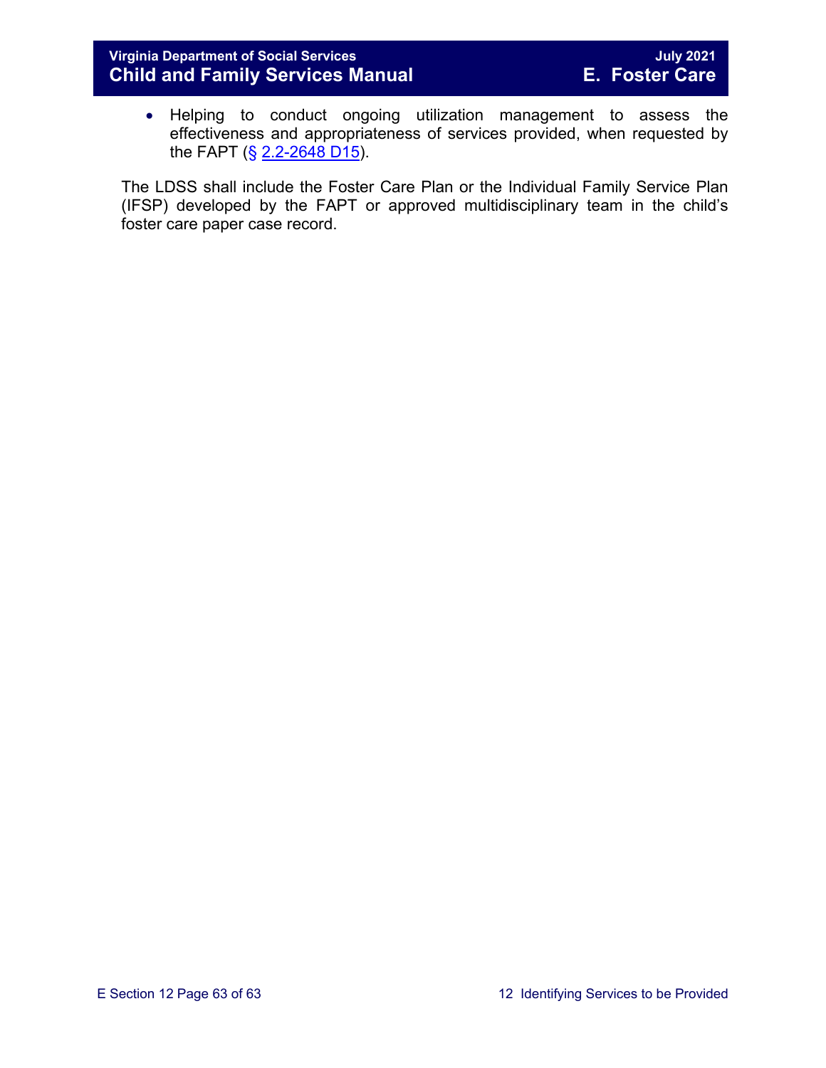- Helping to conduct ongoing utilization management to assess the effectiveness and appropriateness of services provided, when requested by the FAPT (§ 2.2-2648 D15).

The LDSS shall include the Foster Care Plan or the Individual Family Service Plan (IFSP) developed by the FAPT or approved multidisciplinary team in the child's foster care paper case record.